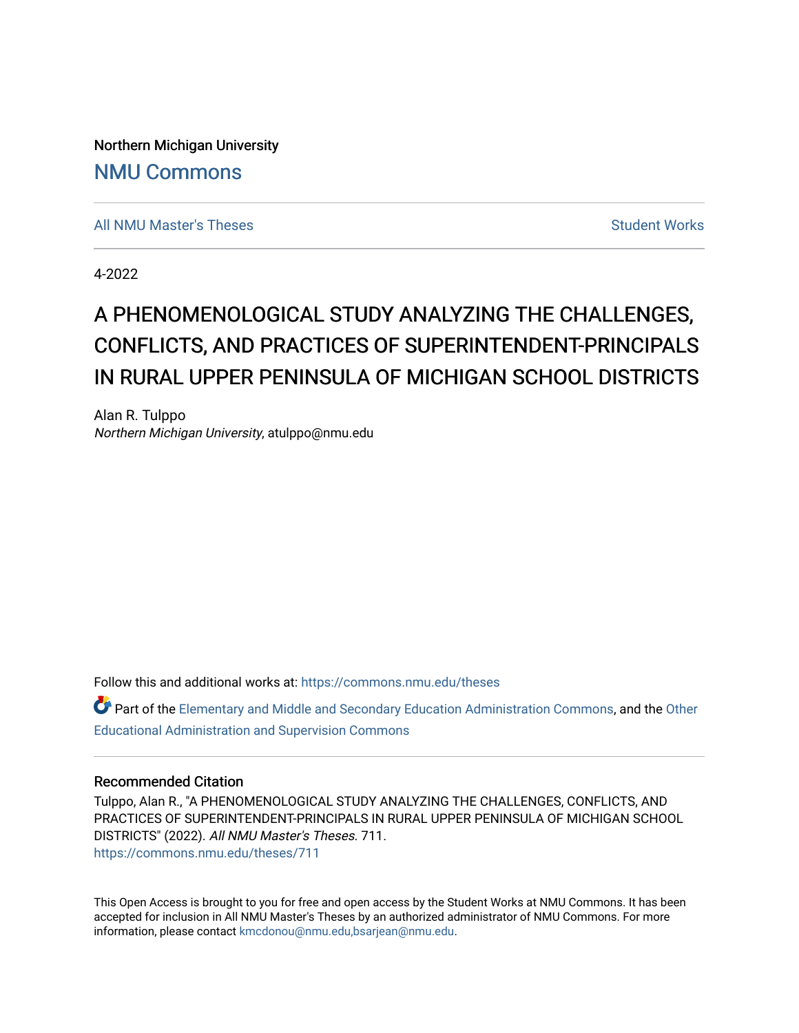Northern Michigan University

NMU Commons

All NMU Master's Theses

Student Works

4-2022

# A PHENOMENOLOGICAL STUDY ANALYZING THE CHALLENGES, CONFLICTS, AND PRACTICES OF SUPERINTENDENT-PRINCIPALS IN RURAL UPPER PENINSULA OF MICHIGAN SCHOOL DISTRICTS

Alan R. Tulppo
*Northern Michigan University*, atulppo@nmu.edu

Follow this and additional works at: https://commons.nmu.edu/theses

Part of the Elementary and Middle and Secondary Education Administration Commons, and the Other Educational Administration and Supervision Commons

## Recommended Citation

Tulppo, Alan R., "A PHENOMENOLOGICAL STUDY ANALYZING THE CHALLENGES, CONFLICTS, AND PRACTICES OF SUPERINTENDENT-PRINCIPALS IN RURAL UPPER PENINSULA OF MICHIGAN SCHOOL DISTRICTS" (2022). *All NMU Master's Theses*. 711.
https://commons.nmu.edu/theses/711

This Open Access is brought to you for free and open access by the Student Works at NMU Commons. It has been accepted for inclusion in All NMU Master's Theses by an authorized administrator of NMU Commons. For more information, please contact kmcdonou@nmu.edu,bsarjean@nmu.edu.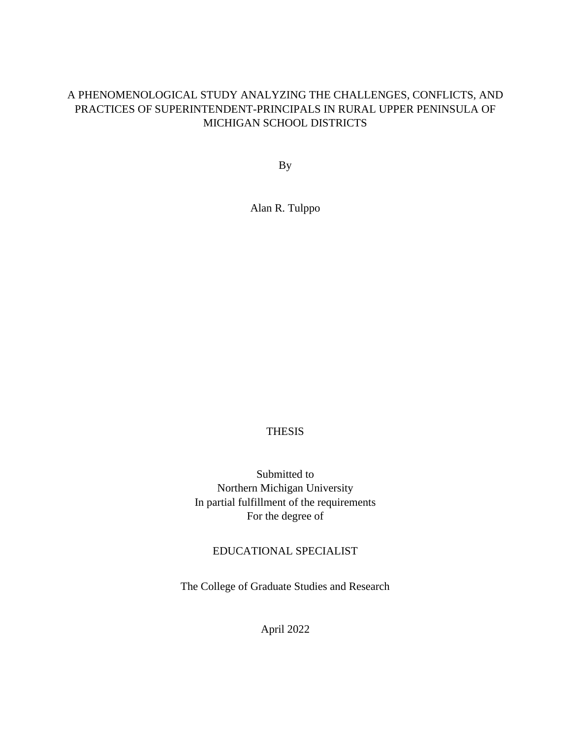# A PHENOMENOLOGICAL STUDY ANALYZING THE CHALLENGES, CONFLICTS, AND PRACTICES OF SUPERINTENDENT-PRINCIPALS IN RURAL UPPER PENINSULA OF MICHIGAN SCHOOL DISTRICTS

By

Alan R. Tulppo

THESIS

Submitted to
Northern Michigan University
In partial fulfillment of the requirements
For the degree of

EDUCATIONAL SPECIALIST

The College of Graduate Studies and Research

April 2022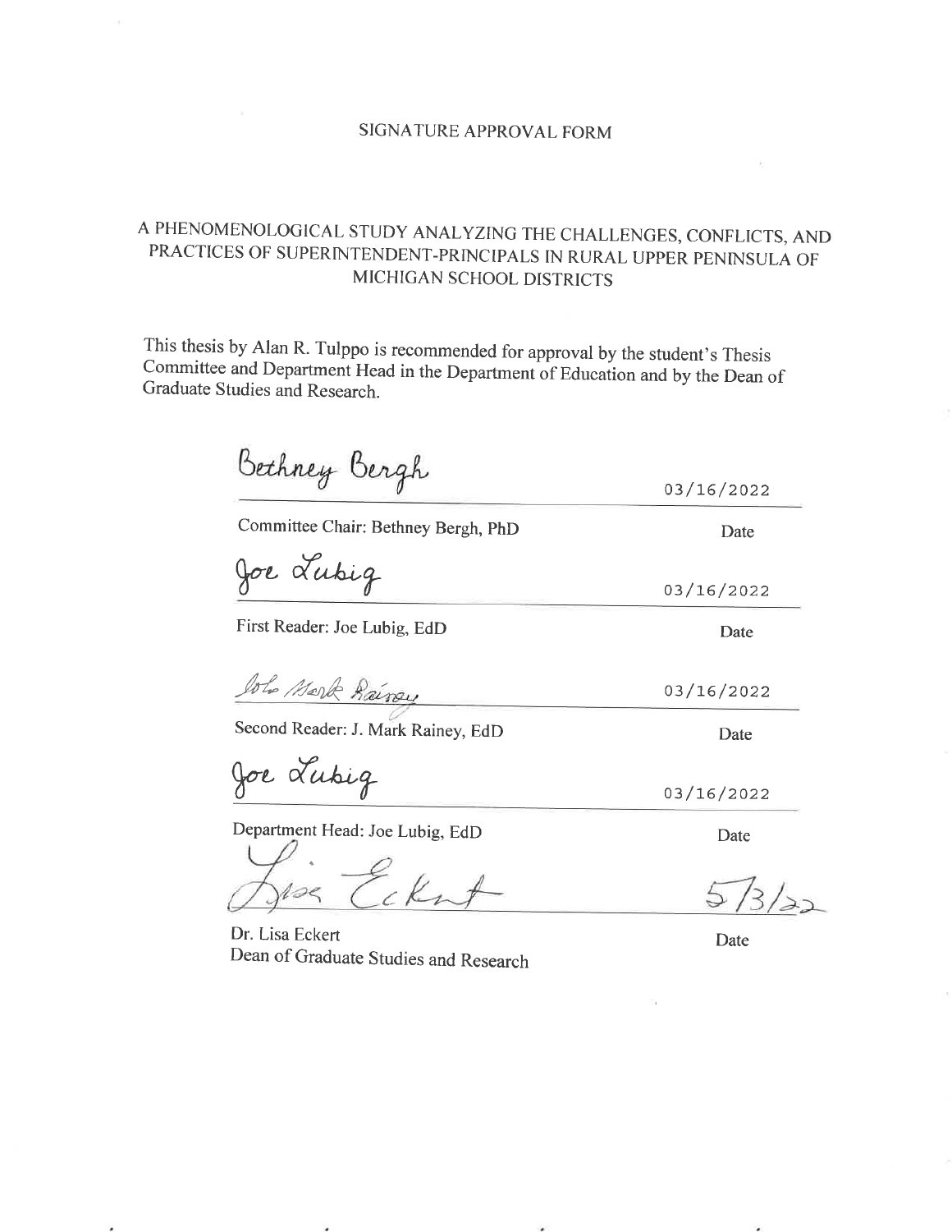SIGNATURE APPROVAL FORM

A PHENOMENOLOGICAL STUDY ANALYZING THE CHALLENGES, CONFLICTS, AND PRACTICES OF SUPERINTENDENT-PRINCIPALS IN RURAL UPPER PENINSULA OF MICHIGAN SCHOOL DISTRICTS

This thesis by Alan R. Tulppo is recommended for approval by the student's Thesis Committee and Department Head in the Department of Education and by the Dean of Graduate Studies and Research.

Bethney Bergh — 03/16/2022

Committee Chair: Bethney Bergh, PhD — Date

Joe Lubig — 03/16/2022

First Reader: Joe Lubig, EdD — Date

John Mark Rainey — 03/16/2022

Second Reader: J. Mark Rainey, EdD — Date

Joe Lubig — 03/16/2022

Department Head: Joe Lubig, EdD — Date

Lisa Eckert — 5/3/22

Dr. Lisa Eckert
Dean of Graduate Studies and Research — Date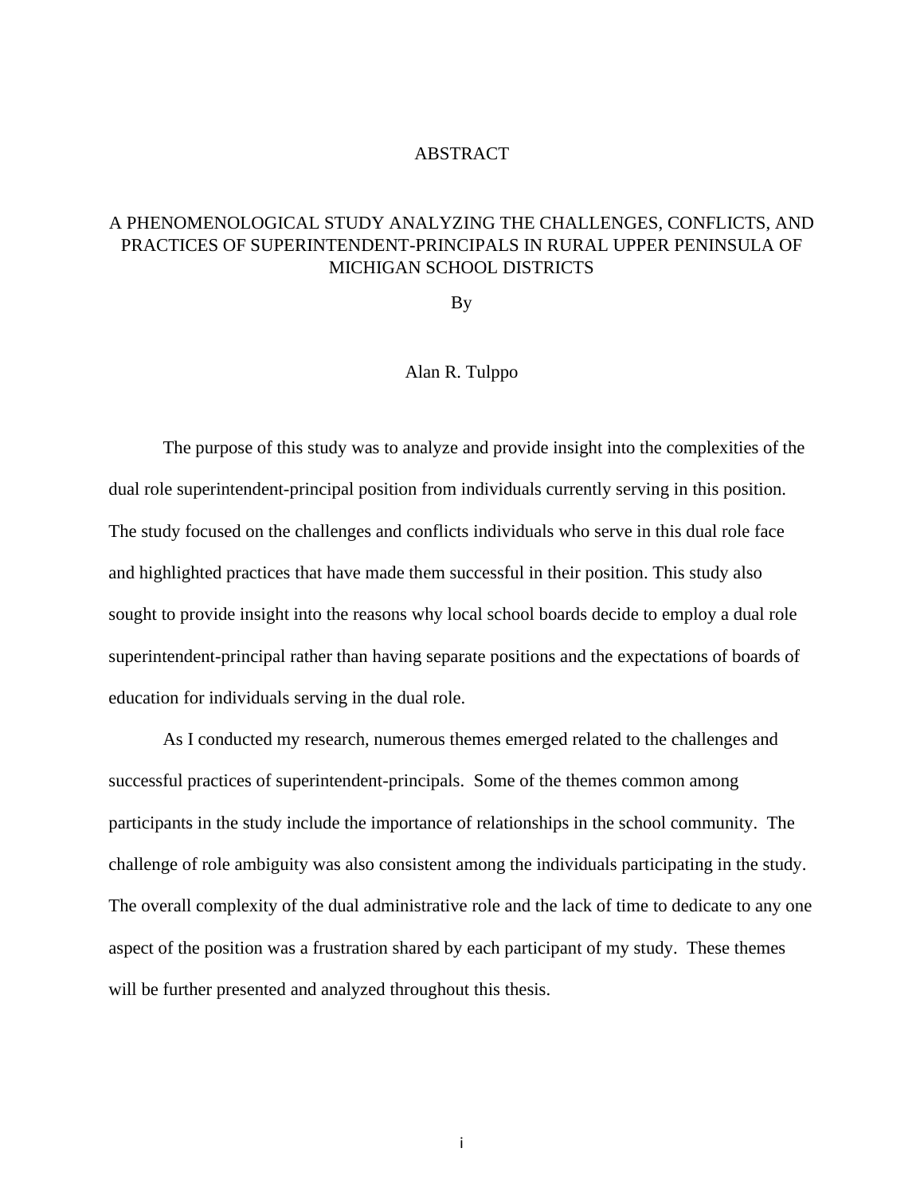# ABSTRACT

## A PHENOMENOLOGICAL STUDY ANALYZING THE CHALLENGES, CONFLICTS, AND PRACTICES OF SUPERINTENDENT-PRINCIPALS IN RURAL UPPER PENINSULA OF MICHIGAN SCHOOL DISTRICTS

By

Alan R. Tulppo

The purpose of this study was to analyze and provide insight into the complexities of the dual role superintendent-principal position from individuals currently serving in this position. The study focused on the challenges and conflicts individuals who serve in this dual role face and highlighted practices that have made them successful in their position. This study also sought to provide insight into the reasons why local school boards decide to employ a dual role superintendent-principal rather than having separate positions and the expectations of boards of education for individuals serving in the dual role.

As I conducted my research, numerous themes emerged related to the challenges and successful practices of superintendent-principals. Some of the themes common among participants in the study include the importance of relationships in the school community. The challenge of role ambiguity was also consistent among the individuals participating in the study. The overall complexity of the dual administrative role and the lack of time to dedicate to any one aspect of the position was a frustration shared by each participant of my study. These themes will be further presented and analyzed throughout this thesis.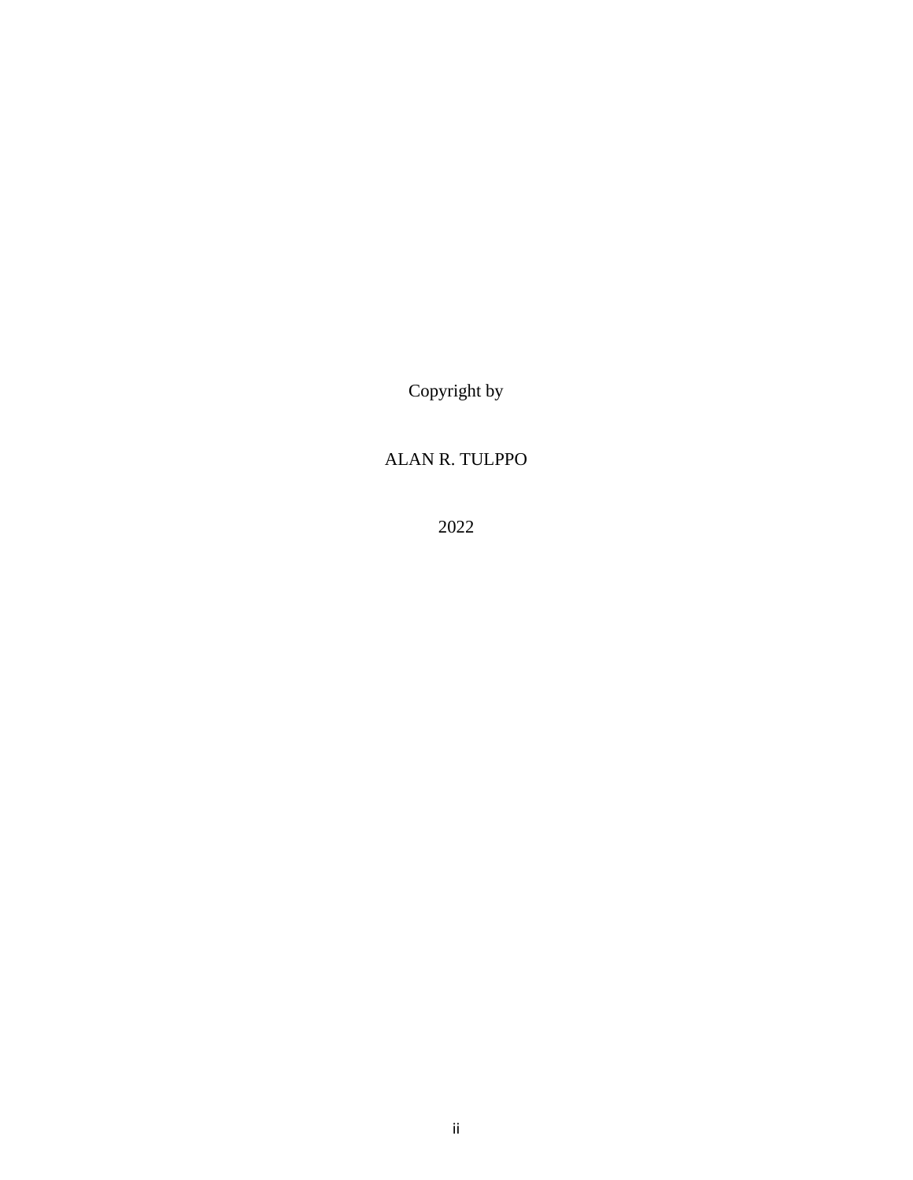Copyright by

ALAN R. TULPPO

2022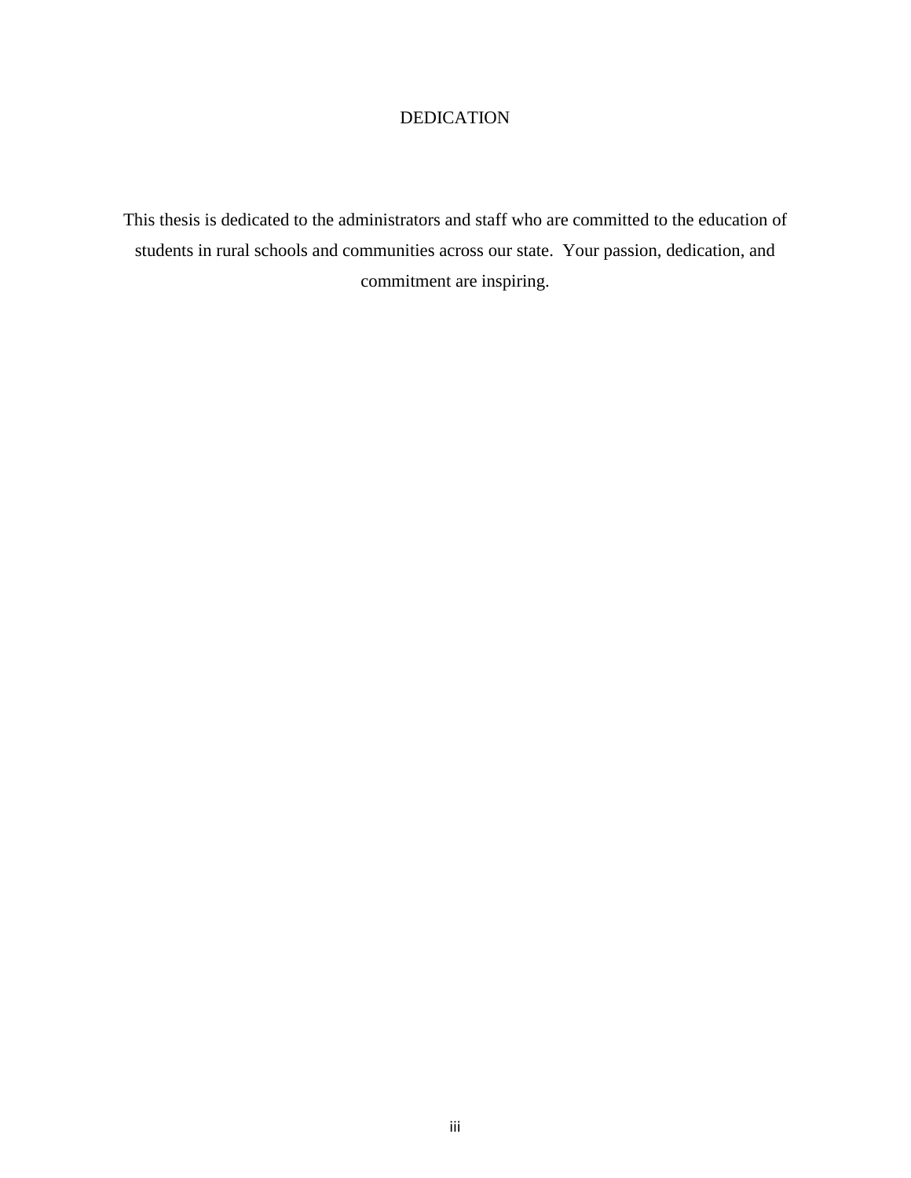# DEDICATION

This thesis is dedicated to the administrators and staff who are committed to the education of students in rural schools and communities across our state. Your passion, dedication, and commitment are inspiring.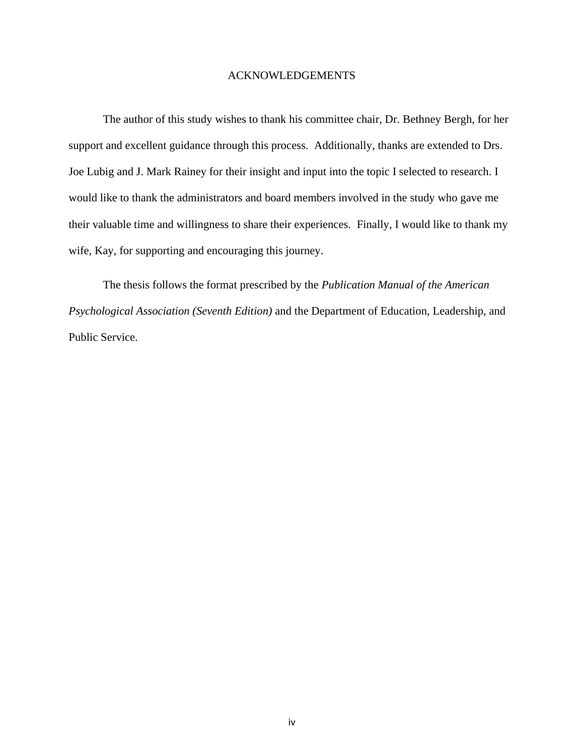# ACKNOWLEDGEMENTS

The author of this study wishes to thank his committee chair, Dr. Bethney Bergh, for her support and excellent guidance through this process. Additionally, thanks are extended to Drs. Joe Lubig and J. Mark Rainey for their insight and input into the topic I selected to research. I would like to thank the administrators and board members involved in the study who gave me their valuable time and willingness to share their experiences. Finally, I would like to thank my wife, Kay, for supporting and encouraging this journey.

The thesis follows the format prescribed by the *Publication Manual of the American Psychological Association (Seventh Edition)* and the Department of Education, Leadership, and Public Service.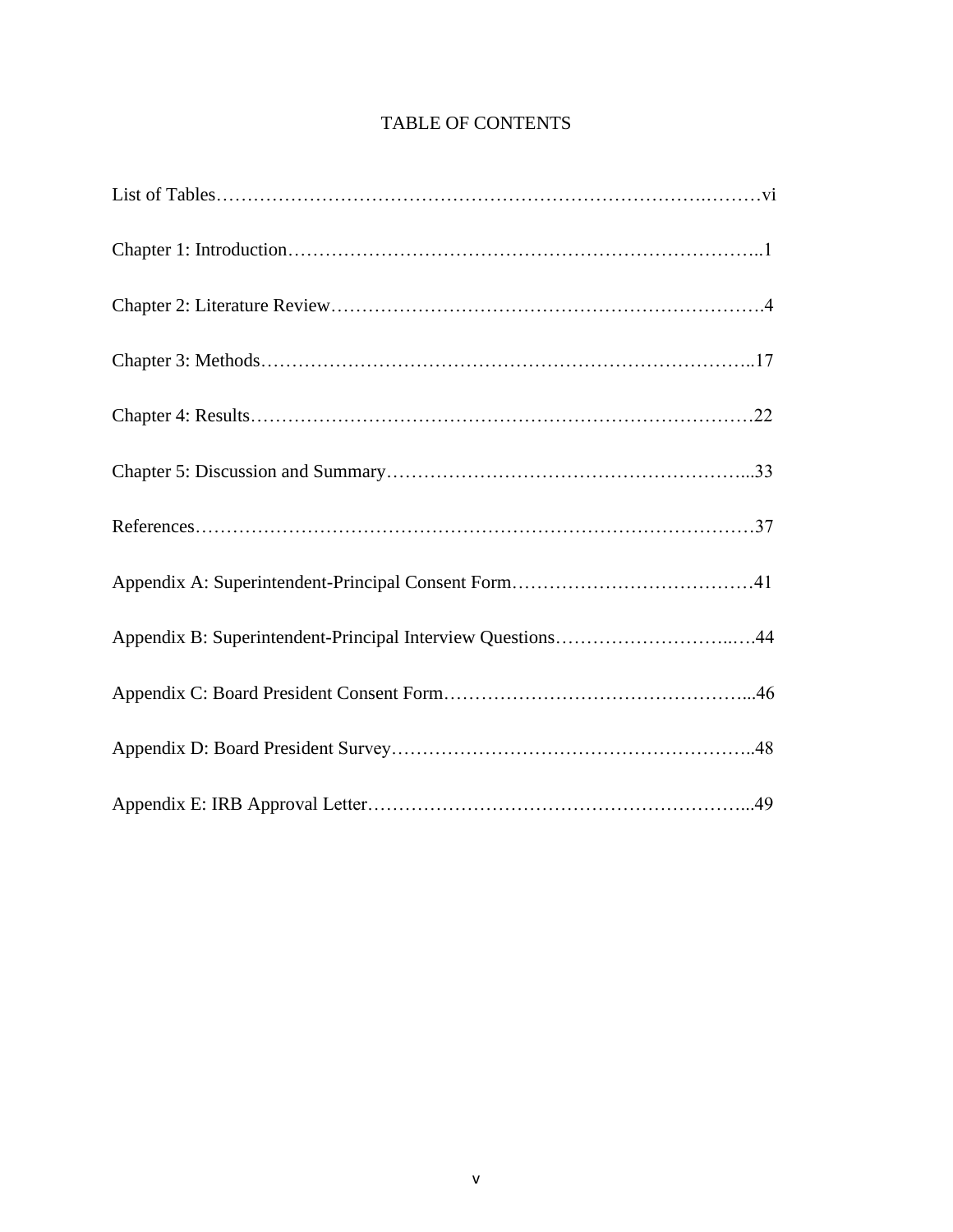# TABLE OF CONTENTS

List of Tables……………………………………………………………………….………vi

Chapter 1: Introduction…………………………………………………………………..1

Chapter 2: Literature Review……………………………………………………………4

Chapter 3: Methods……………………………………………………………………..17

Chapter 4: Results………………………………………………………………………22

Chapter 5: Discussion and Summary…………………………………………………...33

References………………………………………………………………………………37

Appendix A: Superintendent-Principal Consent Form…………………………………41

Appendix B: Superintendent-Principal Interview Questions……………………….….44

Appendix C: Board President Consent Form…………………………………………...46

Appendix D: Board President Survey…………………………………………………..48

Appendix E: IRB Approval Letter……………………………………………………...49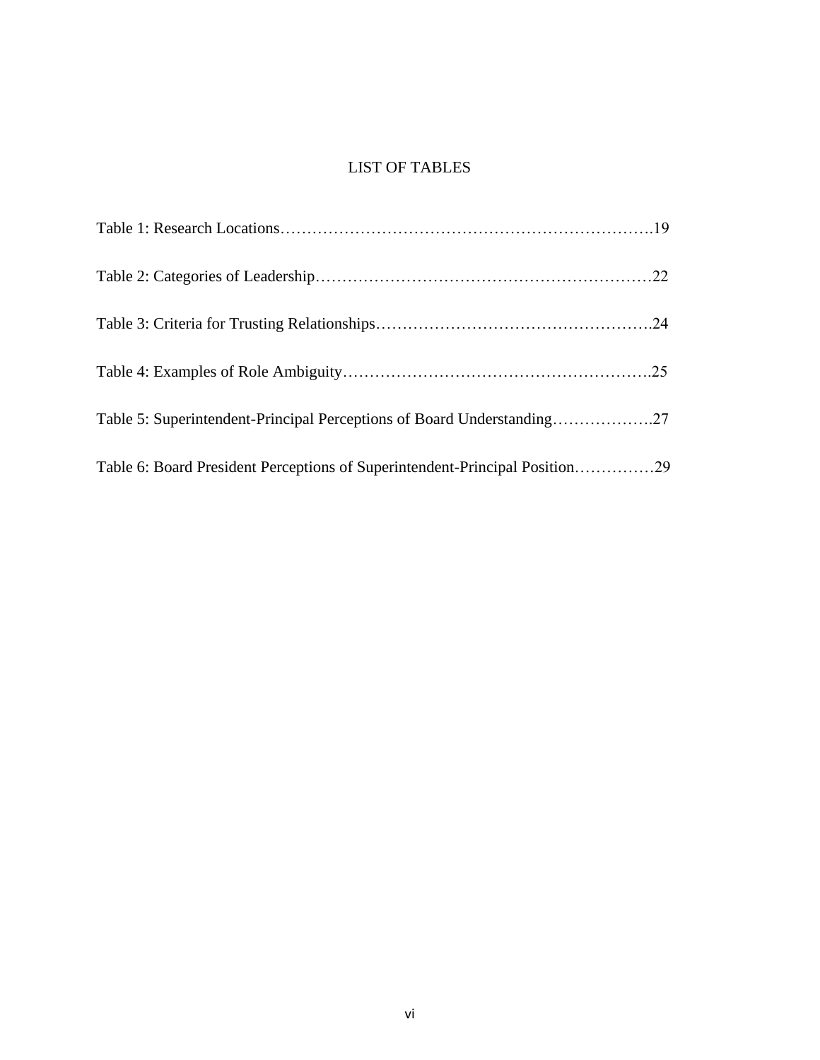# LIST OF TABLES

Table 1: Research Locations……………………………………………………………….19

Table 2: Categories of Leadership………………………………………………………22

Table 3: Criteria for Trusting Relationships…………………………………………….24

Table 4: Examples of Role Ambiguity…………………………………………………..25

Table 5: Superintendent-Principal Perceptions of Board Understanding……………….27

Table 6: Board President Perceptions of Superintendent-Principal Position……………29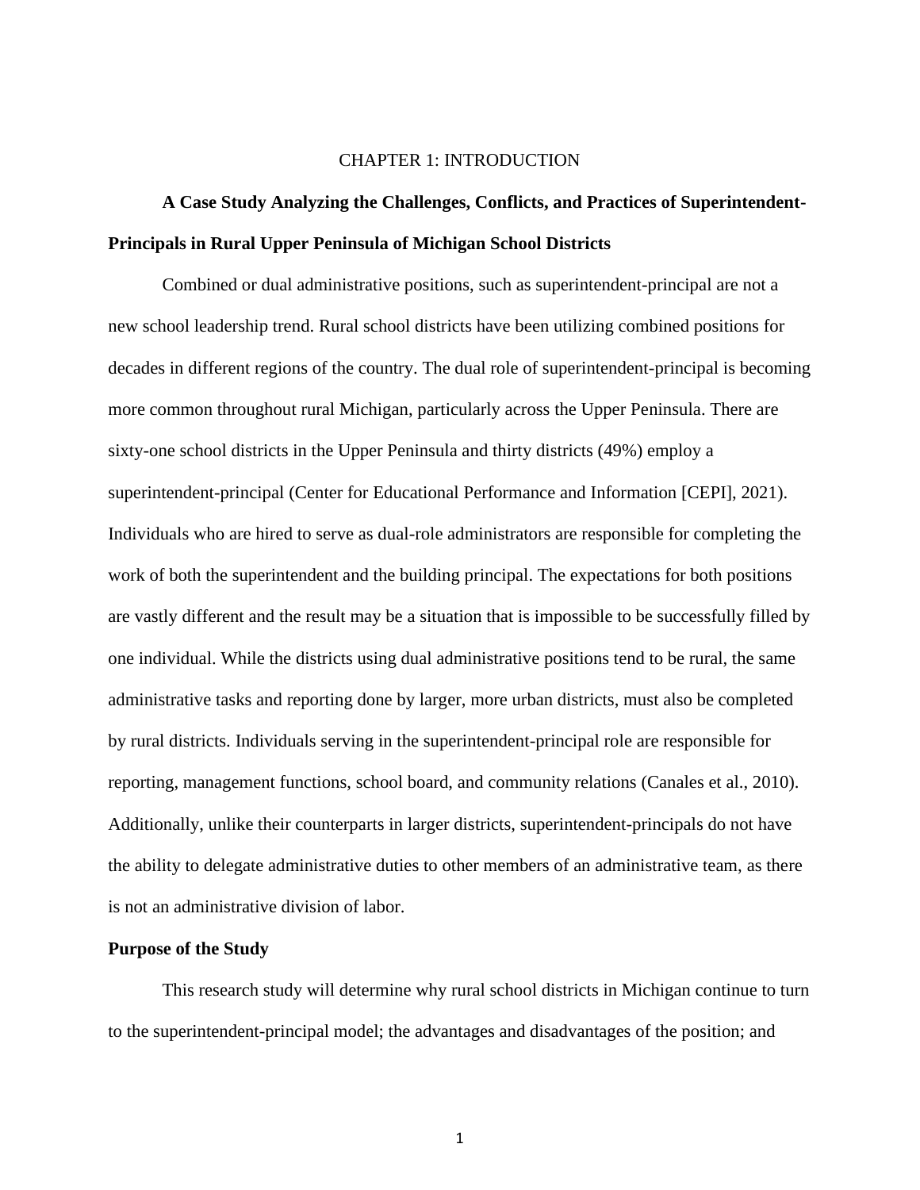# CHAPTER 1: INTRODUCTION

## A Case Study Analyzing the Challenges, Conflicts, and Practices of Superintendent-Principals in Rural Upper Peninsula of Michigan School Districts

Combined or dual administrative positions, such as superintendent-principal are not a new school leadership trend. Rural school districts have been utilizing combined positions for decades in different regions of the country. The dual role of superintendent-principal is becoming more common throughout rural Michigan, particularly across the Upper Peninsula. There are sixty-one school districts in the Upper Peninsula and thirty districts (49%) employ a superintendent-principal (Center for Educational Performance and Information [CEPI], 2021). Individuals who are hired to serve as dual-role administrators are responsible for completing the work of both the superintendent and the building principal. The expectations for both positions are vastly different and the result may be a situation that is impossible to be successfully filled by one individual. While the districts using dual administrative positions tend to be rural, the same administrative tasks and reporting done by larger, more urban districts, must also be completed by rural districts. Individuals serving in the superintendent-principal role are responsible for reporting, management functions, school board, and community relations (Canales et al., 2010). Additionally, unlike their counterparts in larger districts, superintendent-principals do not have the ability to delegate administrative duties to other members of an administrative team, as there is not an administrative division of labor.

### Purpose of the Study

This research study will determine why rural school districts in Michigan continue to turn to the superintendent-principal model; the advantages and disadvantages of the position; and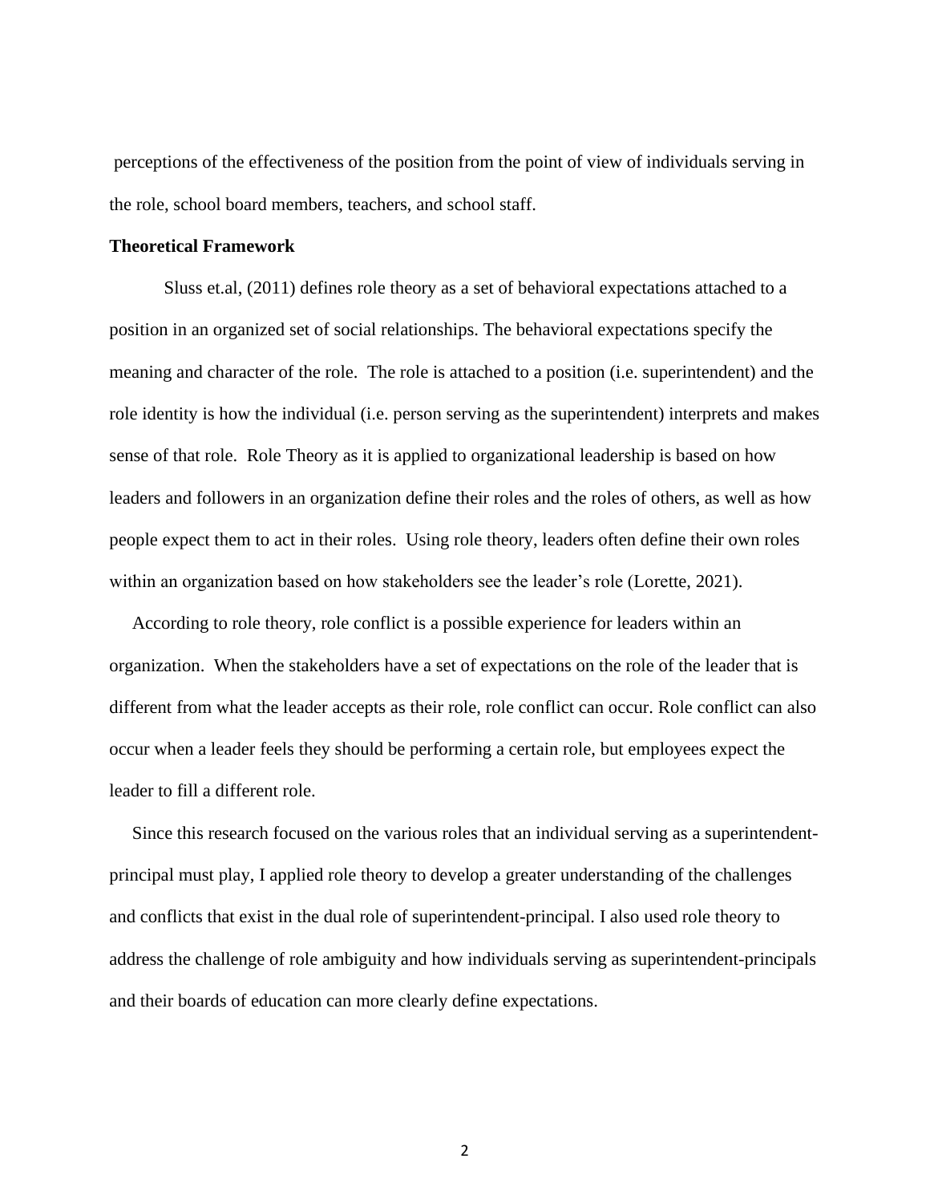perceptions of the effectiveness of the position from the point of view of individuals serving in the role, school board members, teachers, and school staff.

**Theoretical Framework**

Sluss et.al, (2011) defines role theory as a set of behavioral expectations attached to a position in an organized set of social relationships. The behavioral expectations specify the meaning and character of the role. The role is attached to a position (i.e. superintendent) and the role identity is how the individual (i.e. person serving as the superintendent) interprets and makes sense of that role. Role Theory as it is applied to organizational leadership is based on how leaders and followers in an organization define their roles and the roles of others, as well as how people expect them to act in their roles. Using role theory, leaders often define their own roles within an organization based on how stakeholders see the leader's role (Lorette, 2021).

According to role theory, role conflict is a possible experience for leaders within an organization. When the stakeholders have a set of expectations on the role of the leader that is different from what the leader accepts as their role, role conflict can occur. Role conflict can also occur when a leader feels they should be performing a certain role, but employees expect the leader to fill a different role.

Since this research focused on the various roles that an individual serving as a superintendent-principal must play, I applied role theory to develop a greater understanding of the challenges and conflicts that exist in the dual role of superintendent-principal. I also used role theory to address the challenge of role ambiguity and how individuals serving as superintendent-principals and their boards of education can more clearly define expectations.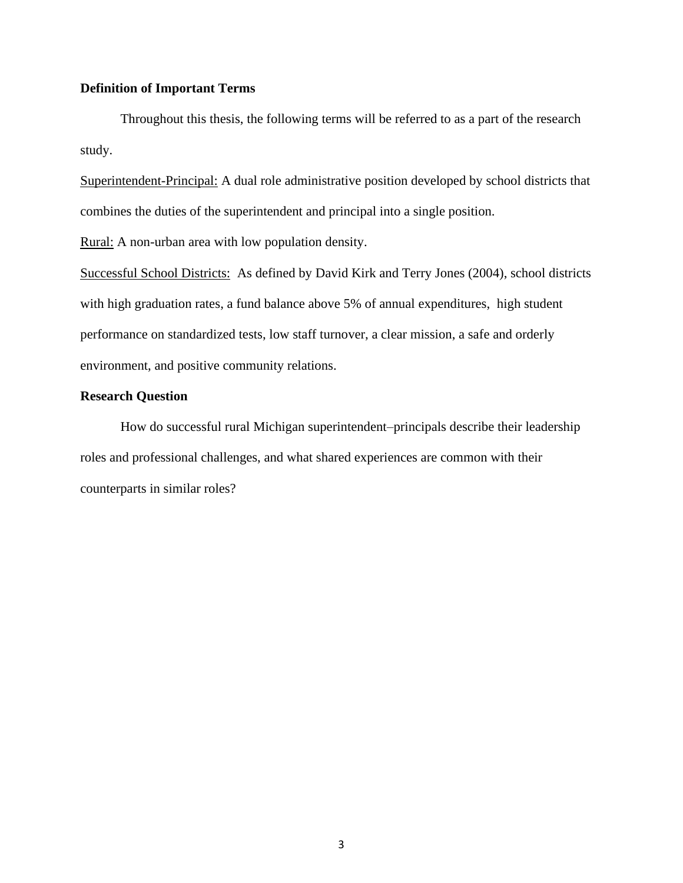## Definition of Important Terms

Throughout this thesis, the following terms will be referred to as a part of the research study.

Superintendent-Principal: A dual role administrative position developed by school districts that combines the duties of the superintendent and principal into a single position.

Rural: A non-urban area with low population density.

Successful School Districts: As defined by David Kirk and Terry Jones (2004), school districts with high graduation rates, a fund balance above 5% of annual expenditures, high student performance on standardized tests, low staff turnover, a clear mission, a safe and orderly environment, and positive community relations.

## Research Question

How do successful rural Michigan superintendent–principals describe their leadership roles and professional challenges, and what shared experiences are common with their counterparts in similar roles?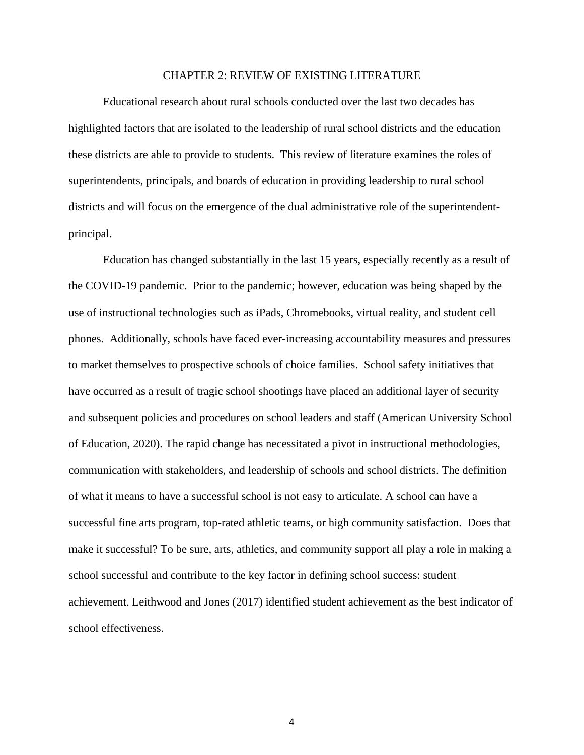# CHAPTER 2: REVIEW OF EXISTING LITERATURE

Educational research about rural schools conducted over the last two decades has highlighted factors that are isolated to the leadership of rural school districts and the education these districts are able to provide to students. This review of literature examines the roles of superintendents, principals, and boards of education in providing leadership to rural school districts and will focus on the emergence of the dual administrative role of the superintendent-principal.

Education has changed substantially in the last 15 years, especially recently as a result of the COVID-19 pandemic. Prior to the pandemic; however, education was being shaped by the use of instructional technologies such as iPads, Chromebooks, virtual reality, and student cell phones. Additionally, schools have faced ever-increasing accountability measures and pressures to market themselves to prospective schools of choice families. School safety initiatives that have occurred as a result of tragic school shootings have placed an additional layer of security and subsequent policies and procedures on school leaders and staff (American University School of Education, 2020). The rapid change has necessitated a pivot in instructional methodologies, communication with stakeholders, and leadership of schools and school districts. The definition of what it means to have a successful school is not easy to articulate. A school can have a successful fine arts program, top-rated athletic teams, or high community satisfaction. Does that make it successful? To be sure, arts, athletics, and community support all play a role in making a school successful and contribute to the key factor in defining school success: student achievement. Leithwood and Jones (2017) identified student achievement as the best indicator of school effectiveness.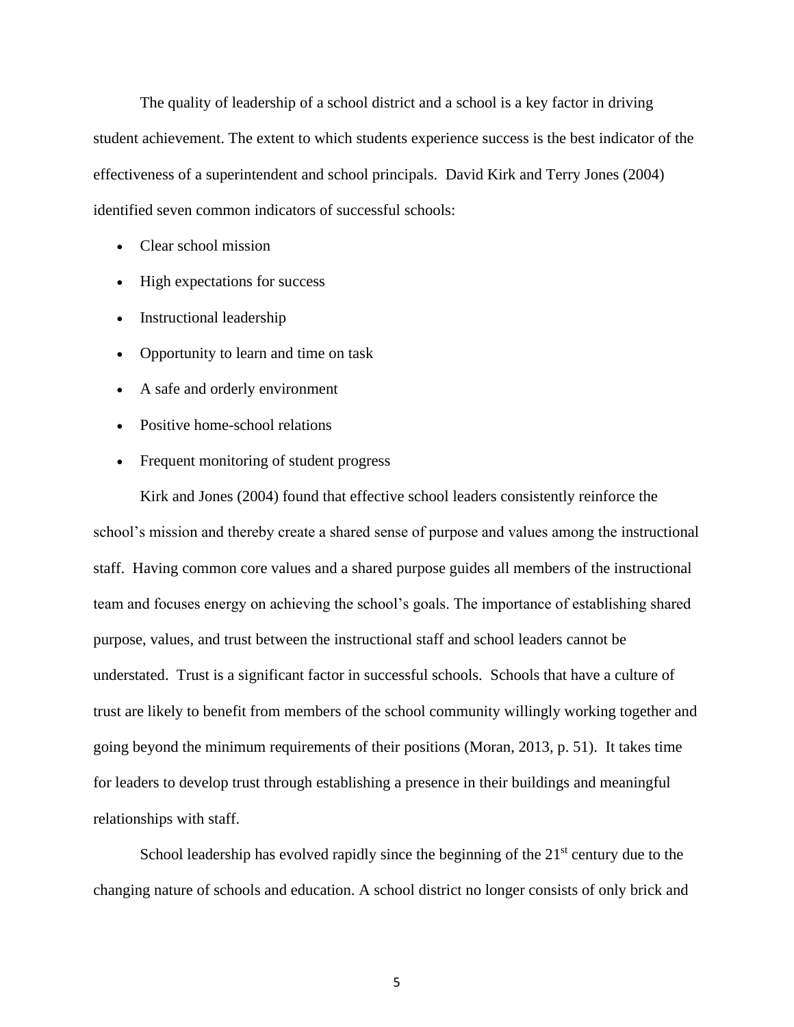The quality of leadership of a school district and a school is a key factor in driving student achievement. The extent to which students experience success is the best indicator of the effectiveness of a superintendent and school principals. David Kirk and Terry Jones (2004) identified seven common indicators of successful schools:

- Clear school mission
- High expectations for success
- Instructional leadership
- Opportunity to learn and time on task
- A safe and orderly environment
- Positive home-school relations
- Frequent monitoring of student progress

Kirk and Jones (2004) found that effective school leaders consistently reinforce the school's mission and thereby create a shared sense of purpose and values among the instructional staff. Having common core values and a shared purpose guides all members of the instructional team and focuses energy on achieving the school's goals. The importance of establishing shared purpose, values, and trust between the instructional staff and school leaders cannot be understated. Trust is a significant factor in successful schools. Schools that have a culture of trust are likely to benefit from members of the school community willingly working together and going beyond the minimum requirements of their positions (Moran, 2013, p. 51). It takes time for leaders to develop trust through establishing a presence in their buildings and meaningful relationships with staff.

School leadership has evolved rapidly since the beginning of the 21st century due to the changing nature of schools and education. A school district no longer consists of only brick and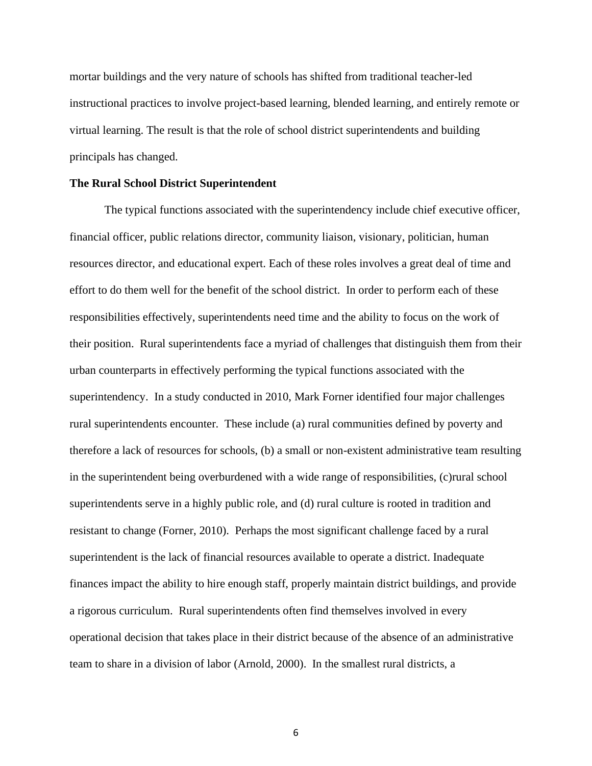mortar buildings and the very nature of schools has shifted from traditional teacher-led instructional practices to involve project-based learning, blended learning, and entirely remote or virtual learning. The result is that the role of school district superintendents and building principals has changed.

**The Rural School District Superintendent**

The typical functions associated with the superintendency include chief executive officer, financial officer, public relations director, community liaison, visionary, politician, human resources director, and educational expert. Each of these roles involves a great deal of time and effort to do them well for the benefit of the school district. In order to perform each of these responsibilities effectively, superintendents need time and the ability to focus on the work of their position. Rural superintendents face a myriad of challenges that distinguish them from their urban counterparts in effectively performing the typical functions associated with the superintendency. In a study conducted in 2010, Mark Forner identified four major challenges rural superintendents encounter. These include (a) rural communities defined by poverty and therefore a lack of resources for schools, (b) a small or non-existent administrative team resulting in the superintendent being overburdened with a wide range of responsibilities, (c)rural school superintendents serve in a highly public role, and (d) rural culture is rooted in tradition and resistant to change (Forner, 2010). Perhaps the most significant challenge faced by a rural superintendent is the lack of financial resources available to operate a district. Inadequate finances impact the ability to hire enough staff, properly maintain district buildings, and provide a rigorous curriculum. Rural superintendents often find themselves involved in every operational decision that takes place in their district because of the absence of an administrative team to share in a division of labor (Arnold, 2000). In the smallest rural districts, a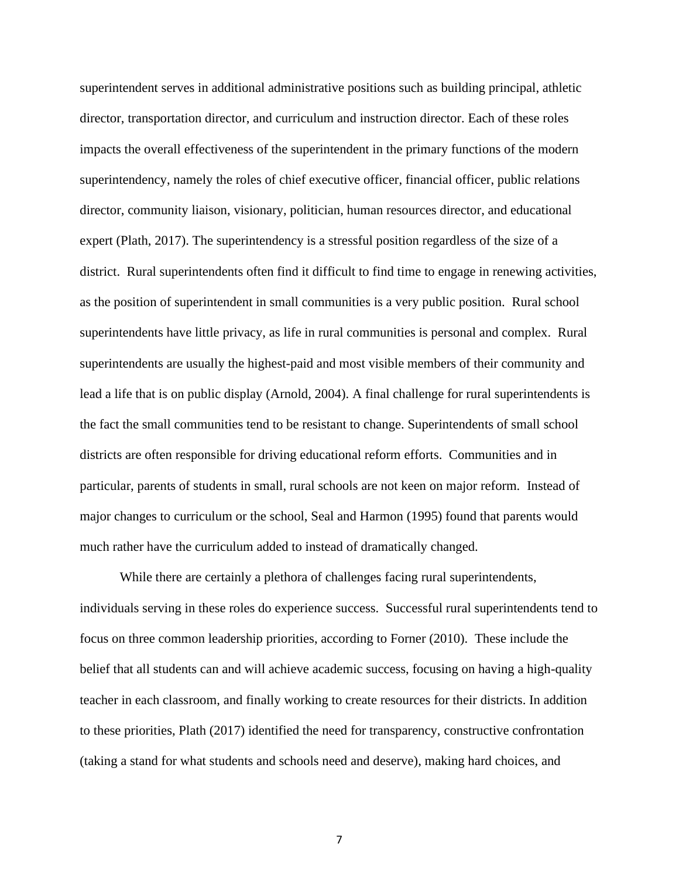superintendent serves in additional administrative positions such as building principal, athletic director, transportation director, and curriculum and instruction director. Each of these roles impacts the overall effectiveness of the superintendent in the primary functions of the modern superintendency, namely the roles of chief executive officer, financial officer, public relations director, community liaison, visionary, politician, human resources director, and educational expert (Plath, 2017). The superintendency is a stressful position regardless of the size of a district. Rural superintendents often find it difficult to find time to engage in renewing activities, as the position of superintendent in small communities is a very public position. Rural school superintendents have little privacy, as life in rural communities is personal and complex. Rural superintendents are usually the highest-paid and most visible members of their community and lead a life that is on public display (Arnold, 2004). A final challenge for rural superintendents is the fact the small communities tend to be resistant to change. Superintendents of small school districts are often responsible for driving educational reform efforts. Communities and in particular, parents of students in small, rural schools are not keen on major reform. Instead of major changes to curriculum or the school, Seal and Harmon (1995) found that parents would much rather have the curriculum added to instead of dramatically changed.

While there are certainly a plethora of challenges facing rural superintendents, individuals serving in these roles do experience success. Successful rural superintendents tend to focus on three common leadership priorities, according to Forner (2010). These include the belief that all students can and will achieve academic success, focusing on having a high-quality teacher in each classroom, and finally working to create resources for their districts. In addition to these priorities, Plath (2017) identified the need for transparency, constructive confrontation (taking a stand for what students and schools need and deserve), making hard choices, and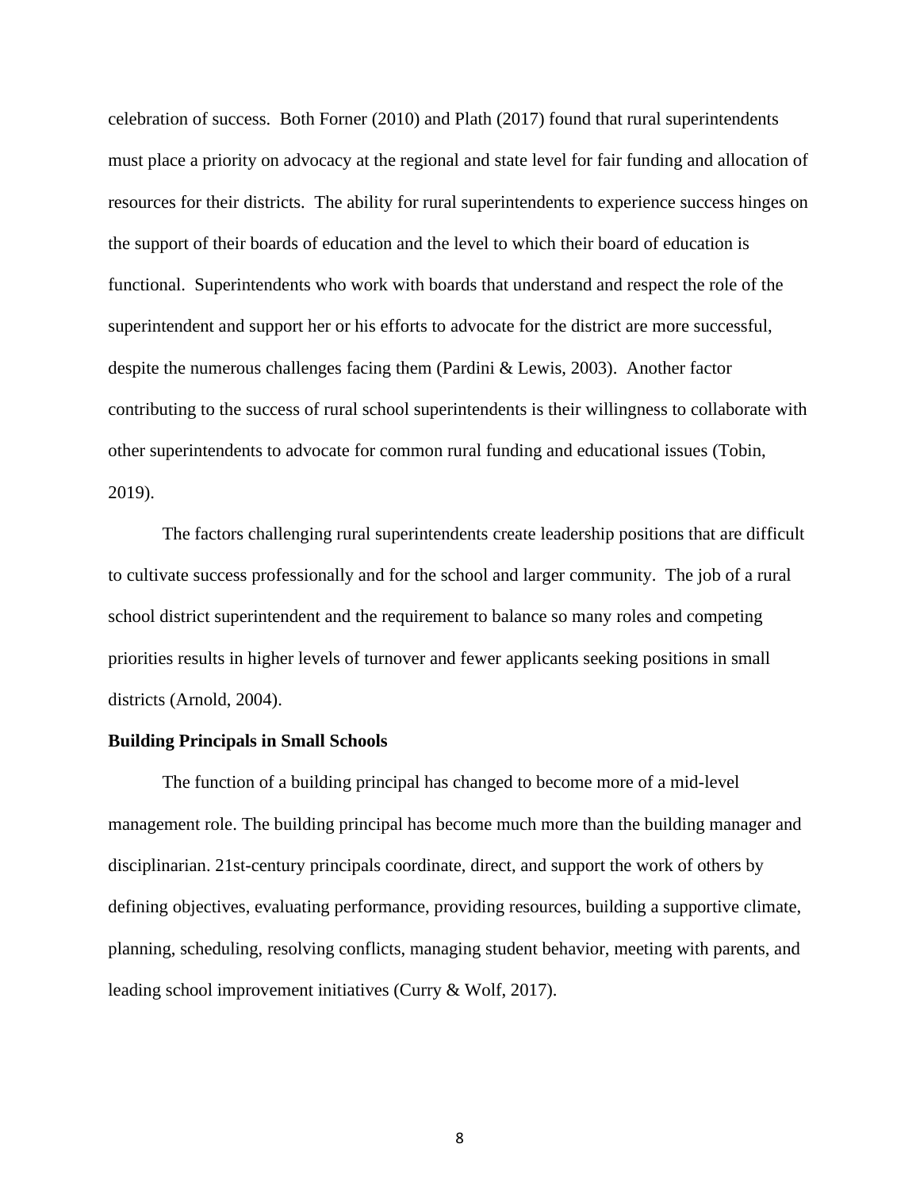celebration of success. Both Forner (2010) and Plath (2017) found that rural superintendents must place a priority on advocacy at the regional and state level for fair funding and allocation of resources for their districts. The ability for rural superintendents to experience success hinges on the support of their boards of education and the level to which their board of education is functional. Superintendents who work with boards that understand and respect the role of the superintendent and support her or his efforts to advocate for the district are more successful, despite the numerous challenges facing them (Pardini & Lewis, 2003). Another factor contributing to the success of rural school superintendents is their willingness to collaborate with other superintendents to advocate for common rural funding and educational issues (Tobin, 2019).

The factors challenging rural superintendents create leadership positions that are difficult to cultivate success professionally and for the school and larger community. The job of a rural school district superintendent and the requirement to balance so many roles and competing priorities results in higher levels of turnover and fewer applicants seeking positions in small districts (Arnold, 2004).

**Building Principals in Small Schools**

The function of a building principal has changed to become more of a mid-level management role. The building principal has become much more than the building manager and disciplinarian. 21st-century principals coordinate, direct, and support the work of others by defining objectives, evaluating performance, providing resources, building a supportive climate, planning, scheduling, resolving conflicts, managing student behavior, meeting with parents, and leading school improvement initiatives (Curry & Wolf, 2017).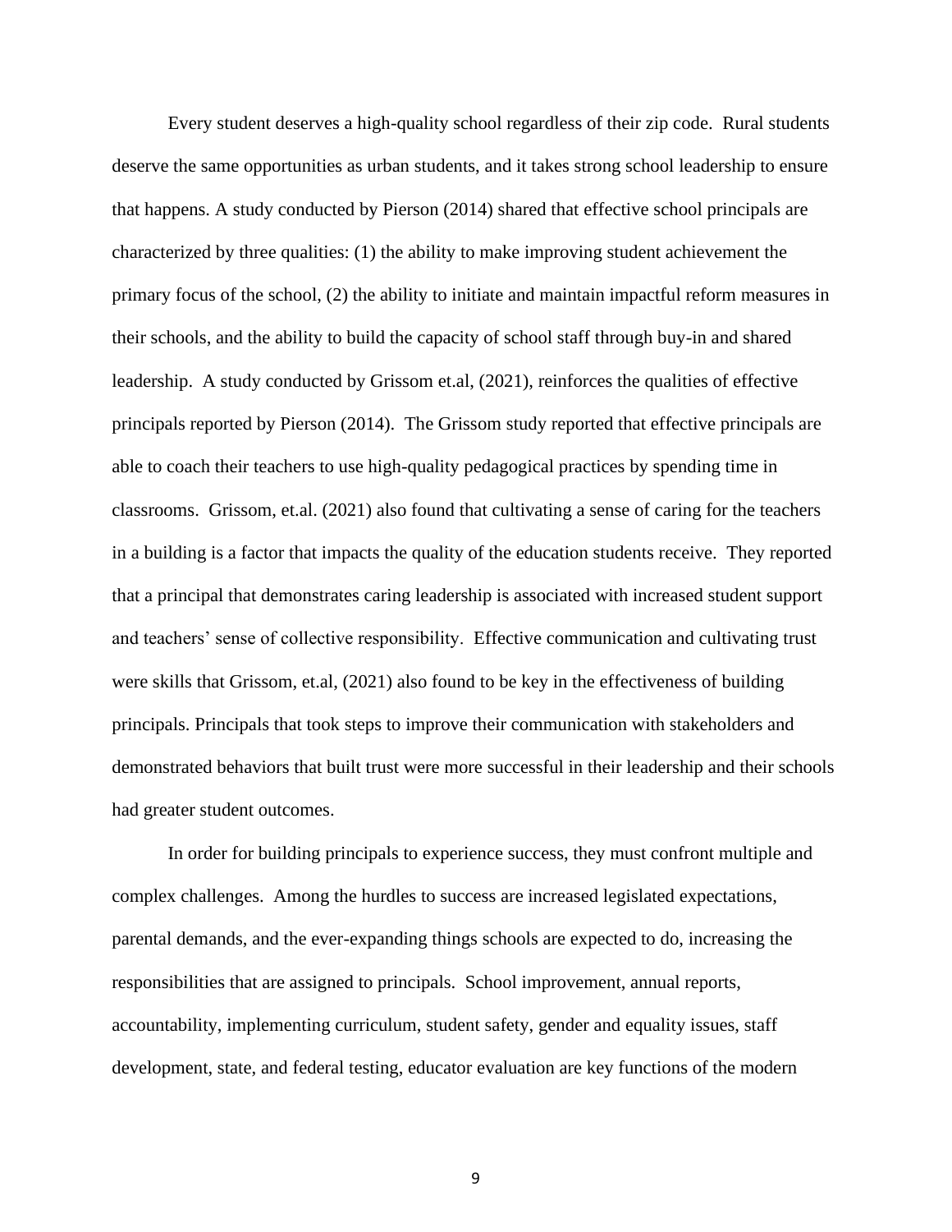Every student deserves a high-quality school regardless of their zip code. Rural students deserve the same opportunities as urban students, and it takes strong school leadership to ensure that happens. A study conducted by Pierson (2014) shared that effective school principals are characterized by three qualities: (1) the ability to make improving student achievement the primary focus of the school, (2) the ability to initiate and maintain impactful reform measures in their schools, and the ability to build the capacity of school staff through buy-in and shared leadership. A study conducted by Grissom et.al, (2021), reinforces the qualities of effective principals reported by Pierson (2014). The Grissom study reported that effective principals are able to coach their teachers to use high-quality pedagogical practices by spending time in classrooms. Grissom, et.al. (2021) also found that cultivating a sense of caring for the teachers in a building is a factor that impacts the quality of the education students receive. They reported that a principal that demonstrates caring leadership is associated with increased student support and teachers' sense of collective responsibility. Effective communication and cultivating trust were skills that Grissom, et.al, (2021) also found to be key in the effectiveness of building principals. Principals that took steps to improve their communication with stakeholders and demonstrated behaviors that built trust were more successful in their leadership and their schools had greater student outcomes.

In order for building principals to experience success, they must confront multiple and complex challenges. Among the hurdles to success are increased legislated expectations, parental demands, and the ever-expanding things schools are expected to do, increasing the responsibilities that are assigned to principals. School improvement, annual reports, accountability, implementing curriculum, student safety, gender and equality issues, staff development, state, and federal testing, educator evaluation are key functions of the modern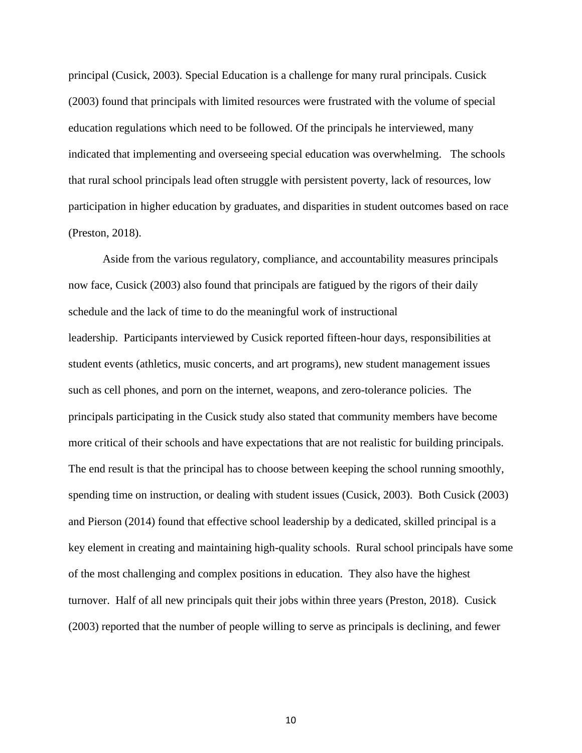principal (Cusick, 2003). Special Education is a challenge for many rural principals. Cusick (2003) found that principals with limited resources were frustrated with the volume of special education regulations which need to be followed. Of the principals he interviewed, many indicated that implementing and overseeing special education was overwhelming. The schools that rural school principals lead often struggle with persistent poverty, lack of resources, low participation in higher education by graduates, and disparities in student outcomes based on race (Preston, 2018).

Aside from the various regulatory, compliance, and accountability measures principals now face, Cusick (2003) also found that principals are fatigued by the rigors of their daily schedule and the lack of time to do the meaningful work of instructional leadership. Participants interviewed by Cusick reported fifteen-hour days, responsibilities at student events (athletics, music concerts, and art programs), new student management issues such as cell phones, and porn on the internet, weapons, and zero-tolerance policies. The principals participating in the Cusick study also stated that community members have become more critical of their schools and have expectations that are not realistic for building principals. The end result is that the principal has to choose between keeping the school running smoothly, spending time on instruction, or dealing with student issues (Cusick, 2003). Both Cusick (2003) and Pierson (2014) found that effective school leadership by a dedicated, skilled principal is a key element in creating and maintaining high-quality schools. Rural school principals have some of the most challenging and complex positions in education. They also have the highest turnover. Half of all new principals quit their jobs within three years (Preston, 2018). Cusick (2003) reported that the number of people willing to serve as principals is declining, and fewer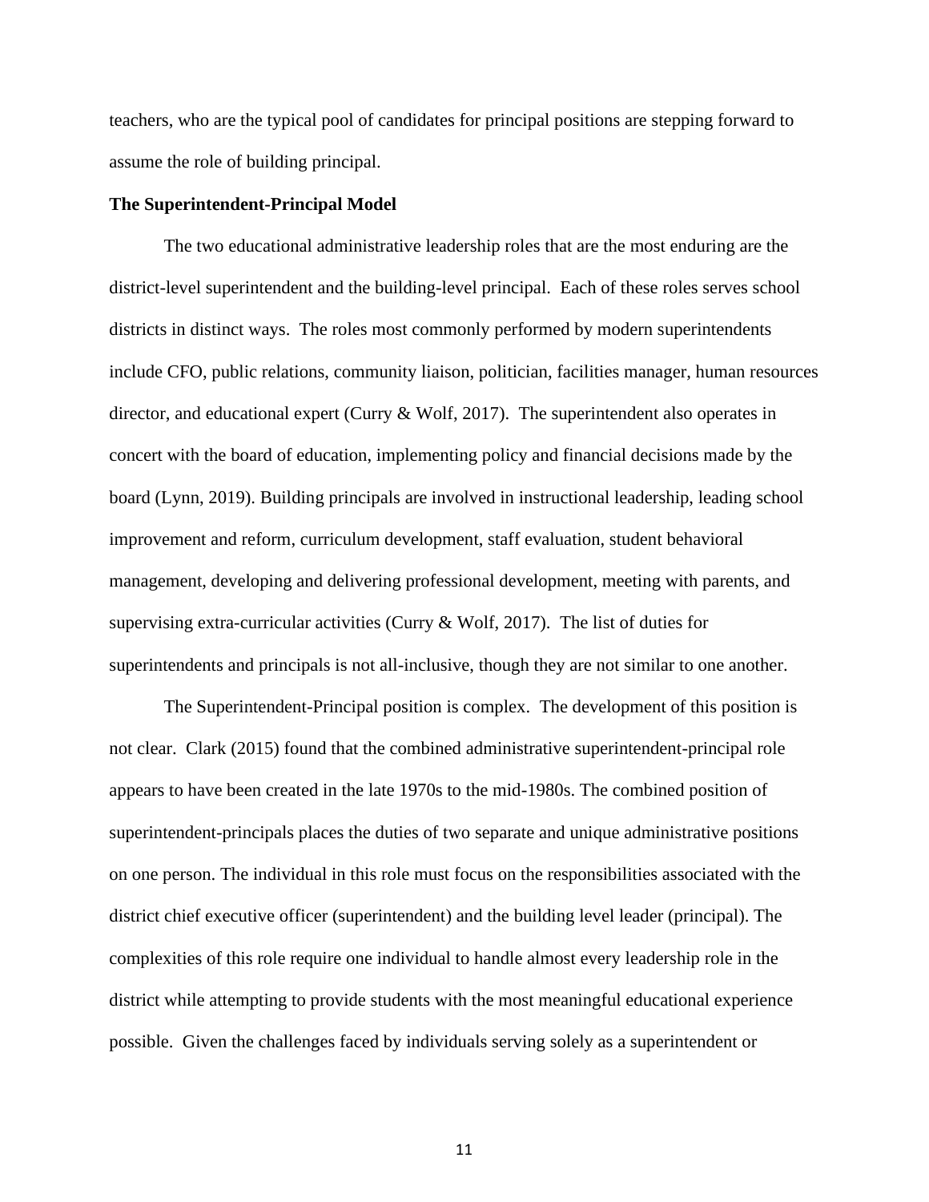teachers, who are the typical pool of candidates for principal positions are stepping forward to assume the role of building principal.

**The Superintendent-Principal Model**

The two educational administrative leadership roles that are the most enduring are the district-level superintendent and the building-level principal. Each of these roles serves school districts in distinct ways. The roles most commonly performed by modern superintendents include CFO, public relations, community liaison, politician, facilities manager, human resources director, and educational expert (Curry & Wolf, 2017). The superintendent also operates in concert with the board of education, implementing policy and financial decisions made by the board (Lynn, 2019). Building principals are involved in instructional leadership, leading school improvement and reform, curriculum development, staff evaluation, student behavioral management, developing and delivering professional development, meeting with parents, and supervising extra-curricular activities (Curry & Wolf, 2017). The list of duties for superintendents and principals is not all-inclusive, though they are not similar to one another.

The Superintendent-Principal position is complex. The development of this position is not clear. Clark (2015) found that the combined administrative superintendent-principal role appears to have been created in the late 1970s to the mid-1980s. The combined position of superintendent-principals places the duties of two separate and unique administrative positions on one person. The individual in this role must focus on the responsibilities associated with the district chief executive officer (superintendent) and the building level leader (principal). The complexities of this role require one individual to handle almost every leadership role in the district while attempting to provide students with the most meaningful educational experience possible. Given the challenges faced by individuals serving solely as a superintendent or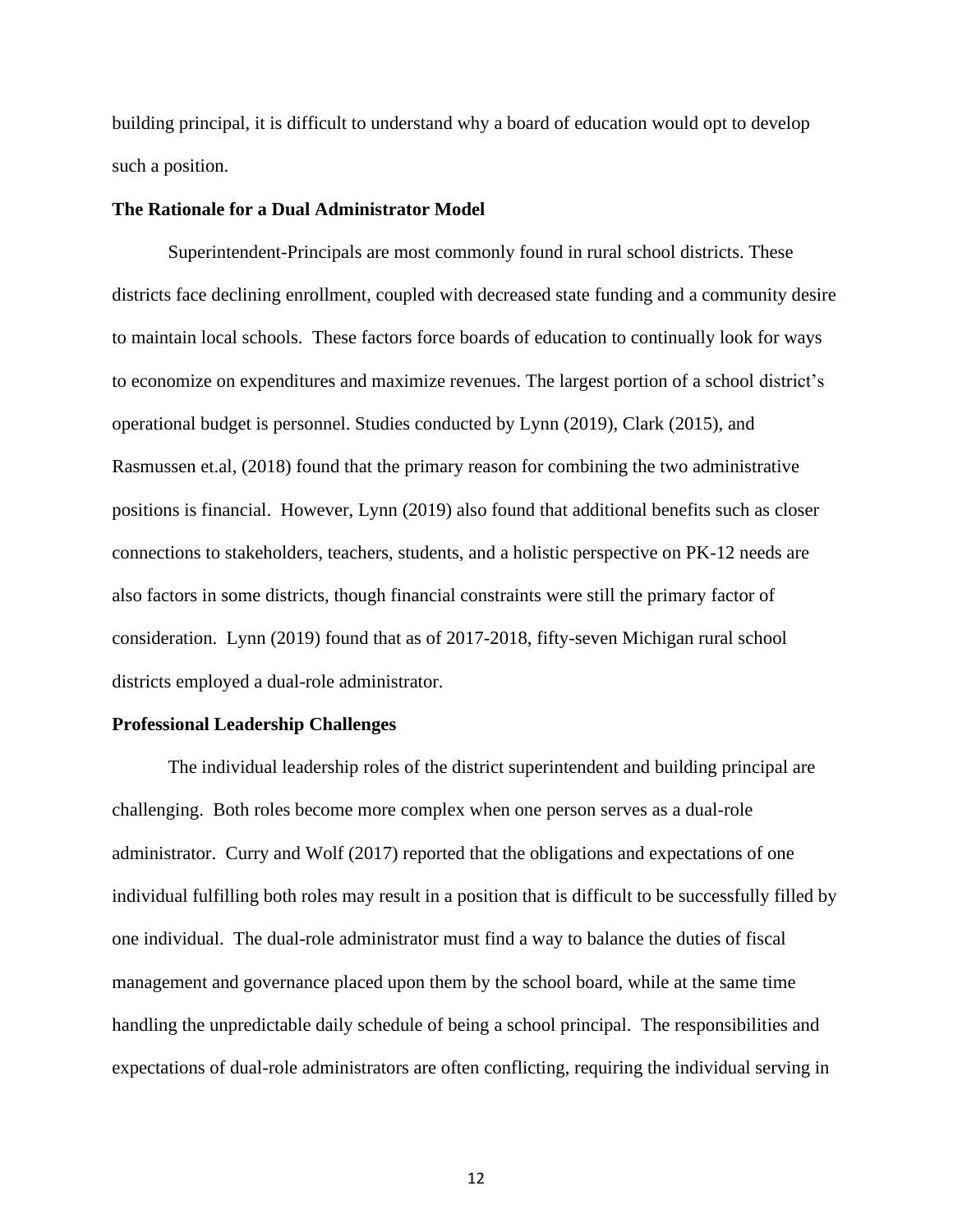building principal, it is difficult to understand why a board of education would opt to develop such a position.

**The Rationale for a Dual Administrator Model**

Superintendent-Principals are most commonly found in rural school districts. These districts face declining enrollment, coupled with decreased state funding and a community desire to maintain local schools. These factors force boards of education to continually look for ways to economize on expenditures and maximize revenues. The largest portion of a school district's operational budget is personnel. Studies conducted by Lynn (2019), Clark (2015), and Rasmussen et.al, (2018) found that the primary reason for combining the two administrative positions is financial. However, Lynn (2019) also found that additional benefits such as closer connections to stakeholders, teachers, students, and a holistic perspective on PK-12 needs are also factors in some districts, though financial constraints were still the primary factor of consideration. Lynn (2019) found that as of 2017-2018, fifty-seven Michigan rural school districts employed a dual-role administrator.

**Professional Leadership Challenges**

The individual leadership roles of the district superintendent and building principal are challenging. Both roles become more complex when one person serves as a dual-role administrator. Curry and Wolf (2017) reported that the obligations and expectations of one individual fulfilling both roles may result in a position that is difficult to be successfully filled by one individual. The dual-role administrator must find a way to balance the duties of fiscal management and governance placed upon them by the school board, while at the same time handling the unpredictable daily schedule of being a school principal. The responsibilities and expectations of dual-role administrators are often conflicting, requiring the individual serving in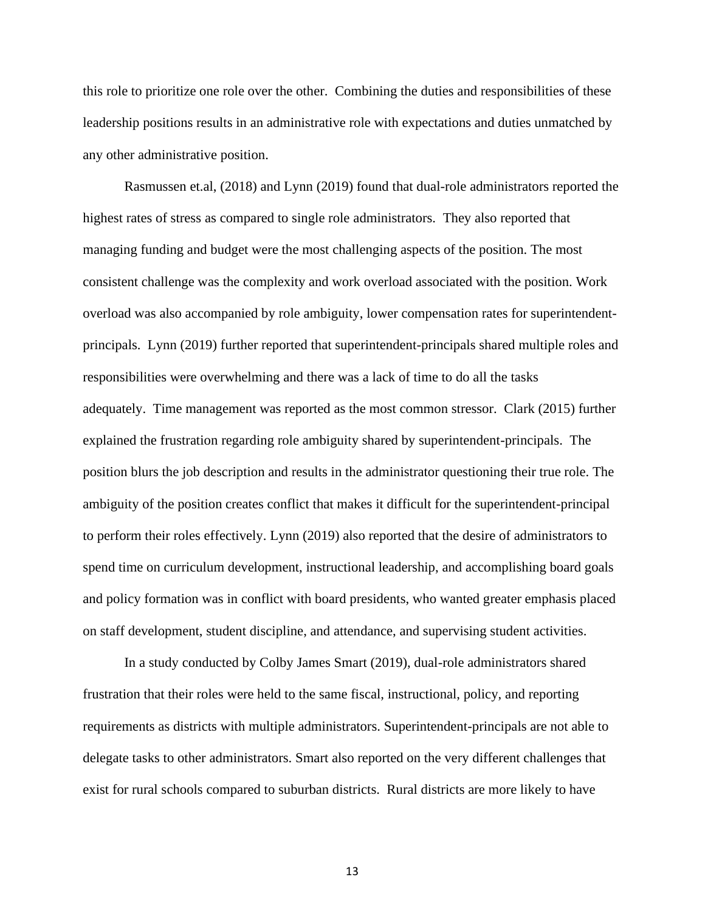this role to prioritize one role over the other. Combining the duties and responsibilities of these leadership positions results in an administrative role with expectations and duties unmatched by any other administrative position.

Rasmussen et.al, (2018) and Lynn (2019) found that dual-role administrators reported the highest rates of stress as compared to single role administrators. They also reported that managing funding and budget were the most challenging aspects of the position. The most consistent challenge was the complexity and work overload associated with the position. Work overload was also accompanied by role ambiguity, lower compensation rates for superintendent-principals. Lynn (2019) further reported that superintendent-principals shared multiple roles and responsibilities were overwhelming and there was a lack of time to do all the tasks adequately. Time management was reported as the most common stressor. Clark (2015) further explained the frustration regarding role ambiguity shared by superintendent-principals. The position blurs the job description and results in the administrator questioning their true role. The ambiguity of the position creates conflict that makes it difficult for the superintendent-principal to perform their roles effectively. Lynn (2019) also reported that the desire of administrators to spend time on curriculum development, instructional leadership, and accomplishing board goals and policy formation was in conflict with board presidents, who wanted greater emphasis placed on staff development, student discipline, and attendance, and supervising student activities.

In a study conducted by Colby James Smart (2019), dual-role administrators shared frustration that their roles were held to the same fiscal, instructional, policy, and reporting requirements as districts with multiple administrators. Superintendent-principals are not able to delegate tasks to other administrators. Smart also reported on the very different challenges that exist for rural schools compared to suburban districts. Rural districts are more likely to have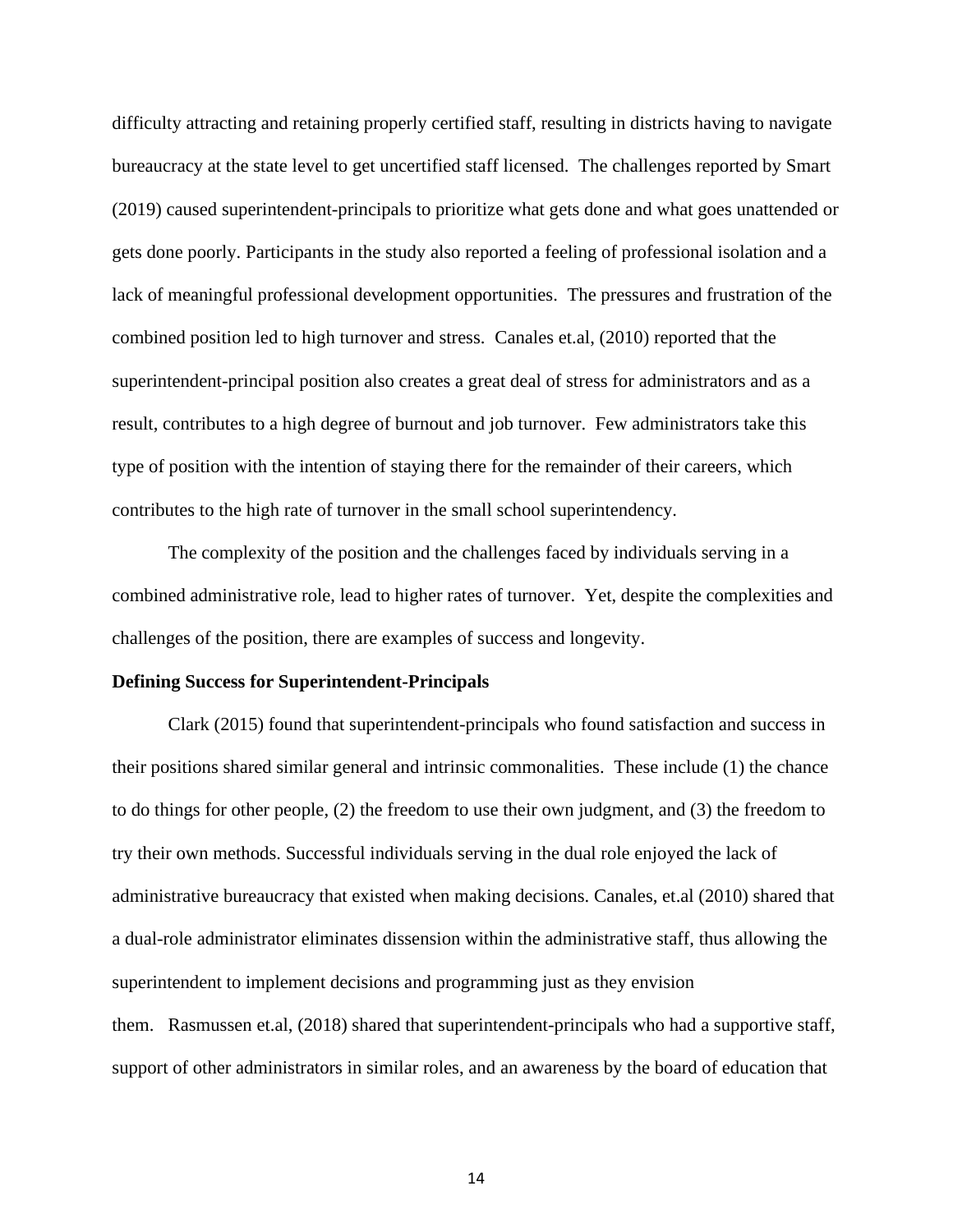difficulty attracting and retaining properly certified staff, resulting in districts having to navigate bureaucracy at the state level to get uncertified staff licensed. The challenges reported by Smart (2019) caused superintendent-principals to prioritize what gets done and what goes unattended or gets done poorly. Participants in the study also reported a feeling of professional isolation and a lack of meaningful professional development opportunities. The pressures and frustration of the combined position led to high turnover and stress. Canales et.al, (2010) reported that the superintendent-principal position also creates a great deal of stress for administrators and as a result, contributes to a high degree of burnout and job turnover. Few administrators take this type of position with the intention of staying there for the remainder of their careers, which contributes to the high rate of turnover in the small school superintendency.

The complexity of the position and the challenges faced by individuals serving in a combined administrative role, lead to higher rates of turnover. Yet, despite the complexities and challenges of the position, there are examples of success and longevity.

**Defining Success for Superintendent-Principals**

Clark (2015) found that superintendent-principals who found satisfaction and success in their positions shared similar general and intrinsic commonalities. These include (1) the chance to do things for other people, (2) the freedom to use their own judgment, and (3) the freedom to try their own methods. Successful individuals serving in the dual role enjoyed the lack of administrative bureaucracy that existed when making decisions. Canales, et.al (2010) shared that a dual-role administrator eliminates dissension within the administrative staff, thus allowing the superintendent to implement decisions and programming just as they envision them. Rasmussen et.al, (2018) shared that superintendent-principals who had a supportive staff, support of other administrators in similar roles, and an awareness by the board of education that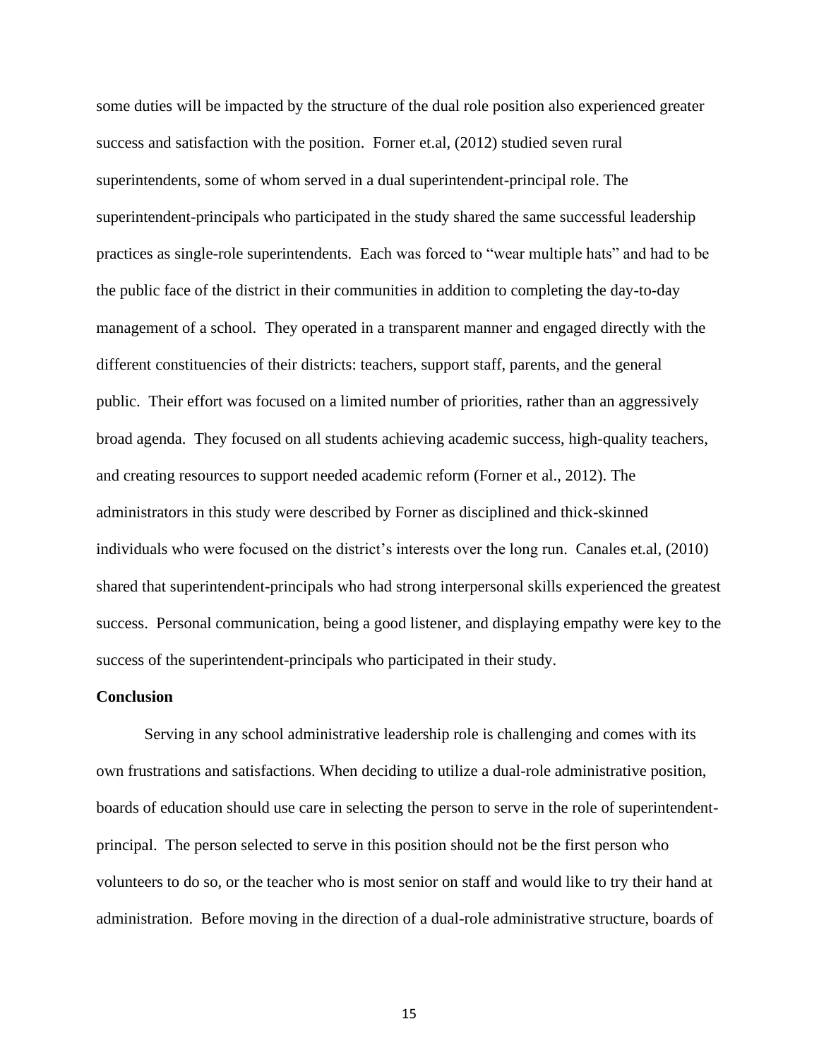some duties will be impacted by the structure of the dual role position also experienced greater success and satisfaction with the position. Forner et.al, (2012) studied seven rural superintendents, some of whom served in a dual superintendent-principal role. The superintendent-principals who participated in the study shared the same successful leadership practices as single-role superintendents. Each was forced to "wear multiple hats" and had to be the public face of the district in their communities in addition to completing the day-to-day management of a school. They operated in a transparent manner and engaged directly with the different constituencies of their districts: teachers, support staff, parents, and the general public. Their effort was focused on a limited number of priorities, rather than an aggressively broad agenda. They focused on all students achieving academic success, high-quality teachers, and creating resources to support needed academic reform (Forner et al., 2012). The administrators in this study were described by Forner as disciplined and thick-skinned individuals who were focused on the district's interests over the long run. Canales et.al, (2010) shared that superintendent-principals who had strong interpersonal skills experienced the greatest success. Personal communication, being a good listener, and displaying empathy were key to the success of the superintendent-principals who participated in their study.

**Conclusion**

Serving in any school administrative leadership role is challenging and comes with its own frustrations and satisfactions. When deciding to utilize a dual-role administrative position, boards of education should use care in selecting the person to serve in the role of superintendent-principal. The person selected to serve in this position should not be the first person who volunteers to do so, or the teacher who is most senior on staff and would like to try their hand at administration. Before moving in the direction of a dual-role administrative structure, boards of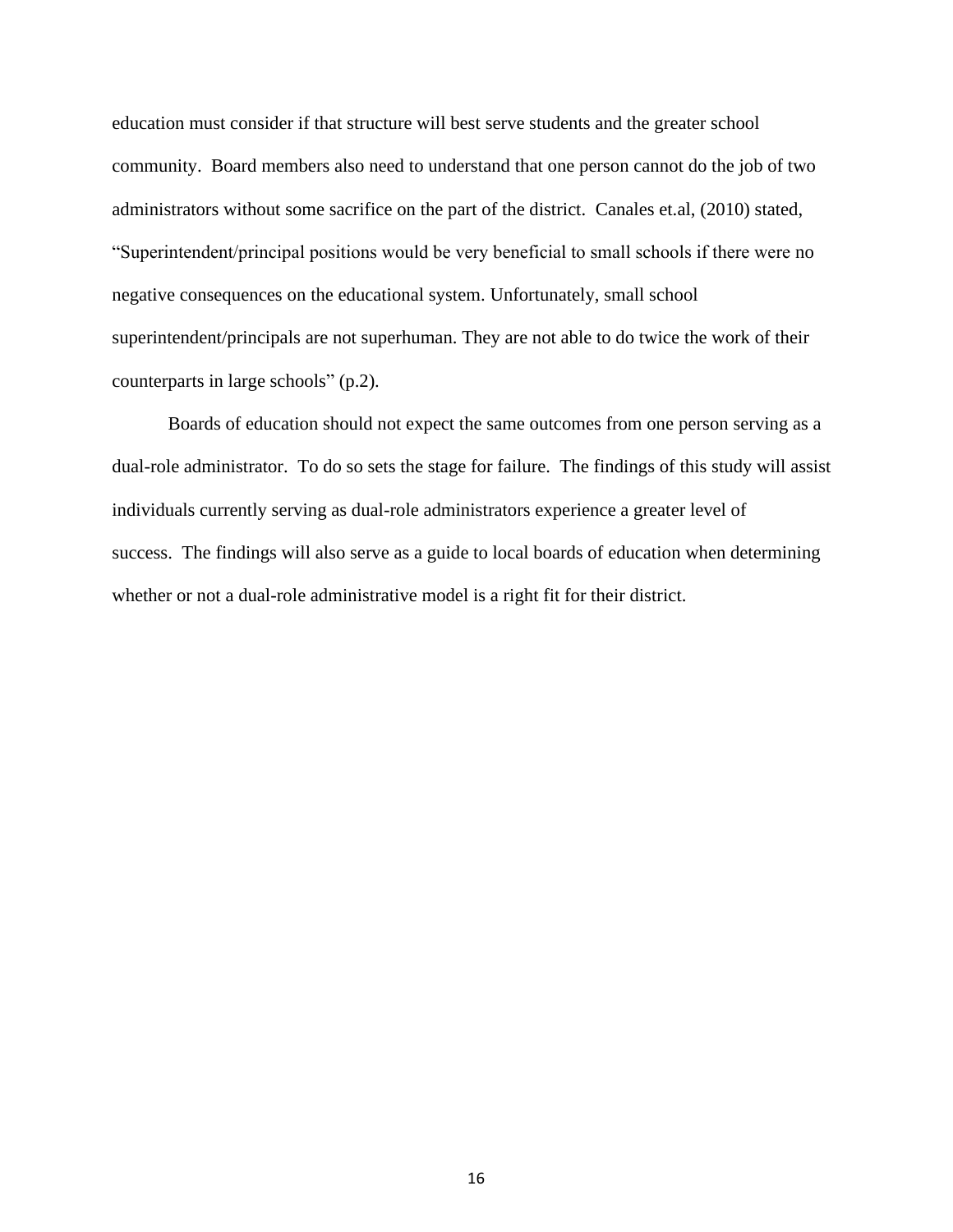education must consider if that structure will best serve students and the greater school community. Board members also need to understand that one person cannot do the job of two administrators without some sacrifice on the part of the district. Canales et.al, (2010) stated, "Superintendent/principal positions would be very beneficial to small schools if there were no negative consequences on the educational system. Unfortunately, small school superintendent/principals are not superhuman. They are not able to do twice the work of their counterparts in large schools" (p.2).

Boards of education should not expect the same outcomes from one person serving as a dual-role administrator. To do so sets the stage for failure. The findings of this study will assist individuals currently serving as dual-role administrators experience a greater level of success. The findings will also serve as a guide to local boards of education when determining whether or not a dual-role administrative model is a right fit for their district.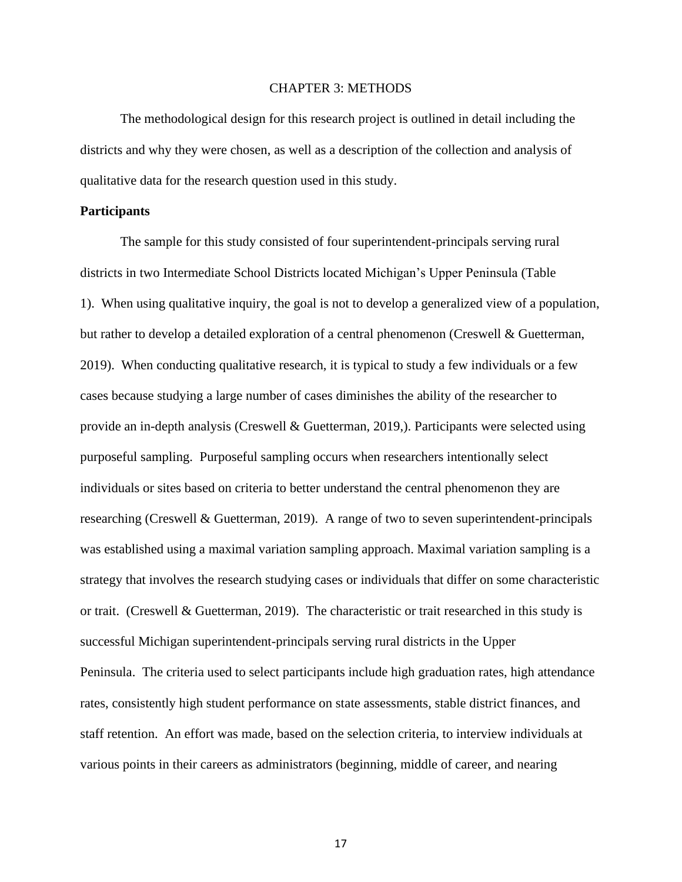# CHAPTER 3: METHODS

The methodological design for this research project is outlined in detail including the districts and why they were chosen, as well as a description of the collection and analysis of qualitative data for the research question used in this study.

## Participants

The sample for this study consisted of four superintendent-principals serving rural districts in two Intermediate School Districts located Michigan's Upper Peninsula (Table 1). When using qualitative inquiry, the goal is not to develop a generalized view of a population, but rather to develop a detailed exploration of a central phenomenon (Creswell & Guetterman, 2019). When conducting qualitative research, it is typical to study a few individuals or a few cases because studying a large number of cases diminishes the ability of the researcher to provide an in-depth analysis (Creswell & Guetterman, 2019,). Participants were selected using purposeful sampling. Purposeful sampling occurs when researchers intentionally select individuals or sites based on criteria to better understand the central phenomenon they are researching (Creswell & Guetterman, 2019). A range of two to seven superintendent-principals was established using a maximal variation sampling approach. Maximal variation sampling is a strategy that involves the research studying cases or individuals that differ on some characteristic or trait. (Creswell & Guetterman, 2019). The characteristic or trait researched in this study is successful Michigan superintendent-principals serving rural districts in the Upper Peninsula. The criteria used to select participants include high graduation rates, high attendance rates, consistently high student performance on state assessments, stable district finances, and staff retention. An effort was made, based on the selection criteria, to interview individuals at various points in their careers as administrators (beginning, middle of career, and nearing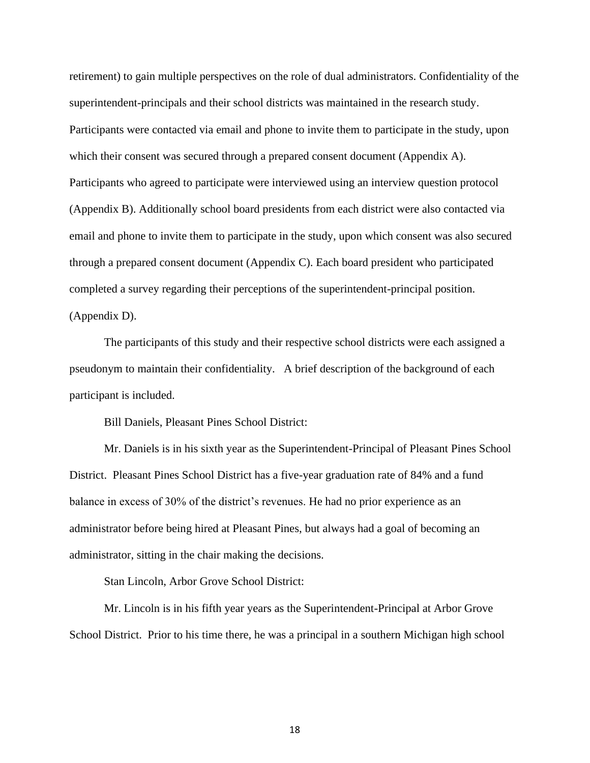retirement) to gain multiple perspectives on the role of dual administrators. Confidentiality of the superintendent-principals and their school districts was maintained in the research study. Participants were contacted via email and phone to invite them to participate in the study, upon which their consent was secured through a prepared consent document (Appendix A). Participants who agreed to participate were interviewed using an interview question protocol (Appendix B). Additionally school board presidents from each district were also contacted via email and phone to invite them to participate in the study, upon which consent was also secured through a prepared consent document (Appendix C). Each board president who participated completed a survey regarding their perceptions of the superintendent-principal position. (Appendix D).

The participants of this study and their respective school districts were each assigned a pseudonym to maintain their confidentiality. A brief description of the background of each participant is included.

Bill Daniels, Pleasant Pines School District:

Mr. Daniels is in his sixth year as the Superintendent-Principal of Pleasant Pines School District. Pleasant Pines School District has a five-year graduation rate of 84% and a fund balance in excess of 30% of the district's revenues. He had no prior experience as an administrator before being hired at Pleasant Pines, but always had a goal of becoming an administrator, sitting in the chair making the decisions.

Stan Lincoln, Arbor Grove School District:

Mr. Lincoln is in his fifth year years as the Superintendent-Principal at Arbor Grove School District. Prior to his time there, he was a principal in a southern Michigan high school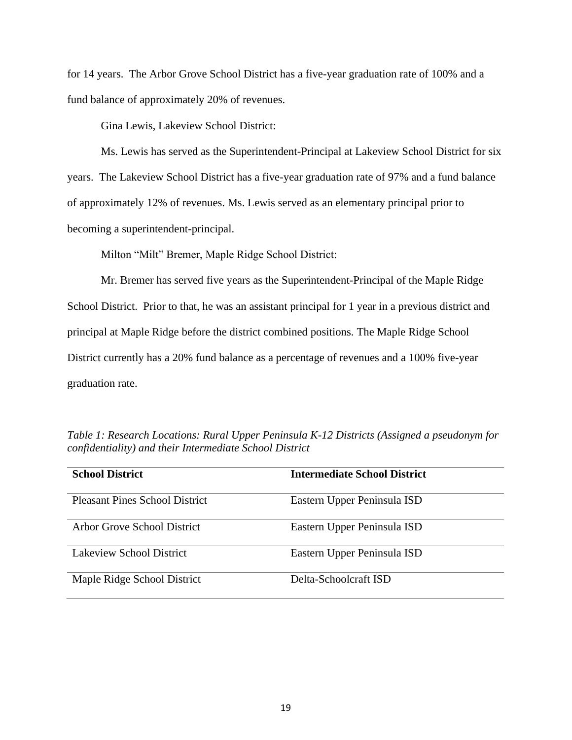for 14 years. The Arbor Grove School District has a five-year graduation rate of 100% and a fund balance of approximately 20% of revenues.

Gina Lewis, Lakeview School District:

Ms. Lewis has served as the Superintendent-Principal at Lakeview School District for six years. The Lakeview School District has a five-year graduation rate of 97% and a fund balance of approximately 12% of revenues. Ms. Lewis served as an elementary principal prior to becoming a superintendent-principal.

Milton "Milt" Bremer, Maple Ridge School District:

Mr. Bremer has served five years as the Superintendent-Principal of the Maple Ridge School District. Prior to that, he was an assistant principal for 1 year in a previous district and principal at Maple Ridge before the district combined positions. The Maple Ridge School District currently has a 20% fund balance as a percentage of revenues and a 100% five-year graduation rate.

*Table 1: Research Locations: Rural Upper Peninsula K-12 Districts (Assigned a pseudonym for confidentiality) and their Intermediate School District*

| **School District** | **Intermediate School District** |
| --- | --- |
| Pleasant Pines School District | Eastern Upper Peninsula ISD |
| Arbor Grove School District | Eastern Upper Peninsula ISD |
| Lakeview School District | Eastern Upper Peninsula ISD |
| Maple Ridge School District | Delta-Schoolcraft ISD |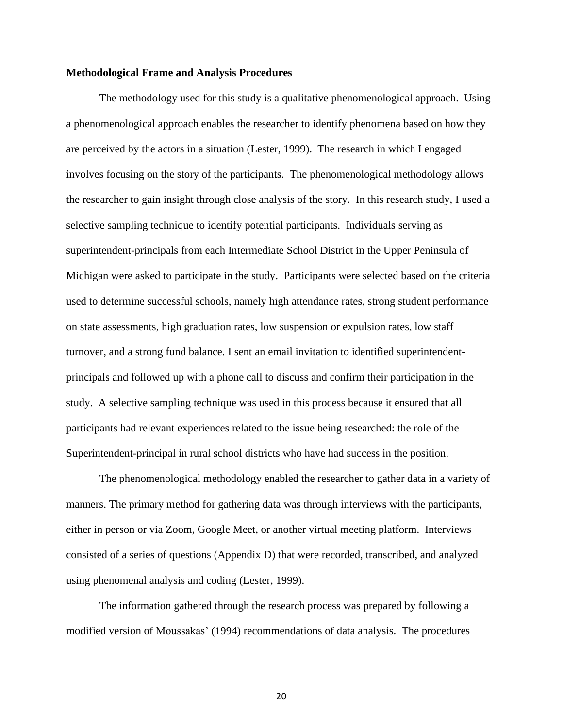**Methodological Frame and Analysis Procedures**

The methodology used for this study is a qualitative phenomenological approach. Using a phenomenological approach enables the researcher to identify phenomena based on how they are perceived by the actors in a situation (Lester, 1999). The research in which I engaged involves focusing on the story of the participants. The phenomenological methodology allows the researcher to gain insight through close analysis of the story. In this research study, I used a selective sampling technique to identify potential participants. Individuals serving as superintendent-principals from each Intermediate School District in the Upper Peninsula of Michigan were asked to participate in the study. Participants were selected based on the criteria used to determine successful schools, namely high attendance rates, strong student performance on state assessments, high graduation rates, low suspension or expulsion rates, low staff turnover, and a strong fund balance. I sent an email invitation to identified superintendent-principals and followed up with a phone call to discuss and confirm their participation in the study. A selective sampling technique was used in this process because it ensured that all participants had relevant experiences related to the issue being researched: the role of the Superintendent-principal in rural school districts who have had success in the position.

The phenomenological methodology enabled the researcher to gather data in a variety of manners. The primary method for gathering data was through interviews with the participants, either in person or via Zoom, Google Meet, or another virtual meeting platform. Interviews consisted of a series of questions (Appendix D) that were recorded, transcribed, and analyzed using phenomenal analysis and coding (Lester, 1999).

The information gathered through the research process was prepared by following a modified version of Moussakas' (1994) recommendations of data analysis. The procedures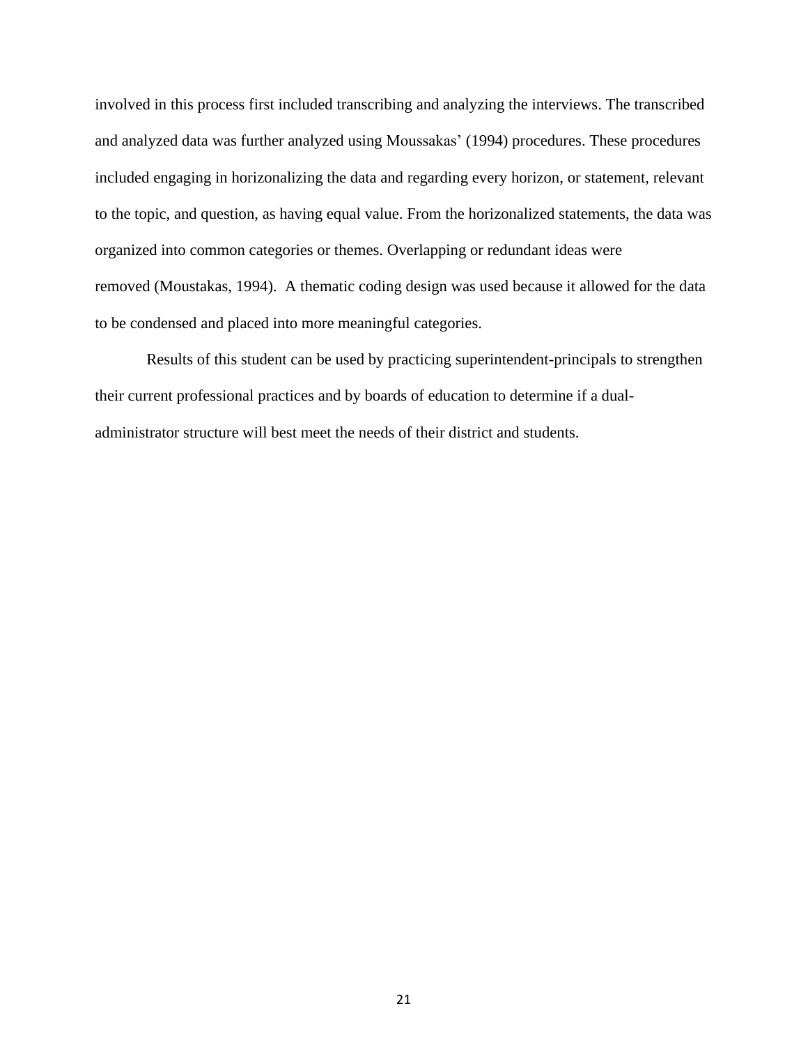involved in this process first included transcribing and analyzing the interviews. The transcribed and analyzed data was further analyzed using Moussakas' (1994) procedures. These procedures included engaging in horizonalizing the data and regarding every horizon, or statement, relevant to the topic, and question, as having equal value. From the horizonalized statements, the data was organized into common categories or themes. Overlapping or redundant ideas were removed (Moustakas, 1994). A thematic coding design was used because it allowed for the data to be condensed and placed into more meaningful categories.

Results of this student can be used by practicing superintendent-principals to strengthen their current professional practices and by boards of education to determine if a dual-administrator structure will best meet the needs of their district and students.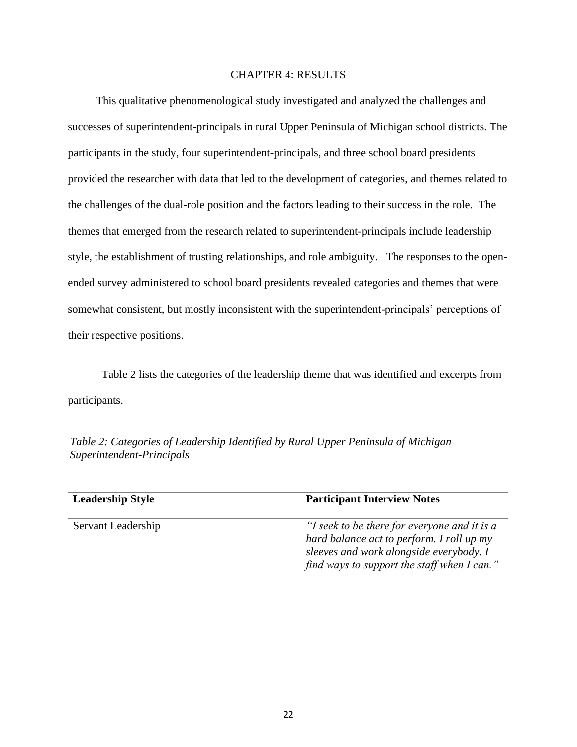# CHAPTER 4: RESULTS

This qualitative phenomenological study investigated and analyzed the challenges and successes of superintendent-principals in rural Upper Peninsula of Michigan school districts. The participants in the study, four superintendent-principals, and three school board presidents provided the researcher with data that led to the development of categories, and themes related to the challenges of the dual-role position and the factors leading to their success in the role. The themes that emerged from the research related to superintendent-principals include leadership style, the establishment of trusting relationships, and role ambiguity. The responses to the open-ended survey administered to school board presidents revealed categories and themes that were somewhat consistent, but mostly inconsistent with the superintendent-principals' perceptions of their respective positions.

Table 2 lists the categories of the leadership theme that was identified and excerpts from participants.

*Table 2: Categories of Leadership Identified by Rural Upper Peninsula of Michigan Superintendent-Principals*

| **Leadership Style** | **Participant Interview Notes** |
|---|---|
| Servant Leadership | *"I seek to be there for everyone and it is a hard balance act to perform. I roll up my sleeves and work alongside everybody. I find ways to support the staff when I can."* |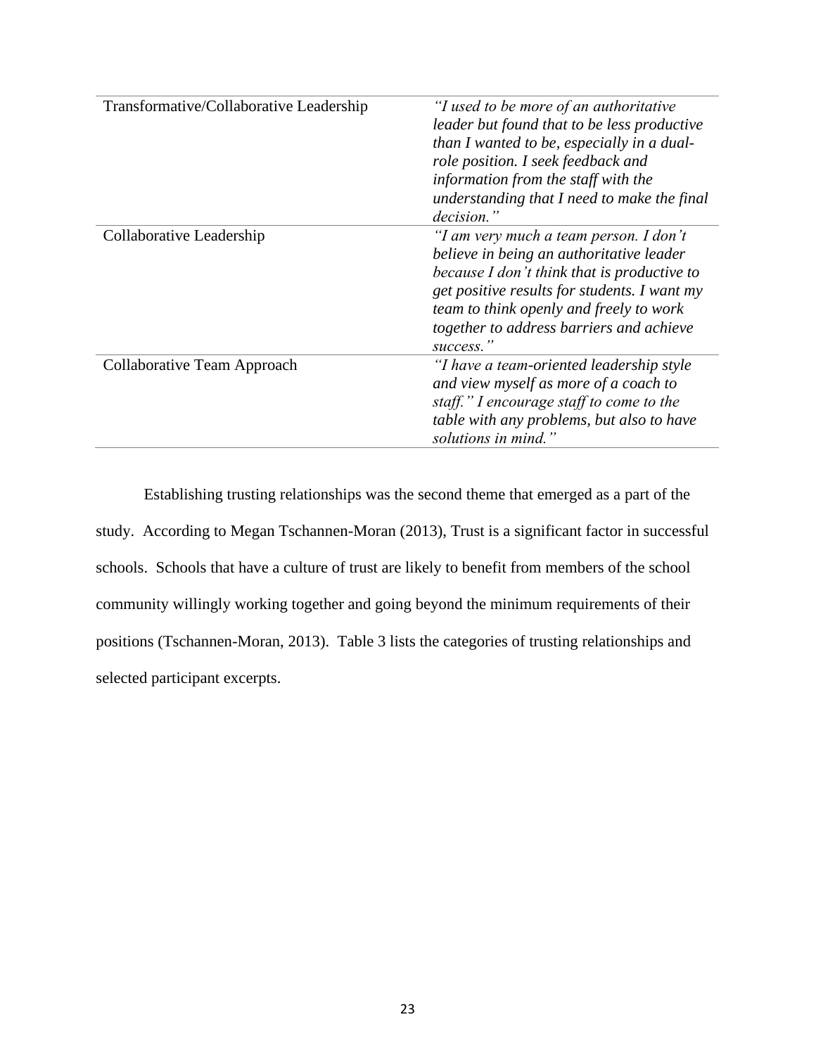| | |
|---|---|
| Transformative/Collaborative Leadership | *"I used to be more of an authoritative leader but found that to be less productive than I wanted to be, especially in a dual-role position. I seek feedback and information from the staff with the understanding that I need to make the final decision."* |
| Collaborative Leadership | *"I am very much a team person. I don't believe in being an authoritative leader because I don't think that is productive to get positive results for students. I want my team to think openly and freely to work together to address barriers and achieve success."* |
| Collaborative Team Approach | *"I have a team-oriented leadership style and view myself as more of a coach to staff." I encourage staff to come to the table with any problems, but also to have solutions in mind."* |

Establishing trusting relationships was the second theme that emerged as a part of the study. According to Megan Tschannen-Moran (2013), Trust is a significant factor in successful schools. Schools that have a culture of trust are likely to benefit from members of the school community willingly working together and going beyond the minimum requirements of their positions (Tschannen-Moran, 2013). Table 3 lists the categories of trusting relationships and selected participant excerpts.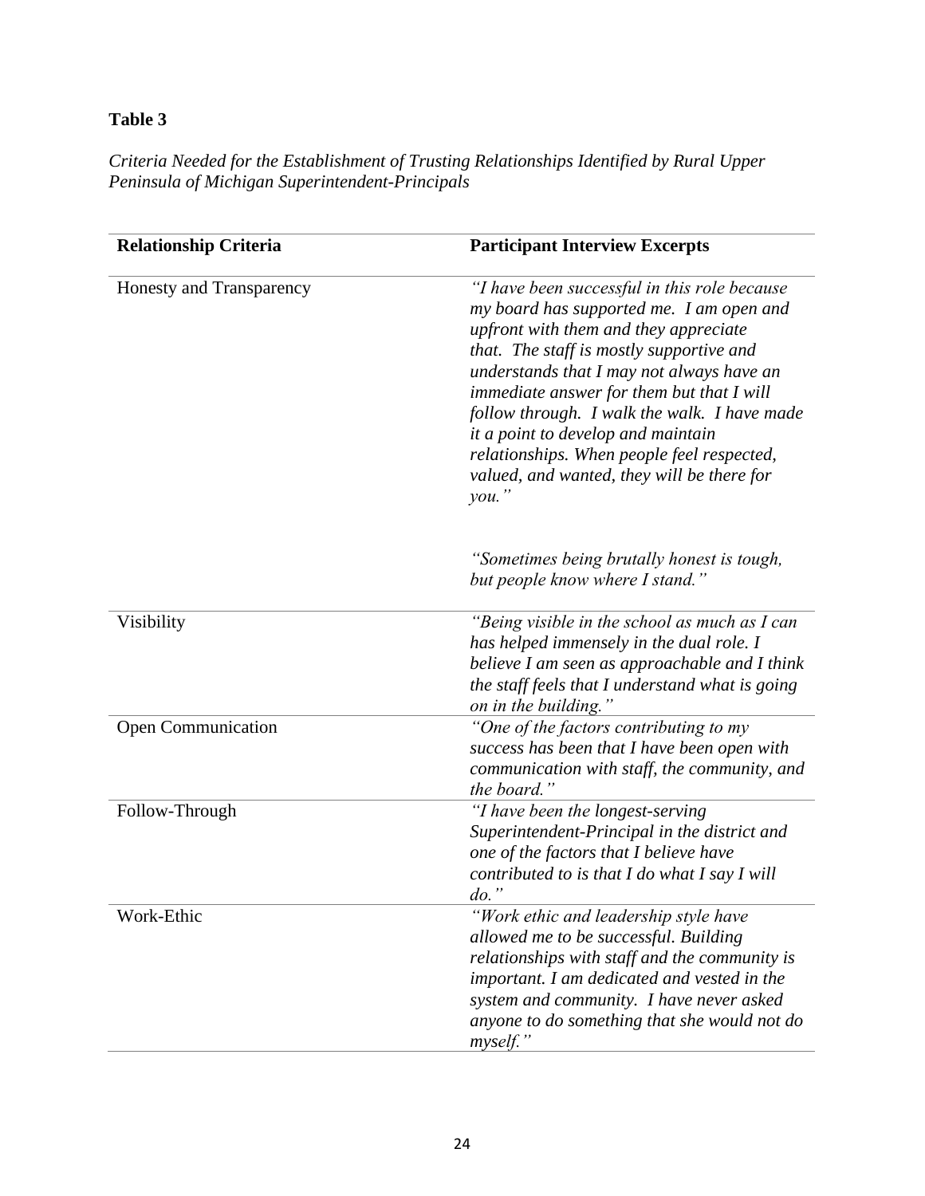**Table 3**

*Criteria Needed for the Establishment of Trusting Relationships Identified by Rural Upper Peninsula of Michigan Superintendent-Principals*

| Relationship Criteria | Participant Interview Excerpts |
|---|---|
| Honesty and Transparency | *"I have been successful in this role because my board has supported me. I am open and upfront with them and they appreciate that. The staff is mostly supportive and understands that I may not always have an immediate answer for them but that I will follow through. I walk the walk. I have made it a point to develop and maintain relationships. When people feel respected, valued, and wanted, they will be there for you."*<br><br>*"Sometimes being brutally honest is tough, but people know where I stand."* |
| Visibility | *"Being visible in the school as much as I can has helped immensely in the dual role. I believe I am seen as approachable and I think the staff feels that I understand what is going on in the building."* |
| Open Communication | *"One of the factors contributing to my success has been that I have been open with communication with staff, the community, and the board."* |
| Follow-Through | *"I have been the longest-serving Superintendent-Principal in the district and one of the factors that I believe have contributed to is that I do what I say I will do."* |
| Work-Ethic | *"Work ethic and leadership style have allowed me to be successful. Building relationships with staff and the community is important. I am dedicated and vested in the system and community. I have never asked anyone to do something that she would not do myself."* |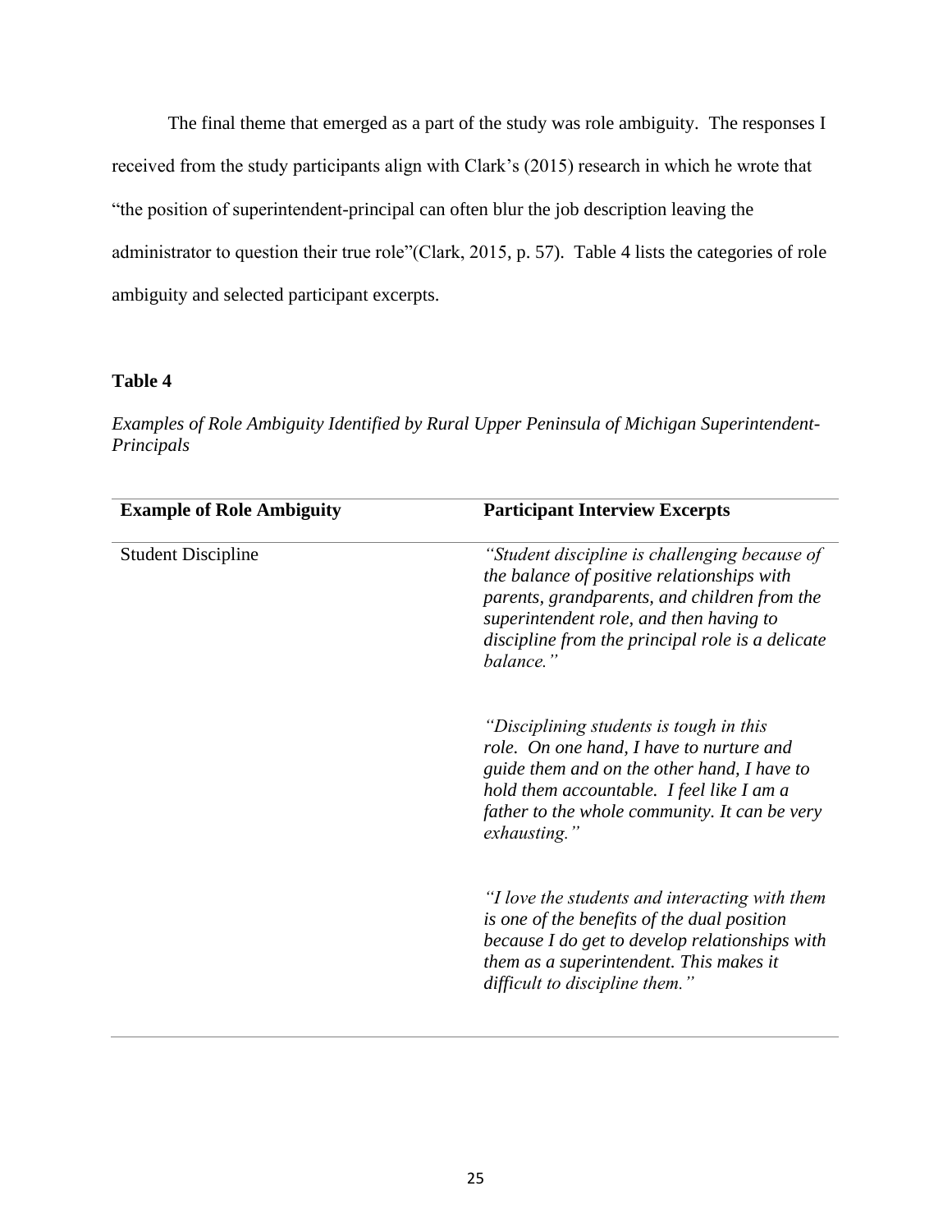The final theme that emerged as a part of the study was role ambiguity. The responses I received from the study participants align with Clark's (2015) research in which he wrote that "the position of superintendent-principal can often blur the job description leaving the administrator to question their true role"(Clark, 2015, p. 57). Table 4 lists the categories of role ambiguity and selected participant excerpts.

**Table 4**

*Examples of Role Ambiguity Identified by Rural Upper Peninsula of Michigan Superintendent-Principals*

| Example of Role Ambiguity | Participant Interview Excerpts |
|---|---|
| Student Discipline | *"Student discipline is challenging because of the balance of positive relationships with parents, grandparents, and children from the superintendent role, and then having to discipline from the principal role is a delicate balance."* |
| | *"Disciplining students is tough in this role. On one hand, I have to nurture and guide them and on the other hand, I have to hold them accountable. I feel like I am a father to the whole community. It can be very exhausting."* |
| | *"I love the students and interacting with them is one of the benefits of the dual position because I do get to develop relationships with them as a superintendent. This makes it difficult to discipline them."* |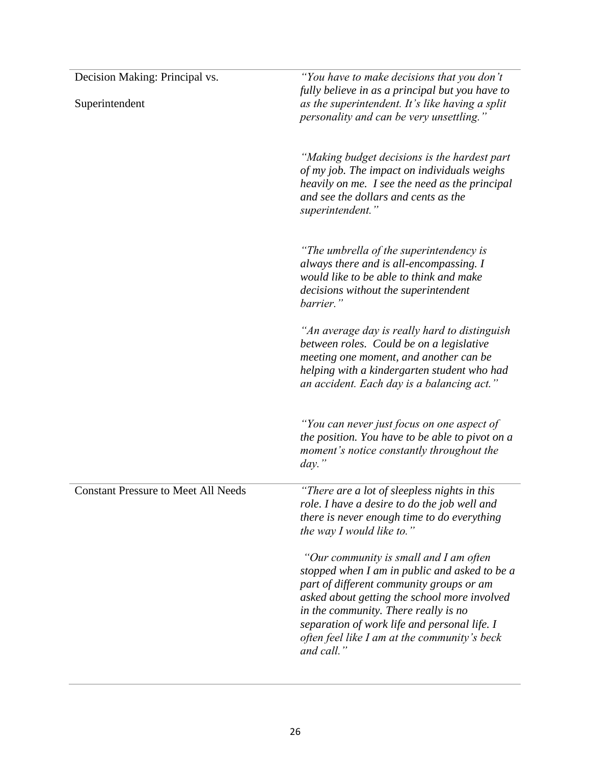| | |
|---|---|
| Decision Making: Principal vs. Superintendent | *"You have to make decisions that you don't fully believe in as a principal but you have to as the superintendent. It's like having a split personality and can be very unsettling."* <br><br> *"Making budget decisions is the hardest part of my job. The impact on individuals weighs heavily on me. I see the need as the principal and see the dollars and cents as the superintendent."* <br><br> *"The umbrella of the superintendency is always there and is all-encompassing. I would like to be able to think and make decisions without the superintendent barrier."* <br><br> *"An average day is really hard to distinguish between roles. Could be on a legislative meeting one moment, and another can be helping with a kindergarten student who had an accident. Each day is a balancing act."* <br><br> *"You can never just focus on one aspect of the position. You have to be able to pivot on a moment's notice constantly throughout the day."* |
| Constant Pressure to Meet All Needs | *"There are a lot of sleepless nights in this role. I have a desire to do the job well and there is never enough time to do everything the way I would like to."* <br><br> *"Our community is small and I am often stopped when I am in public and asked to be a part of different community groups or am asked about getting the school more involved in the community. There really is no separation of work life and personal life. I often feel like I am at the community's beck and call."* |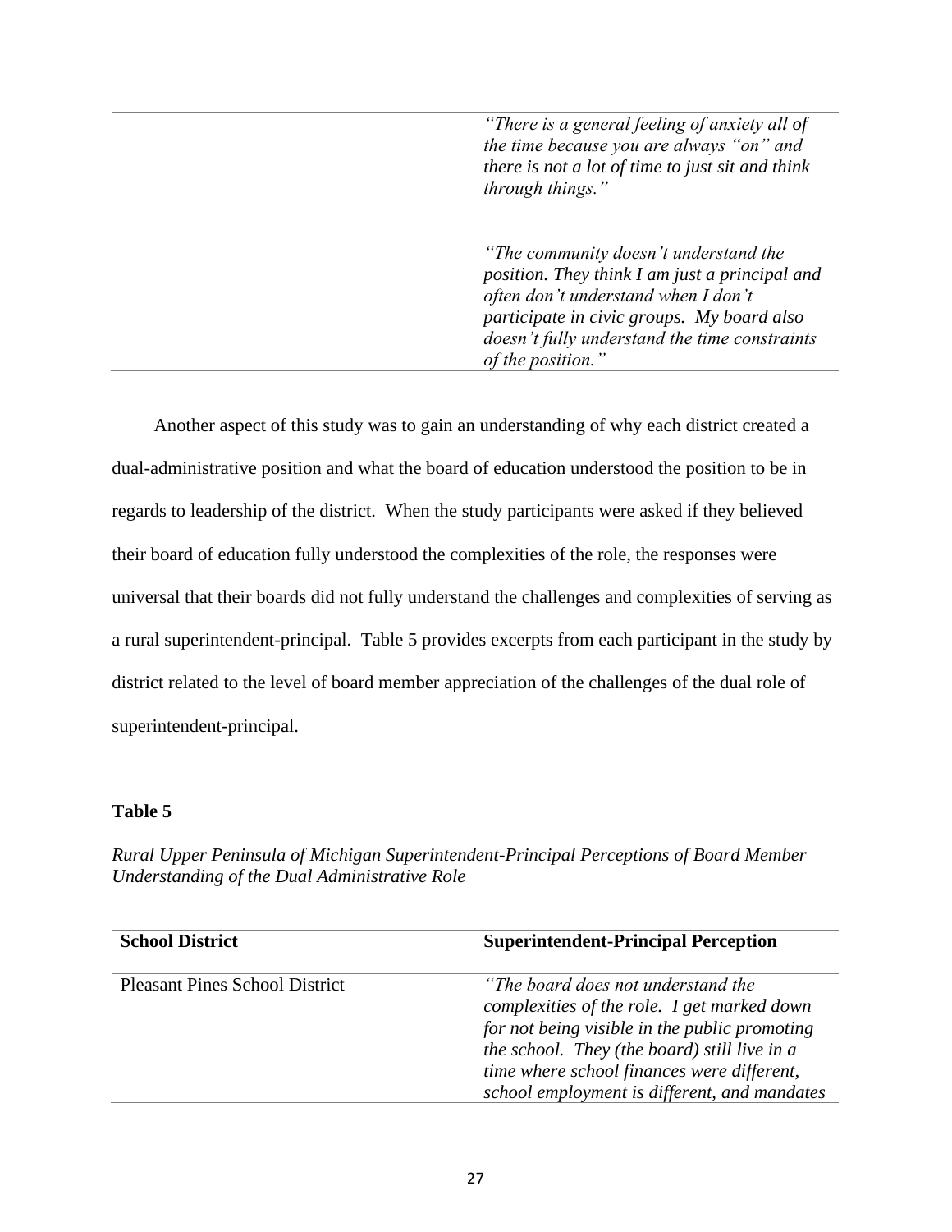| | |
|---|---|
| | *"There is a general feeling of anxiety all of the time because you are always "on" and there is not a lot of time to just sit and think through things."* <br><br> *"The community doesn't understand the position. They think I am just a principal and often don't understand when I don't participate in civic groups. My board also doesn't fully understand the time constraints of the position."* |

Another aspect of this study was to gain an understanding of why each district created a dual-administrative position and what the board of education understood the position to be in regards to leadership of the district. When the study participants were asked if they believed their board of education fully understood the complexities of the role, the responses were universal that their boards did not fully understand the challenges and complexities of serving as a rural superintendent-principal. Table 5 provides excerpts from each participant in the study by district related to the level of board member appreciation of the challenges of the dual role of superintendent-principal.

**Table 5**

*Rural Upper Peninsula of Michigan Superintendent-Principal Perceptions of Board Member Understanding of the Dual Administrative Role*

| **School District** | **Superintendent-Principal Perception** |
|---|---|
| Pleasant Pines School District | *"The board does not understand the complexities of the role. I get marked down for not being visible in the public promoting the school. They (the board) still live in a time where school finances were different, school employment is different, and mandates* |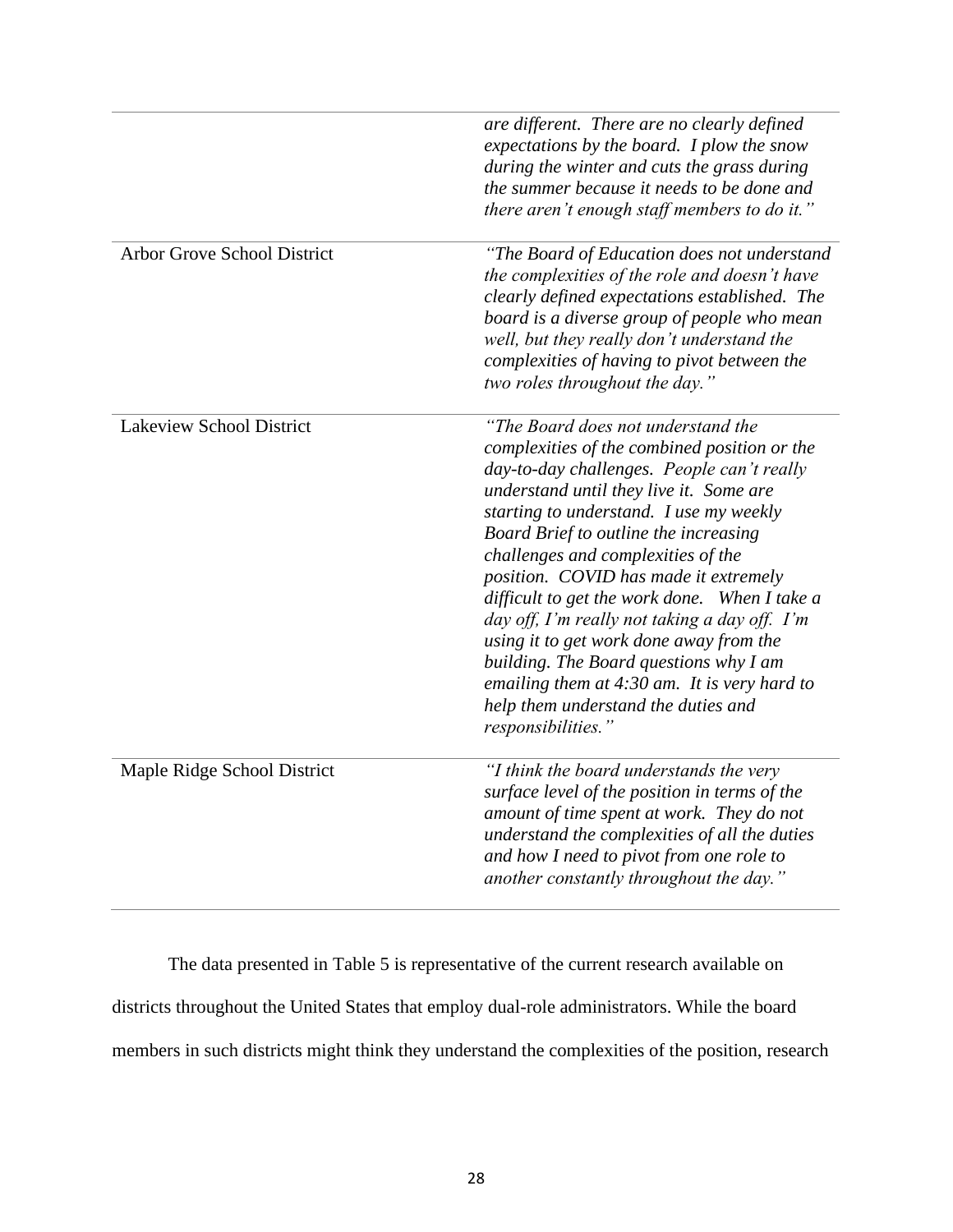| | |
|---|---|
| | *are different. There are no clearly defined expectations by the board. I plow the snow during the winter and cuts the grass during the summer because it needs to be done and there aren't enough staff members to do it."* |
| Arbor Grove School District | *"The Board of Education does not understand the complexities of the role and doesn't have clearly defined expectations established. The board is a diverse group of people who mean well, but they really don't understand the complexities of having to pivot between the two roles throughout the day."* |
| Lakeview School District | *"The Board does not understand the complexities of the combined position or the day-to-day challenges. People can't really understand until they live it. Some are starting to understand. I use my weekly Board Brief to outline the increasing challenges and complexities of the position. COVID has made it extremely difficult to get the work done. When I take a day off, I'm really not taking a day off. I'm using it to get work done away from the building. The Board questions why I am emailing them at 4:30 am. It is very hard to help them understand the duties and responsibilities."* |
| Maple Ridge School District | *"I think the board understands the very surface level of the position in terms of the amount of time spent at work. They do not understand the complexities of all the duties and how I need to pivot from one role to another constantly throughout the day."* |

The data presented in Table 5 is representative of the current research available on districts throughout the United States that employ dual-role administrators. While the board members in such districts might think they understand the complexities of the position, research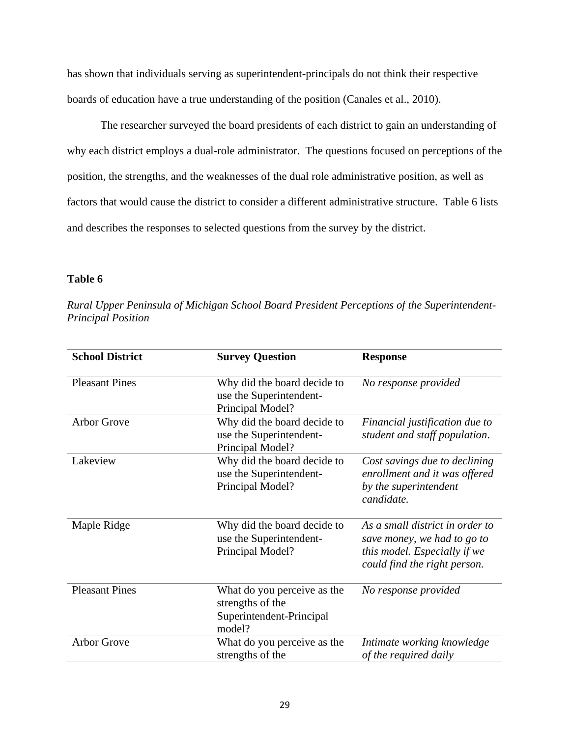has shown that individuals serving as superintendent-principals do not think their respective boards of education have a true understanding of the position (Canales et al., 2010).

The researcher surveyed the board presidents of each district to gain an understanding of why each district employs a dual-role administrator. The questions focused on perceptions of the position, the strengths, and the weaknesses of the dual role administrative position, as well as factors that would cause the district to consider a different administrative structure. Table 6 lists and describes the responses to selected questions from the survey by the district.

**Table 6**

*Rural Upper Peninsula of Michigan School Board President Perceptions of the Superintendent-Principal Position*

| School District | Survey Question | Response |
|---|---|---|
| Pleasant Pines | Why did the board decide to use the Superintendent-Principal Model? | *No response provided* |
| Arbor Grove | Why did the board decide to use the Superintendent-Principal Model? | *Financial justification due to student and staff population.* |
| Lakeview | Why did the board decide to use the Superintendent-Principal Model? | *Cost savings due to declining enrollment and it was offered by the superintendent candidate.* |
| Maple Ridge | Why did the board decide to use the Superintendent-Principal Model? | *As a small district in order to save money, we had to go to this model. Especially if we could find the right person.* |
| Pleasant Pines | What do you perceive as the strengths of the Superintendent-Principal model? | *No response provided* |
| Arbor Grove | What do you perceive as the strengths of the | *Intimate working knowledge of the required daily* |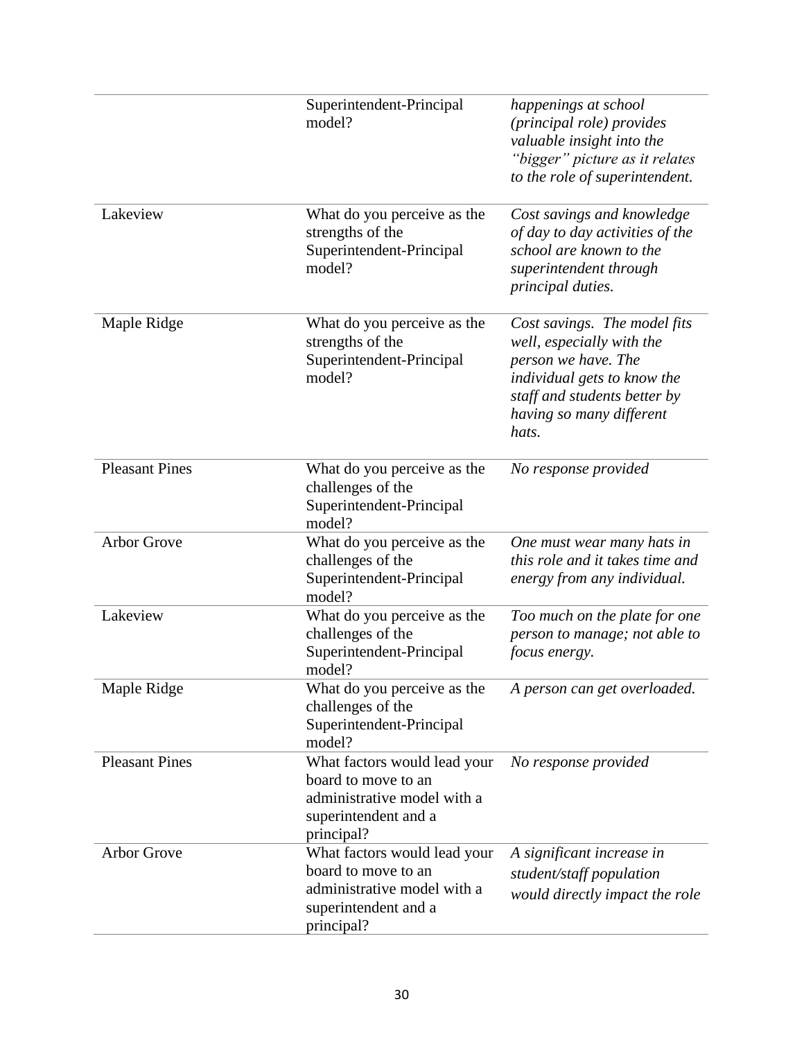| | | |
|---|---|---|
| | Superintendent-Principal model? | *happenings at school (principal role) provides valuable insight into the "bigger" picture as it relates to the role of superintendent.* |
| Lakeview | What do you perceive as the strengths of the Superintendent-Principal model? | *Cost savings and knowledge of day to day activities of the school are known to the superintendent through principal duties.* |
| Maple Ridge | What do you perceive as the strengths of the Superintendent-Principal model? | *Cost savings. The model fits well, especially with the person we have. The individual gets to know the staff and students better by having so many different hats.* |
| Pleasant Pines | What do you perceive as the challenges of the Superintendent-Principal model? | *No response provided* |
| Arbor Grove | What do you perceive as the challenges of the Superintendent-Principal model? | *One must wear many hats in this role and it takes time and energy from any individual.* |
| Lakeview | What do you perceive as the challenges of the Superintendent-Principal model? | *Too much on the plate for one person to manage; not able to focus energy.* |
| Maple Ridge | What do you perceive as the challenges of the Superintendent-Principal model? | *A person can get overloaded.* |
| Pleasant Pines | What factors would lead your board to move to an administrative model with a superintendent and a principal? | *No response provided* |
| Arbor Grove | What factors would lead your board to move to an administrative model with a superintendent and a principal? | *A significant increase in student/staff population would directly impact the role* |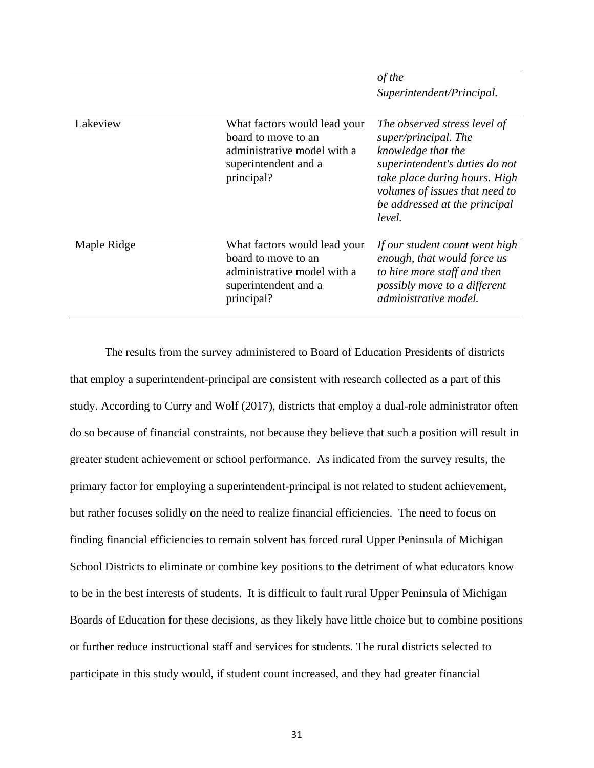| | | *of the Superintendent/Principal.* |
|---|---|---|
| Lakeview | What factors would lead your board to move to an administrative model with a superintendent and a principal? | *The observed stress level of super/principal. The knowledge that the superintendent's duties do not take place during hours. High volumes of issues that need to be addressed at the principal level.* |
| Maple Ridge | What factors would lead your board to move to an administrative model with a superintendent and a principal? | *If our student count went high enough, that would force us to hire more staff and then possibly move to a different administrative model.* |

The results from the survey administered to Board of Education Presidents of districts that employ a superintendent-principal are consistent with research collected as a part of this study. According to Curry and Wolf (2017), districts that employ a dual-role administrator often do so because of financial constraints, not because they believe that such a position will result in greater student achievement or school performance. As indicated from the survey results, the primary factor for employing a superintendent-principal is not related to student achievement, but rather focuses solidly on the need to realize financial efficiencies. The need to focus on finding financial efficiencies to remain solvent has forced rural Upper Peninsula of Michigan School Districts to eliminate or combine key positions to the detriment of what educators know to be in the best interests of students. It is difficult to fault rural Upper Peninsula of Michigan Boards of Education for these decisions, as they likely have little choice but to combine positions or further reduce instructional staff and services for students. The rural districts selected to participate in this study would, if student count increased, and they had greater financial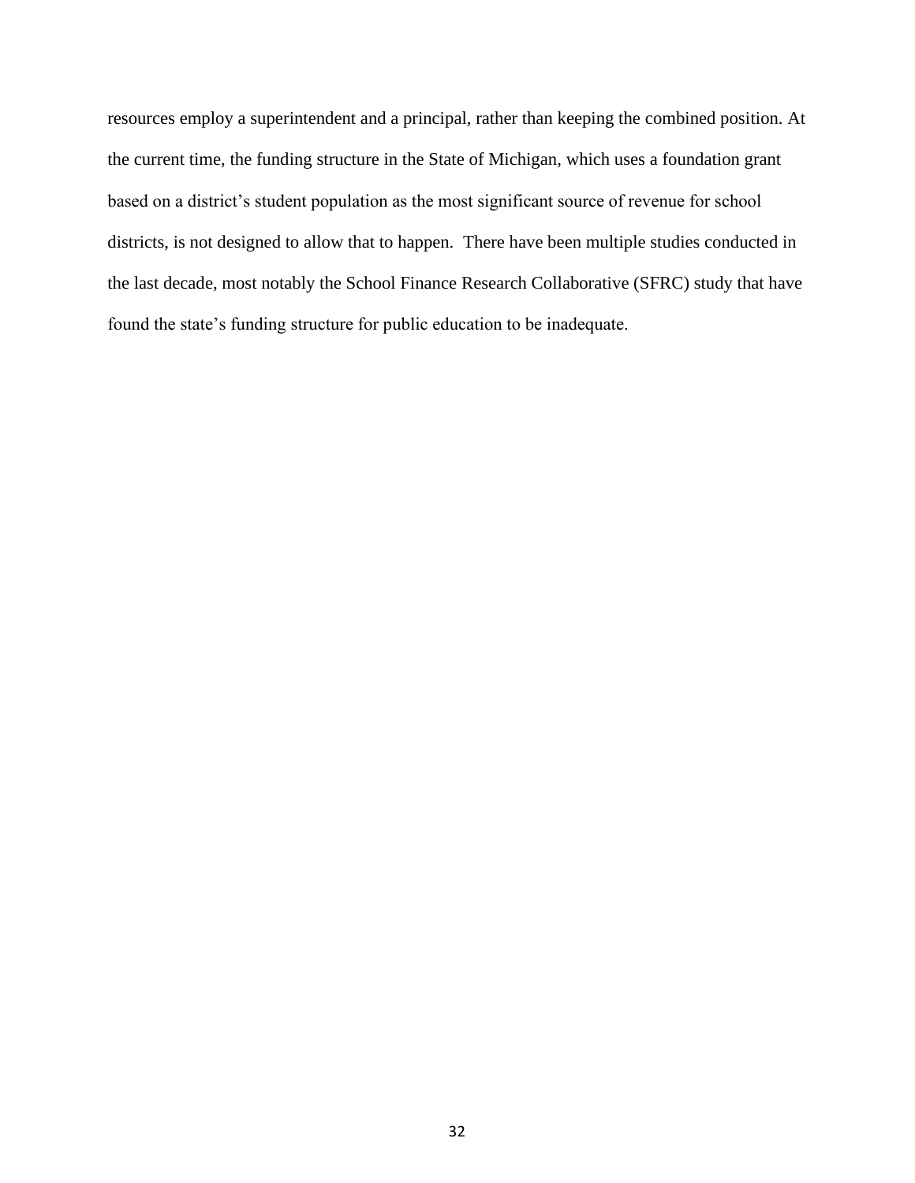resources employ a superintendent and a principal, rather than keeping the combined position. At the current time, the funding structure in the State of Michigan, which uses a foundation grant based on a district's student population as the most significant source of revenue for school districts, is not designed to allow that to happen. There have been multiple studies conducted in the last decade, most notably the School Finance Research Collaborative (SFRC) study that have found the state's funding structure for public education to be inadequate.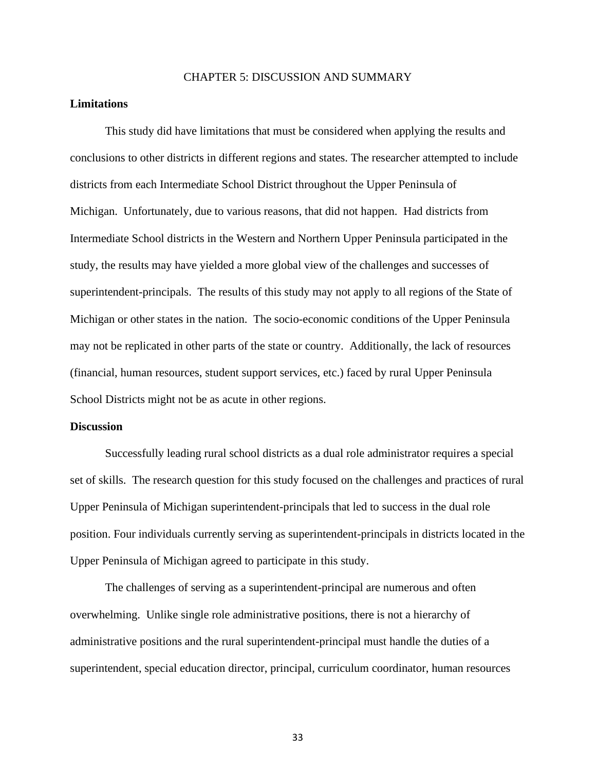# CHAPTER 5: DISCUSSION AND SUMMARY

## Limitations

This study did have limitations that must be considered when applying the results and conclusions to other districts in different regions and states. The researcher attempted to include districts from each Intermediate School District throughout the Upper Peninsula of Michigan. Unfortunately, due to various reasons, that did not happen. Had districts from Intermediate School districts in the Western and Northern Upper Peninsula participated in the study, the results may have yielded a more global view of the challenges and successes of superintendent-principals. The results of this study may not apply to all regions of the State of Michigan or other states in the nation. The socio-economic conditions of the Upper Peninsula may not be replicated in other parts of the state or country. Additionally, the lack of resources (financial, human resources, student support services, etc.) faced by rural Upper Peninsula School Districts might not be as acute in other regions.

## Discussion

Successfully leading rural school districts as a dual role administrator requires a special set of skills. The research question for this study focused on the challenges and practices of rural Upper Peninsula of Michigan superintendent-principals that led to success in the dual role position. Four individuals currently serving as superintendent-principals in districts located in the Upper Peninsula of Michigan agreed to participate in this study.

The challenges of serving as a superintendent-principal are numerous and often overwhelming. Unlike single role administrative positions, there is not a hierarchy of administrative positions and the rural superintendent-principal must handle the duties of a superintendent, special education director, principal, curriculum coordinator, human resources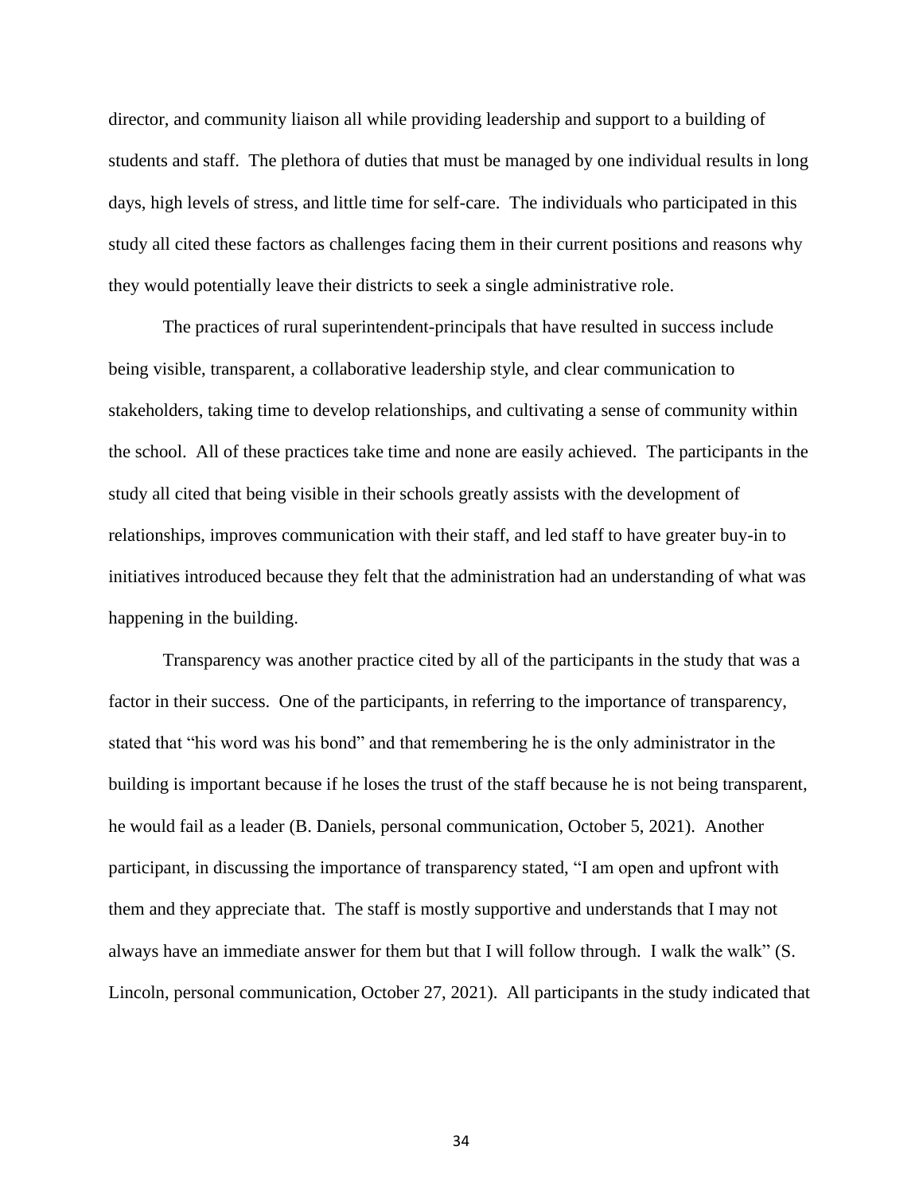director, and community liaison all while providing leadership and support to a building of students and staff. The plethora of duties that must be managed by one individual results in long days, high levels of stress, and little time for self-care. The individuals who participated in this study all cited these factors as challenges facing them in their current positions and reasons why they would potentially leave their districts to seek a single administrative role.

The practices of rural superintendent-principals that have resulted in success include being visible, transparent, a collaborative leadership style, and clear communication to stakeholders, taking time to develop relationships, and cultivating a sense of community within the school. All of these practices take time and none are easily achieved. The participants in the study all cited that being visible in their schools greatly assists with the development of relationships, improves communication with their staff, and led staff to have greater buy-in to initiatives introduced because they felt that the administration had an understanding of what was happening in the building.

Transparency was another practice cited by all of the participants in the study that was a factor in their success. One of the participants, in referring to the importance of transparency, stated that "his word was his bond" and that remembering he is the only administrator in the building is important because if he loses the trust of the staff because he is not being transparent, he would fail as a leader (B. Daniels, personal communication, October 5, 2021). Another participant, in discussing the importance of transparency stated, "I am open and upfront with them and they appreciate that. The staff is mostly supportive and understands that I may not always have an immediate answer for them but that I will follow through. I walk the walk" (S. Lincoln, personal communication, October 27, 2021). All participants in the study indicated that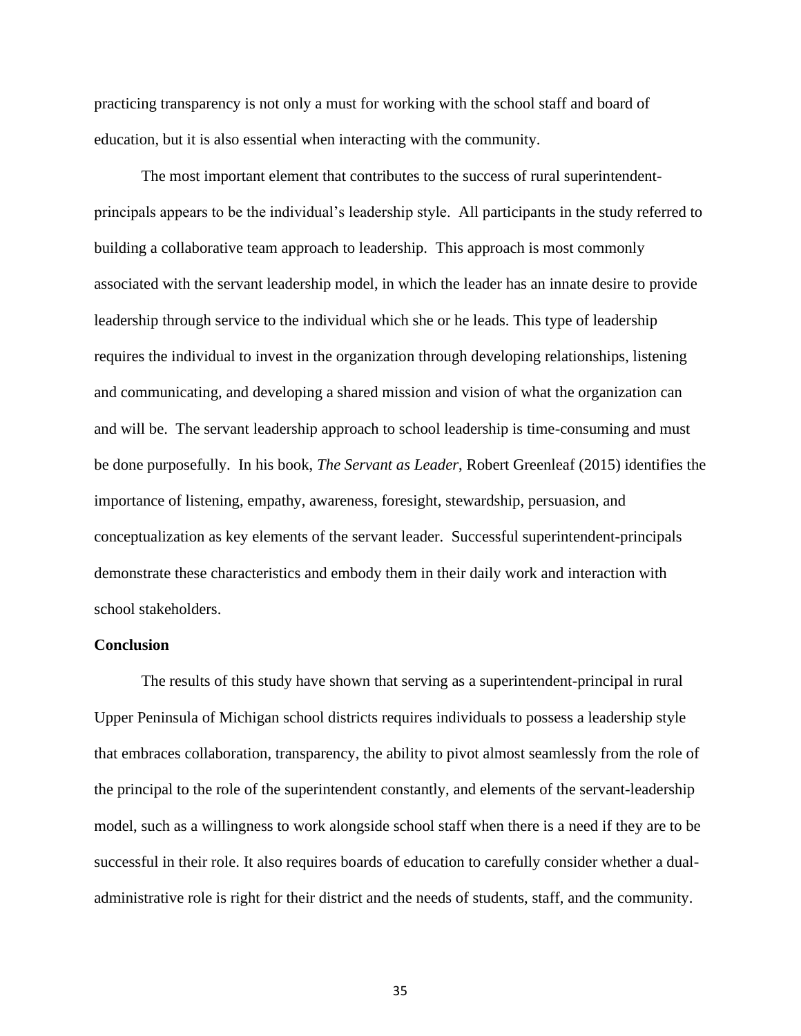practicing transparency is not only a must for working with the school staff and board of education, but it is also essential when interacting with the community.

The most important element that contributes to the success of rural superintendent-principals appears to be the individual's leadership style. All participants in the study referred to building a collaborative team approach to leadership. This approach is most commonly associated with the servant leadership model, in which the leader has an innate desire to provide leadership through service to the individual which she or he leads. This type of leadership requires the individual to invest in the organization through developing relationships, listening and communicating, and developing a shared mission and vision of what the organization can and will be. The servant leadership approach to school leadership is time-consuming and must be done purposefully. In his book, *The Servant as Leader*, Robert Greenleaf (2015) identifies the importance of listening, empathy, awareness, foresight, stewardship, persuasion, and conceptualization as key elements of the servant leader. Successful superintendent-principals demonstrate these characteristics and embody them in their daily work and interaction with school stakeholders.

## Conclusion

The results of this study have shown that serving as a superintendent-principal in rural Upper Peninsula of Michigan school districts requires individuals to possess a leadership style that embraces collaboration, transparency, the ability to pivot almost seamlessly from the role of the principal to the role of the superintendent constantly, and elements of the servant-leadership model, such as a willingness to work alongside school staff when there is a need if they are to be successful in their role. It also requires boards of education to carefully consider whether a dual-administrative role is right for their district and the needs of students, staff, and the community.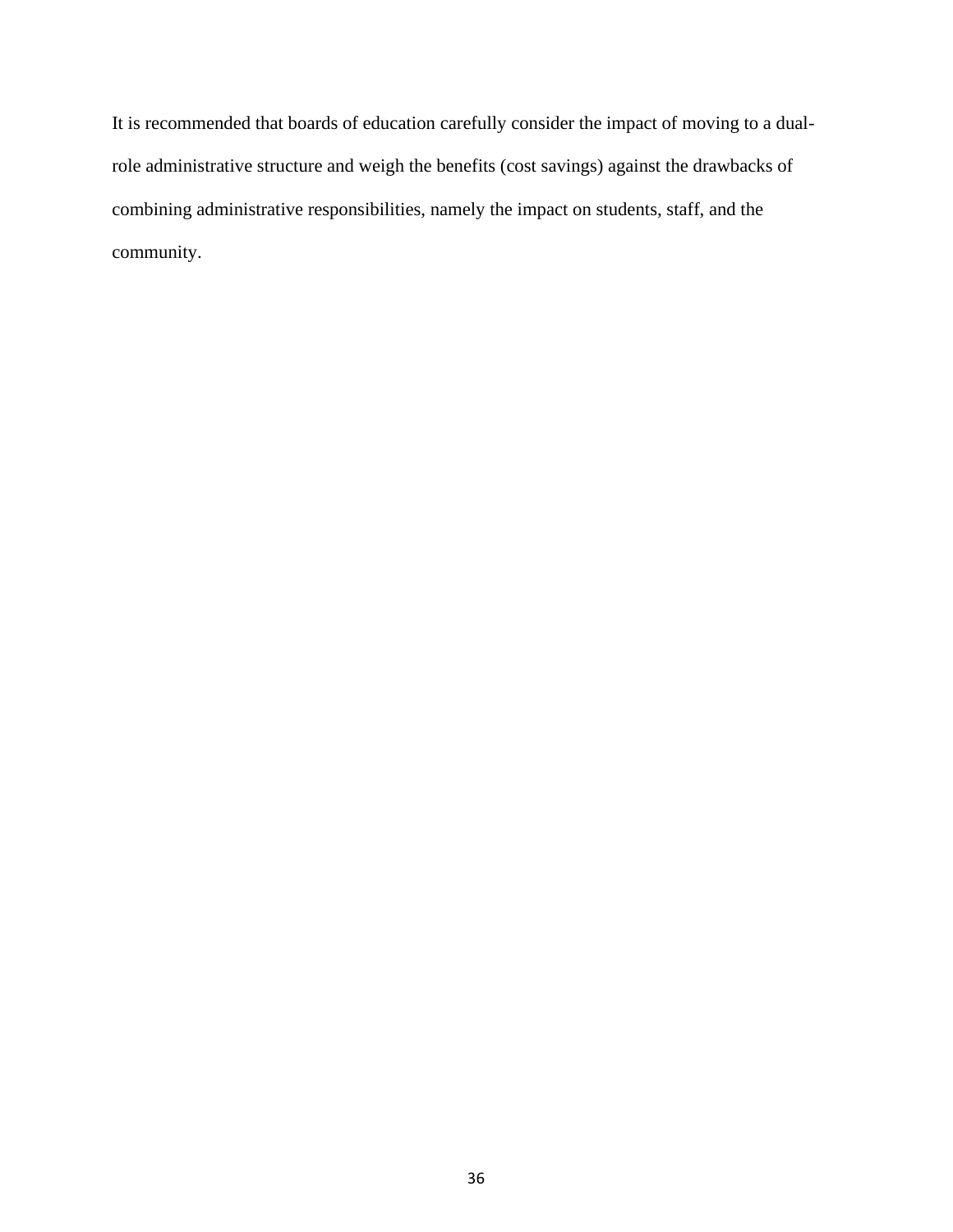It is recommended that boards of education carefully consider the impact of moving to a dual-role administrative structure and weigh the benefits (cost savings) against the drawbacks of combining administrative responsibilities, namely the impact on students, staff, and the community.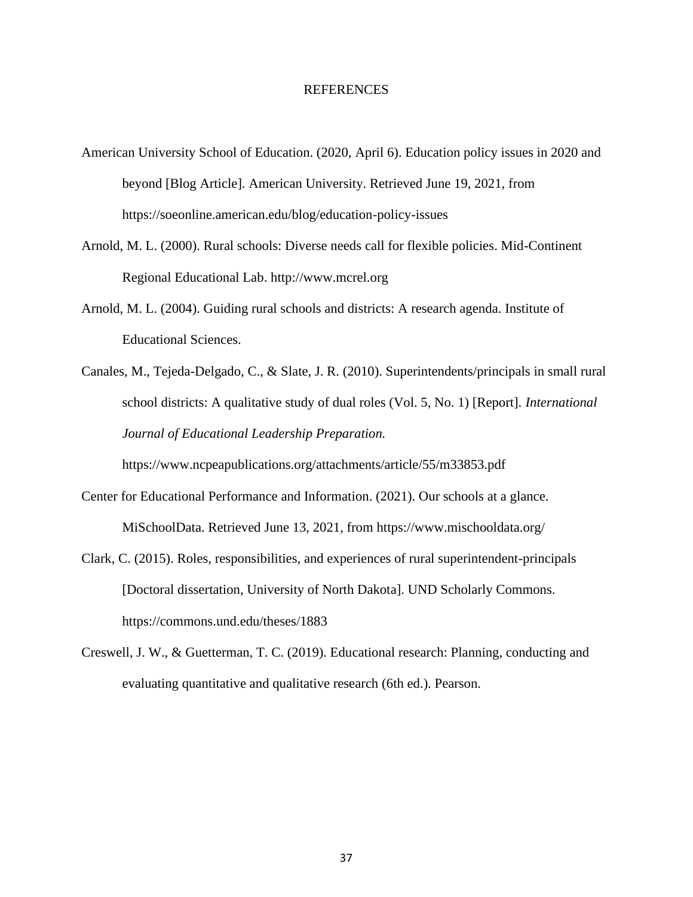# REFERENCES

American University School of Education. (2020, April 6). Education policy issues in 2020 and beyond [Blog Article]. American University. Retrieved June 19, 2021, from https://soeonline.american.edu/blog/education-policy-issues

Arnold, M. L. (2000). Rural schools: Diverse needs call for flexible policies. Mid-Continent Regional Educational Lab. http://www.mcrel.org

Arnold, M. L. (2004). Guiding rural schools and districts: A research agenda. Institute of Educational Sciences.

Canales, M., Tejeda-Delgado, C., & Slate, J. R. (2010). Superintendents/principals in small rural school districts: A qualitative study of dual roles (Vol. 5, No. 1) [Report]. *International Journal of Educational Leadership Preparation.* https://www.ncpeapublications.org/attachments/article/55/m33853.pdf

Center for Educational Performance and Information. (2021). Our schools at a glance. MiSchoolData. Retrieved June 13, 2021, from https://www.mischooldata.org/

Clark, C. (2015). Roles, responsibilities, and experiences of rural superintendent-principals [Doctoral dissertation, University of North Dakota]. UND Scholarly Commons. https://commons.und.edu/theses/1883

Creswell, J. W., & Guetterman, T. C. (2019). Educational research: Planning, conducting and evaluating quantitative and qualitative research (6th ed.). Pearson.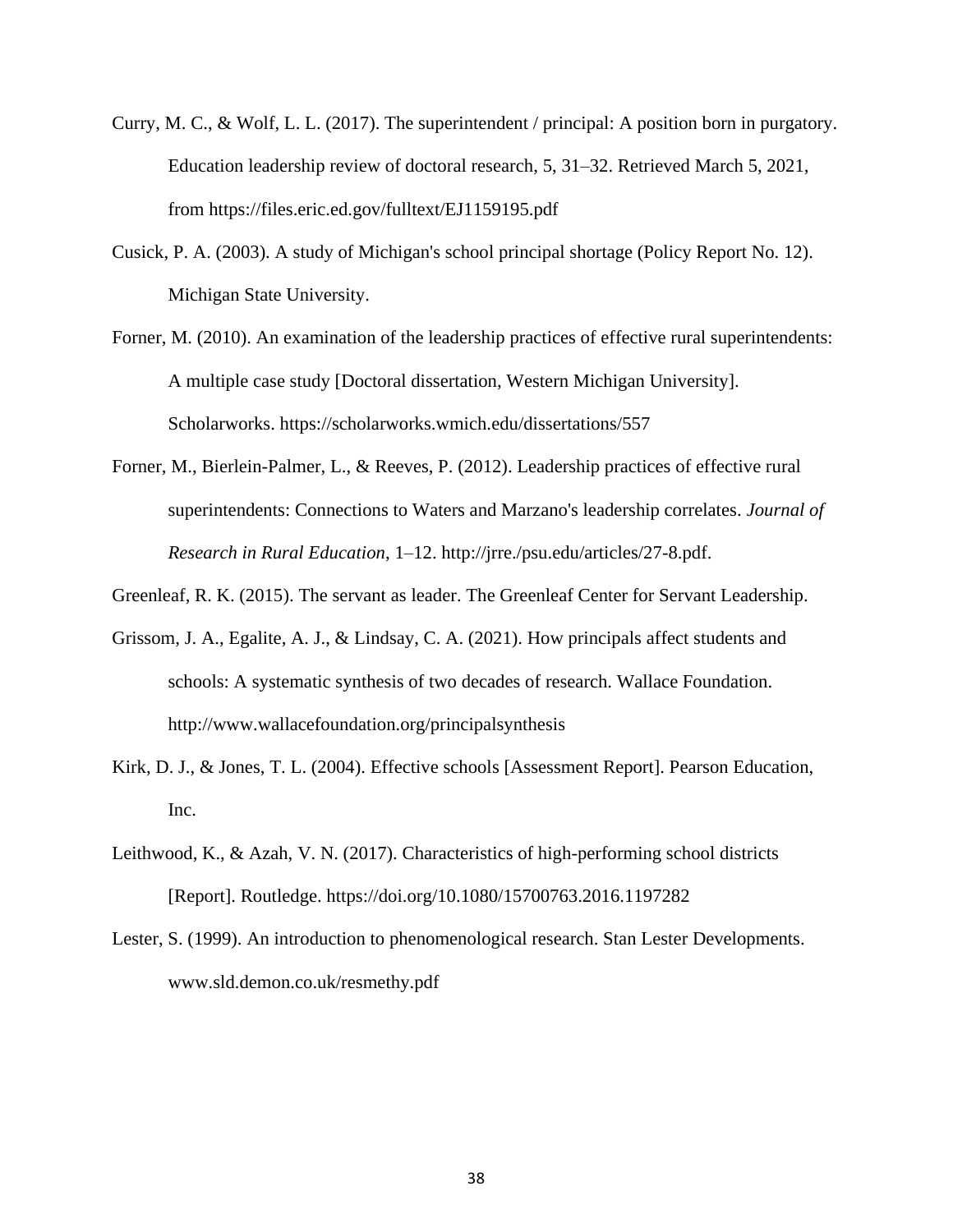Curry, M. C., & Wolf, L. L. (2017). The superintendent / principal: A position born in purgatory. Education leadership review of doctoral research, 5, 31–32. Retrieved March 5, 2021, from https://files.eric.ed.gov/fulltext/EJ1159195.pdf

Cusick, P. A. (2003). A study of Michigan's school principal shortage (Policy Report No. 12). Michigan State University.

Forner, M. (2010). An examination of the leadership practices of effective rural superintendents: A multiple case study [Doctoral dissertation, Western Michigan University]. Scholarworks. https://scholarworks.wmich.edu/dissertations/557

Forner, M., Bierlein-Palmer, L., & Reeves, P. (2012). Leadership practices of effective rural superintendents: Connections to Waters and Marzano's leadership correlates. *Journal of Research in Rural Education*, 1–12. http://jrre./psu.edu/articles/27-8.pdf.

Greenleaf, R. K. (2015). The servant as leader. The Greenleaf Center for Servant Leadership.

Grissom, J. A., Egalite, A. J., & Lindsay, C. A. (2021). How principals affect students and schools: A systematic synthesis of two decades of research. Wallace Foundation. http://www.wallacefoundation.org/principalsynthesis

Kirk, D. J., & Jones, T. L. (2004). Effective schools [Assessment Report]. Pearson Education, Inc.

Leithwood, K., & Azah, V. N. (2017). Characteristics of high-performing school districts [Report]. Routledge. https://doi.org/10.1080/15700763.2016.1197282

Lester, S. (1999). An introduction to phenomenological research. Stan Lester Developments. www.sld.demon.co.uk/resmethy.pdf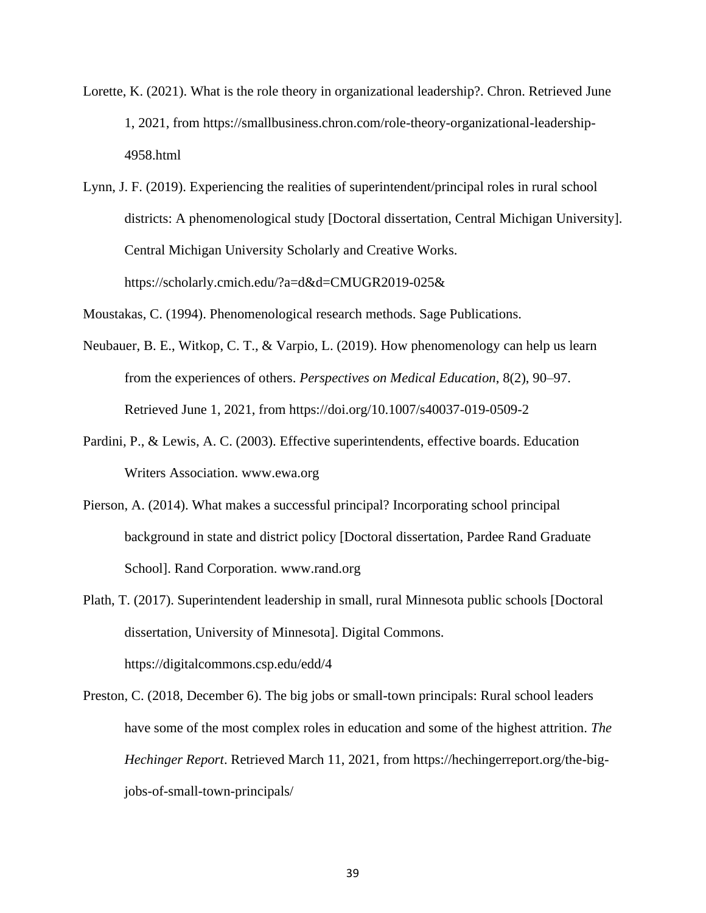Lorette, K. (2021). What is the role theory in organizational leadership?. Chron. Retrieved June 1, 2021, from https://smallbusiness.chron.com/role-theory-organizational-leadership-4958.html

Lynn, J. F. (2019). Experiencing the realities of superintendent/principal roles in rural school districts: A phenomenological study [Doctoral dissertation, Central Michigan University]. Central Michigan University Scholarly and Creative Works. https://scholarly.cmich.edu/?a=d&d=CMUGR2019-025&

Moustakas, C. (1994). Phenomenological research methods. Sage Publications.

Neubauer, B. E., Witkop, C. T., & Varpio, L. (2019). How phenomenology can help us learn from the experiences of others. *Perspectives on Medical Education*, 8(2), 90–97. Retrieved June 1, 2021, from https://doi.org/10.1007/s40037-019-0509-2

Pardini, P., & Lewis, A. C. (2003). Effective superintendents, effective boards. Education Writers Association. www.ewa.org

Pierson, A. (2014). What makes a successful principal? Incorporating school principal background in state and district policy [Doctoral dissertation, Pardee Rand Graduate School]. Rand Corporation. www.rand.org

Plath, T. (2017). Superintendent leadership in small, rural Minnesota public schools [Doctoral dissertation, University of Minnesota]. Digital Commons. https://digitalcommons.csp.edu/edd/4

Preston, C. (2018, December 6). The big jobs or small-town principals: Rural school leaders have some of the most complex roles in education and some of the highest attrition. *The Hechinger Report*. Retrieved March 11, 2021, from https://hechingerreport.org/the-big-jobs-of-small-town-principals/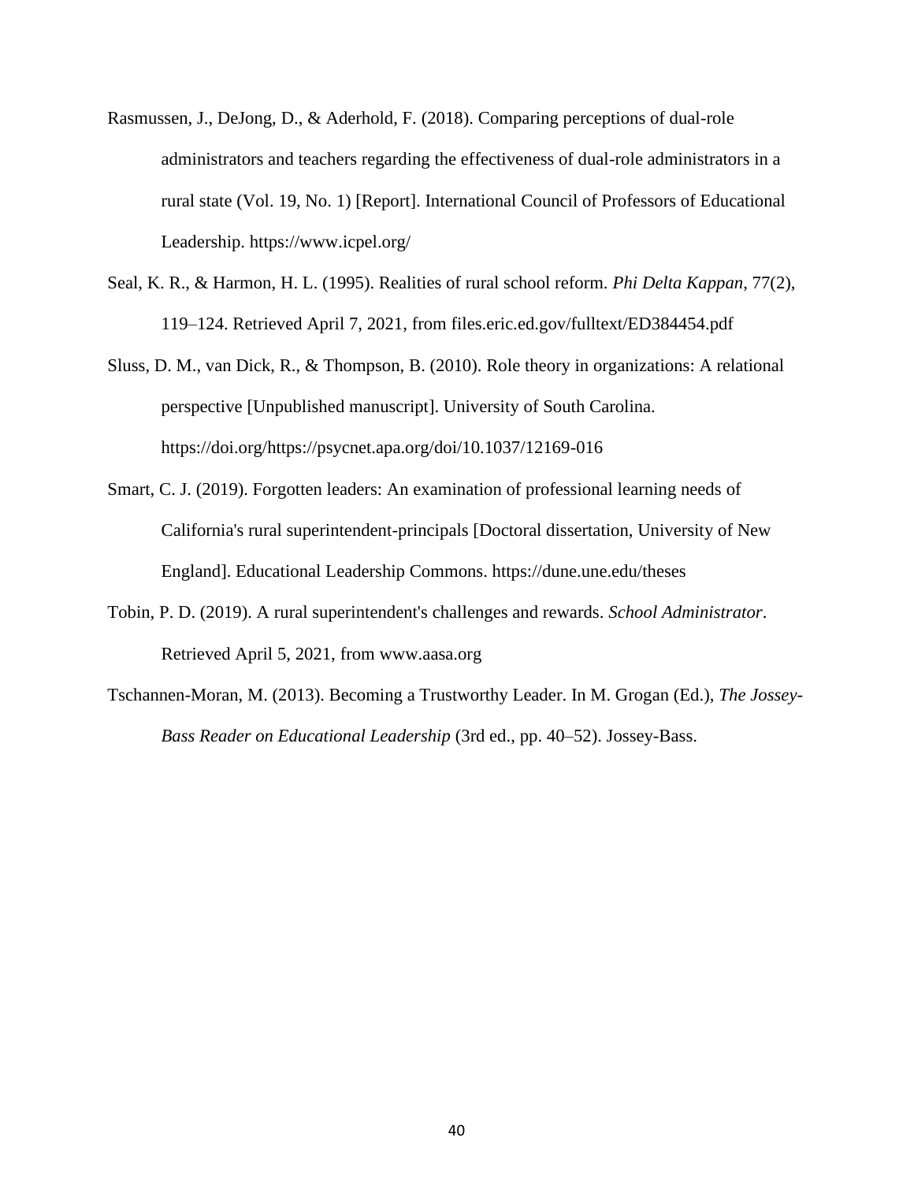Rasmussen, J., DeJong, D., & Aderhold, F. (2018). Comparing perceptions of dual-role administrators and teachers regarding the effectiveness of dual-role administrators in a rural state (Vol. 19, No. 1) [Report]. International Council of Professors of Educational Leadership. https://www.icpel.org/

Seal, K. R., & Harmon, H. L. (1995). Realities of rural school reform. *Phi Delta Kappan*, 77(2), 119–124. Retrieved April 7, 2021, from files.eric.ed.gov/fulltext/ED384454.pdf

Sluss, D. M., van Dick, R., & Thompson, B. (2010). Role theory in organizations: A relational perspective [Unpublished manuscript]. University of South Carolina. https://doi.org/https://psycnet.apa.org/doi/10.1037/12169-016

Smart, C. J. (2019). Forgotten leaders: An examination of professional learning needs of California's rural superintendent-principals [Doctoral dissertation, University of New England]. Educational Leadership Commons. https://dune.une.edu/theses

Tobin, P. D. (2019). A rural superintendent's challenges and rewards. *School Administrator*. Retrieved April 5, 2021, from www.aasa.org

Tschannen-Moran, M. (2013). Becoming a Trustworthy Leader. In M. Grogan (Ed.), *The Jossey-Bass Reader on Educational Leadership* (3rd ed., pp. 40–52). Jossey-Bass.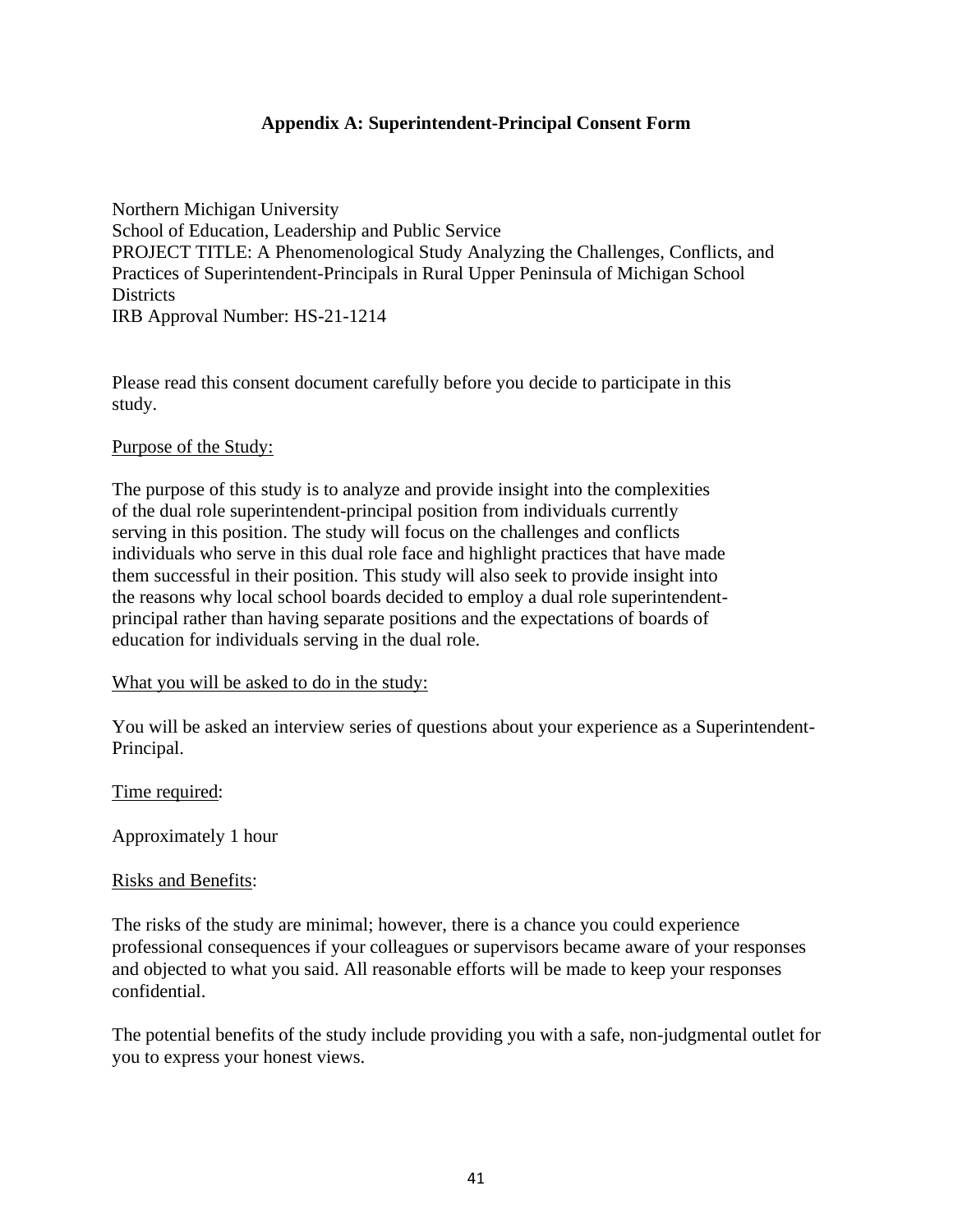## Appendix A: Superintendent-Principal Consent Form

Northern Michigan University
School of Education, Leadership and Public Service
PROJECT TITLE: A Phenomenological Study Analyzing the Challenges, Conflicts, and Practices of Superintendent-Principals in Rural Upper Peninsula of Michigan School Districts
IRB Approval Number: HS-21-1214

Please read this consent document carefully before you decide to participate in this study.

<u>Purpose of the Study:</u>

The purpose of this study is to analyze and provide insight into the complexities of the dual role superintendent-principal position from individuals currently serving in this position. The study will focus on the challenges and conflicts individuals who serve in this dual role face and highlight practices that have made them successful in their position. This study will also seek to provide insight into the reasons why local school boards decided to employ a dual role superintendent-principal rather than having separate positions and the expectations of boards of education for individuals serving in the dual role.

<u>What you will be asked to do in the study:</u>

You will be asked an interview series of questions about your experience as a Superintendent-Principal.

<u>Time required</u>:

Approximately 1 hour

<u>Risks and Benefits</u>:

The risks of the study are minimal; however, there is a chance you could experience professional consequences if your colleagues or supervisors became aware of your responses and objected to what you said. All reasonable efforts will be made to keep your responses confidential.

The potential benefits of the study include providing you with a safe, non-judgmental outlet for you to express your honest views.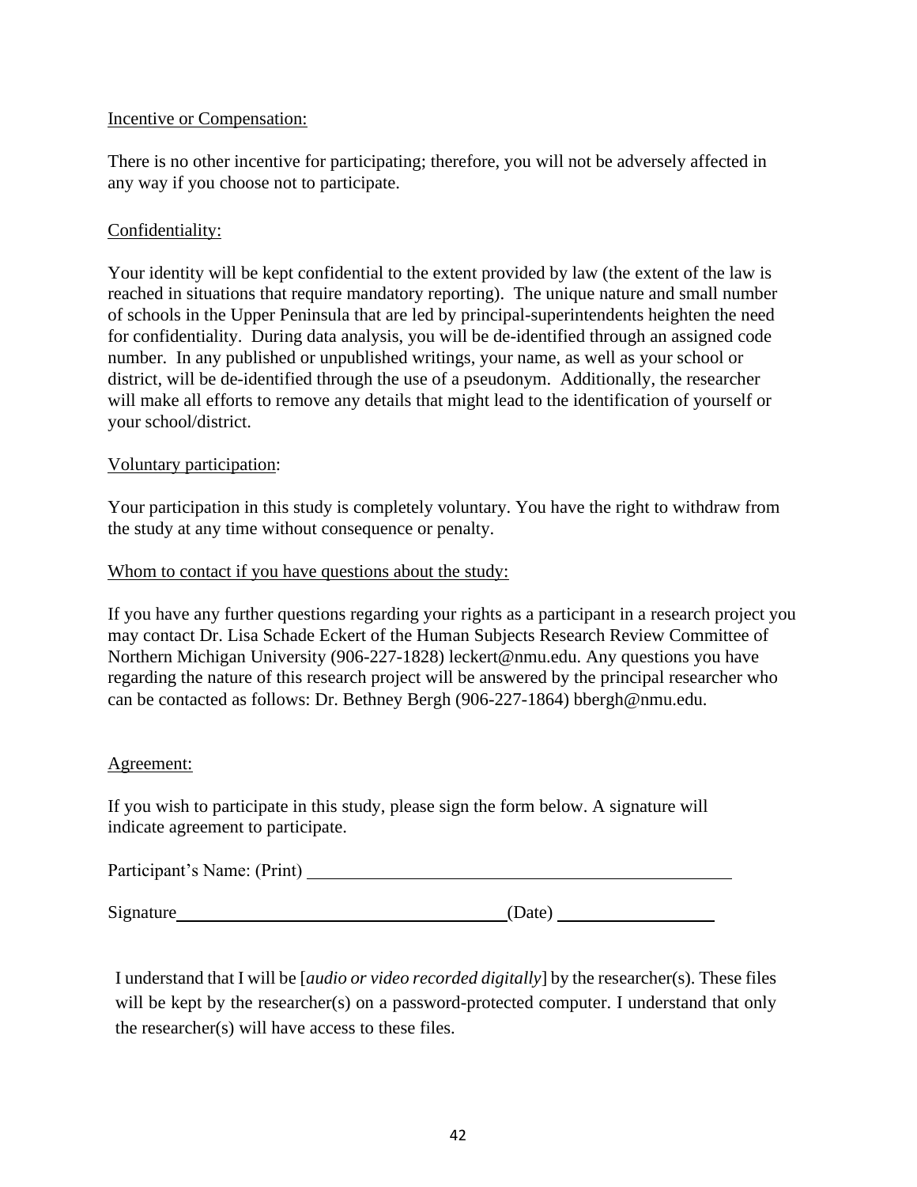Incentive or Compensation:

There is no other incentive for participating; therefore, you will not be adversely affected in any way if you choose not to participate.

Confidentiality:

Your identity will be kept confidential to the extent provided by law (the extent of the law is reached in situations that require mandatory reporting). The unique nature and small number of schools in the Upper Peninsula that are led by principal-superintendents heighten the need for confidentiality. During data analysis, you will be de-identified through an assigned code number. In any published or unpublished writings, your name, as well as your school or district, will be de-identified through the use of a pseudonym. Additionally, the researcher will make all efforts to remove any details that might lead to the identification of yourself or your school/district.

Voluntary participation:

Your participation in this study is completely voluntary. You have the right to withdraw from the study at any time without consequence or penalty.

Whom to contact if you have questions about the study:

If you have any further questions regarding your rights as a participant in a research project you may contact Dr. Lisa Schade Eckert of the Human Subjects Research Review Committee of Northern Michigan University (906-227-1828) leckert@nmu.edu. Any questions you have regarding the nature of this research project will be answered by the principal researcher who can be contacted as follows: Dr. Bethney Bergh (906-227-1864) bbergh@nmu.edu.

Agreement:

If you wish to participate in this study, please sign the form below. A signature will indicate agreement to participate.

Participant's Name: (Print) ______________________________________________

Signature______________________________________(Date) __________________

I understand that I will be [*audio or video recorded digitally*] by the researcher(s). These files will be kept by the researcher(s) on a password-protected computer. I understand that only the researcher(s) will have access to these files.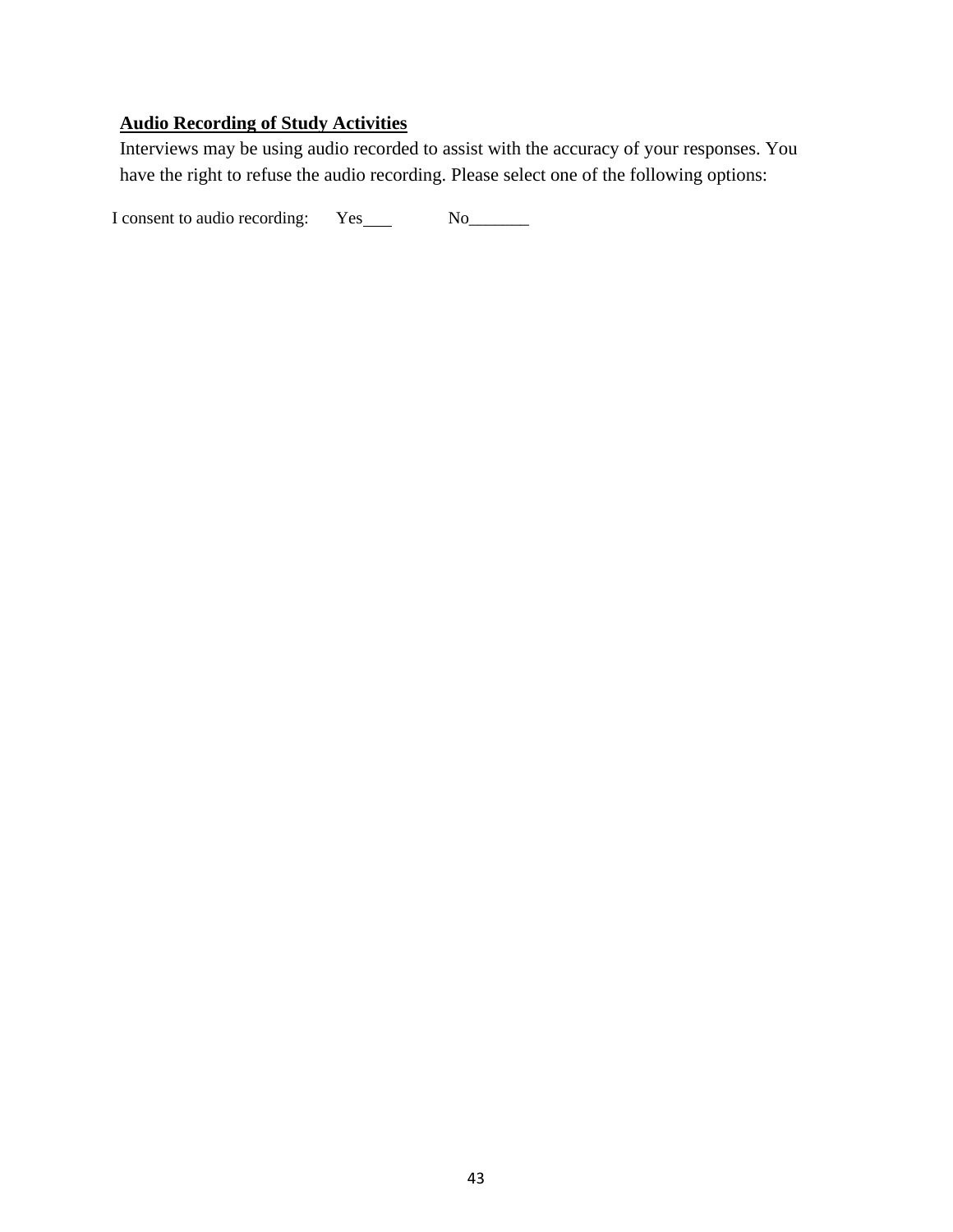**Audio Recording of Study Activities**

Interviews may be using audio recorded to assist with the accuracy of your responses. You have the right to refuse the audio recording. Please select one of the following options:

I consent to audio recording: Yes___ No_______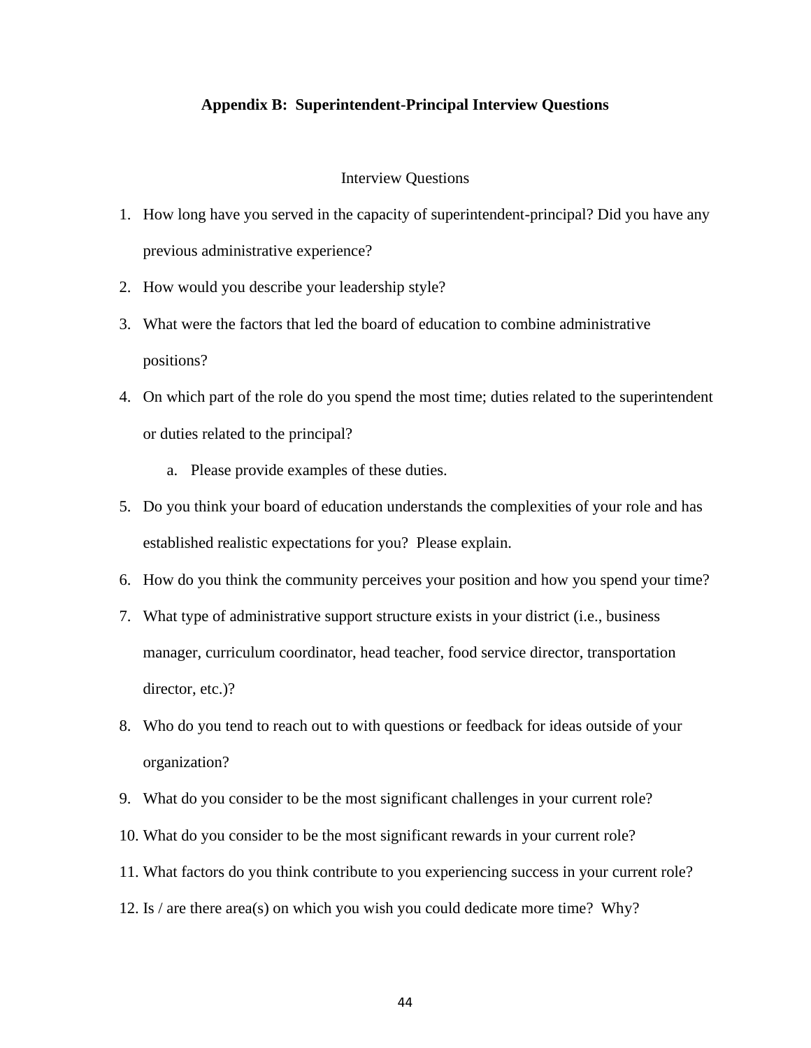## Appendix B: Superintendent-Principal Interview Questions

Interview Questions

1. How long have you served in the capacity of superintendent-principal? Did you have any previous administrative experience?
2. How would you describe your leadership style?
3. What were the factors that led the board of education to combine administrative positions?
4. On which part of the role do you spend the most time; duties related to the superintendent or duties related to the principal?
    a. Please provide examples of these duties.
5. Do you think your board of education understands the complexities of your role and has established realistic expectations for you? Please explain.
6. How do you think the community perceives your position and how you spend your time?
7. What type of administrative support structure exists in your district (i.e., business manager, curriculum coordinator, head teacher, food service director, transportation director, etc.)?
8. Who do you tend to reach out to with questions or feedback for ideas outside of your organization?
9. What do you consider to be the most significant challenges in your current role?
10. What do you consider to be the most significant rewards in your current role?
11. What factors do you think contribute to you experiencing success in your current role?
12. Is / are there area(s) on which you wish you could dedicate more time? Why?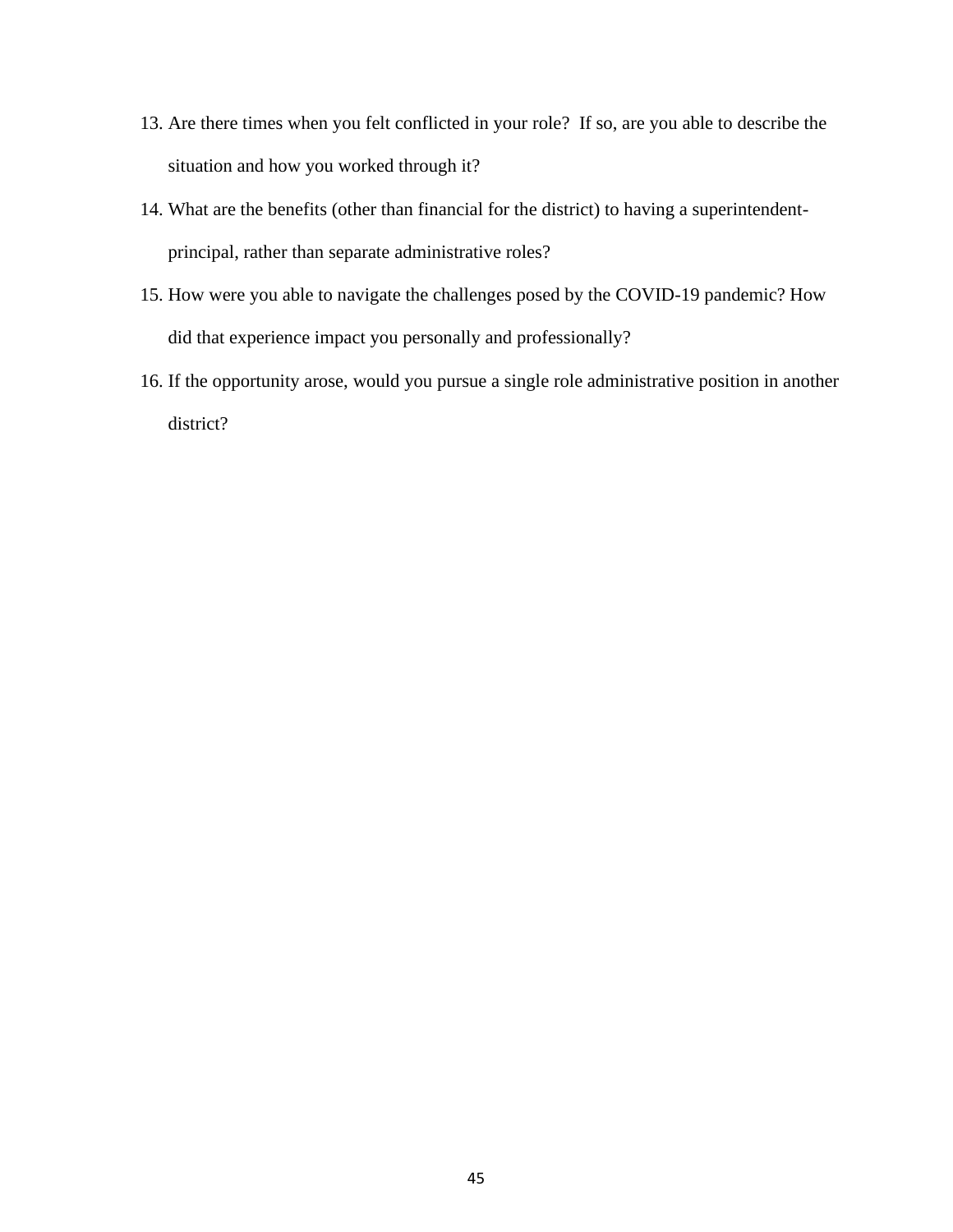13. Are there times when you felt conflicted in your role?  If so, are you able to describe the situation and how you worked through it?
14. What are the benefits (other than financial for the district) to having a superintendent-principal, rather than separate administrative roles?
15. How were you able to navigate the challenges posed by the COVID-19 pandemic? How did that experience impact you personally and professionally?
16. If the opportunity arose, would you pursue a single role administrative position in another district?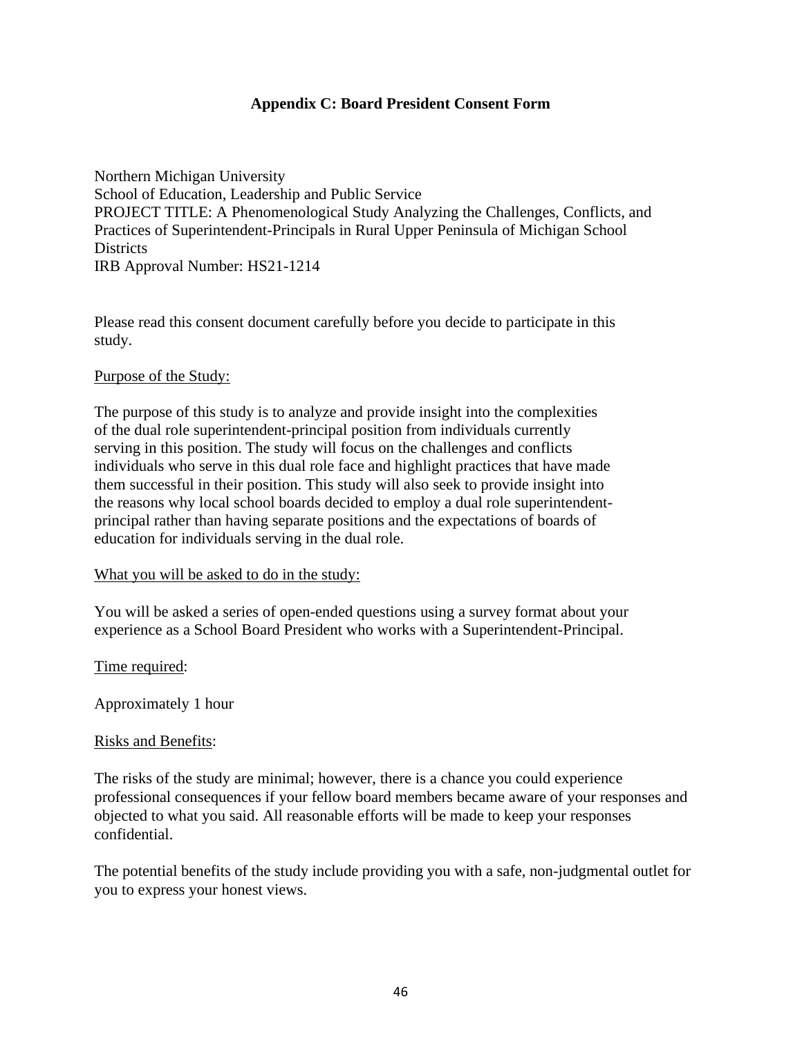## Appendix C: Board President Consent Form

Northern Michigan University
School of Education, Leadership and Public Service
PROJECT TITLE: A Phenomenological Study Analyzing the Challenges, Conflicts, and Practices of Superintendent-Principals in Rural Upper Peninsula of Michigan School Districts
IRB Approval Number: HS21-1214

Please read this consent document carefully before you decide to participate in this study.

Purpose of the Study:

The purpose of this study is to analyze and provide insight into the complexities of the dual role superintendent-principal position from individuals currently serving in this position. The study will focus on the challenges and conflicts individuals who serve in this dual role face and highlight practices that have made them successful in their position. This study will also seek to provide insight into the reasons why local school boards decided to employ a dual role superintendent-principal rather than having separate positions and the expectations of boards of education for individuals serving in the dual role.

What you will be asked to do in the study:

You will be asked a series of open-ended questions using a survey format about your experience as a School Board President who works with a Superintendent-Principal.

Time required:

Approximately 1 hour

Risks and Benefits:

The risks of the study are minimal; however, there is a chance you could experience professional consequences if your fellow board members became aware of your responses and objected to what you said. All reasonable efforts will be made to keep your responses confidential.

The potential benefits of the study include providing you with a safe, non-judgmental outlet for you to express your honest views.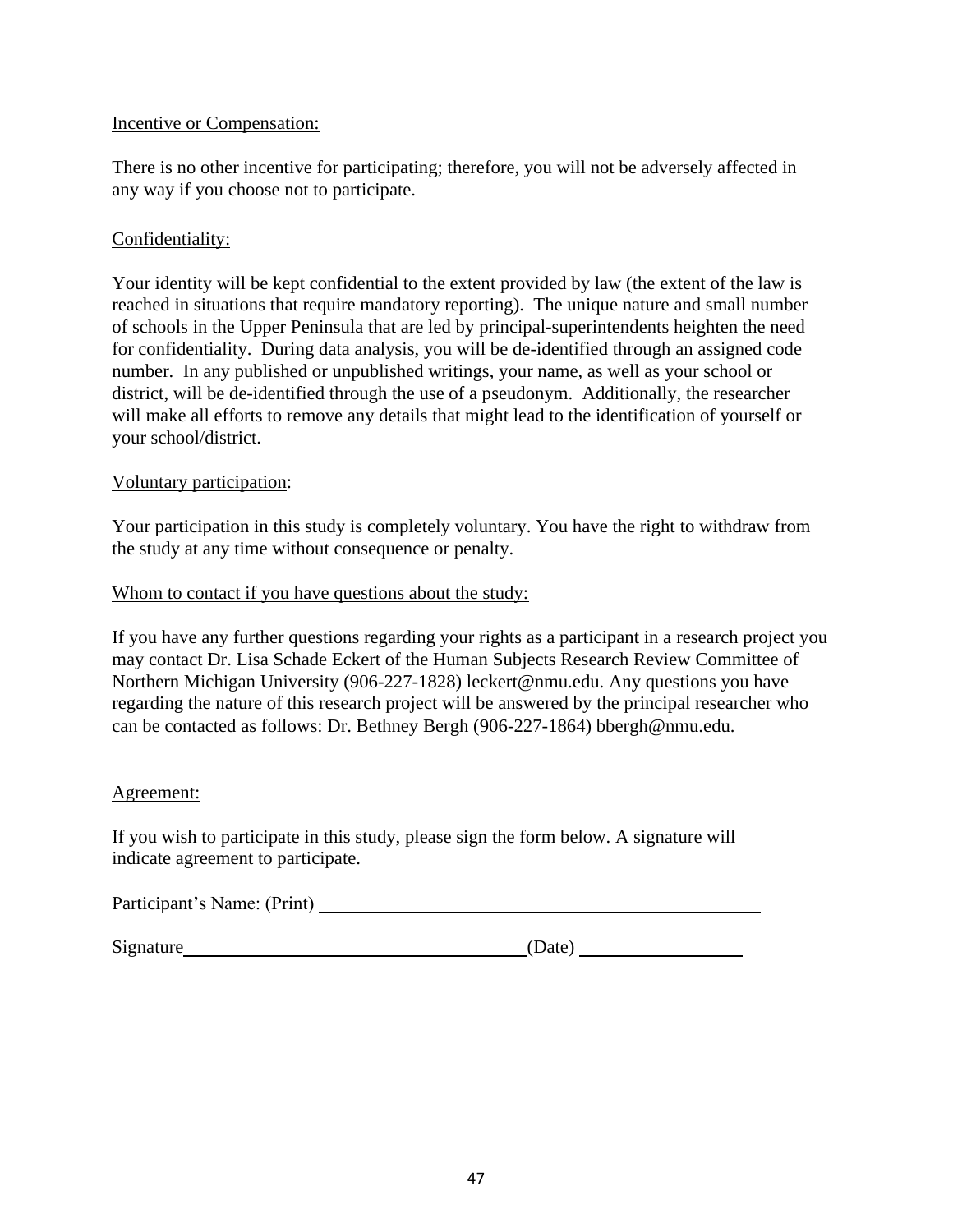Incentive or Compensation:

There is no other incentive for participating; therefore, you will not be adversely affected in any way if you choose not to participate.

Confidentiality:

Your identity will be kept confidential to the extent provided by law (the extent of the law is reached in situations that require mandatory reporting). The unique nature and small number of schools in the Upper Peninsula that are led by principal-superintendents heighten the need for confidentiality. During data analysis, you will be de-identified through an assigned code number. In any published or unpublished writings, your name, as well as your school or district, will be de-identified through the use of a pseudonym. Additionally, the researcher will make all efforts to remove any details that might lead to the identification of yourself or your school/district.

Voluntary participation:

Your participation in this study is completely voluntary. You have the right to withdraw from the study at any time without consequence or penalty.

Whom to contact if you have questions about the study:

If you have any further questions regarding your rights as a participant in a research project you may contact Dr. Lisa Schade Eckert of the Human Subjects Research Review Committee of Northern Michigan University (906-227-1828) leckert@nmu.edu. Any questions you have regarding the nature of this research project will be answered by the principal researcher who can be contacted as follows: Dr. Bethney Bergh (906-227-1864) bbergh@nmu.edu.

Agreement:

If you wish to participate in this study, please sign the form below. A signature will indicate agreement to participate.

Participant's Name: (Print) ______________________________________________

Signature_____________________________________(Date) _________________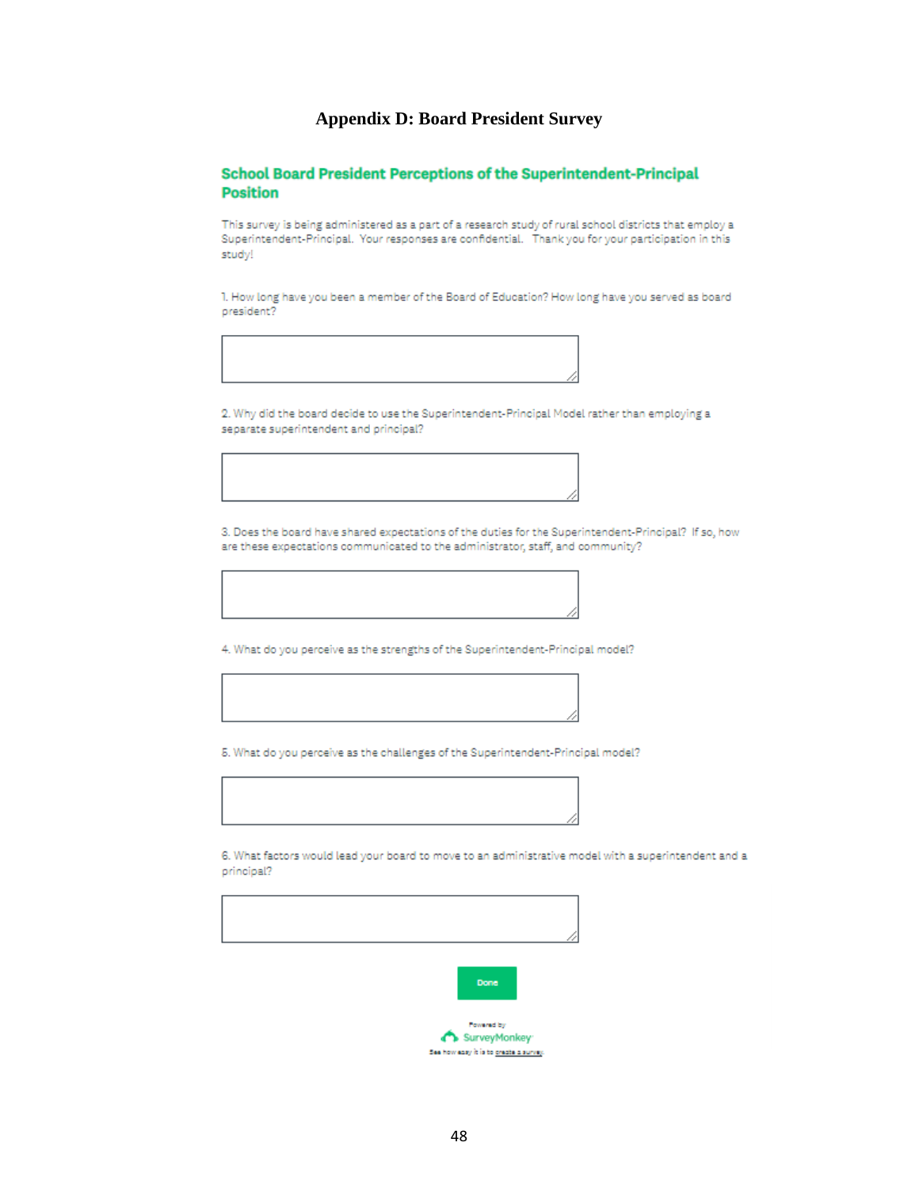# Appendix D: Board President Survey

## School Board President Perceptions of the Superintendent-Principal Position

This survey is being administered as a part of a research study of rural school districts that employ a Superintendent-Principal. Your responses are confidential. Thank you for your participation in this study!

1. How long have you been a member of the Board of Education? How long have you served as board president?

2. Why did the board decide to use the Superintendent-Principal Model rather than employing a separate superintendent and principal?

3. Does the board have shared expectations of the duties for the Superintendent-Principal? If so, how are these expectations communicated to the administrator, staff, and community?

4. What do you perceive as the strengths of the Superintendent-Principal model?

5. What do you perceive as the challenges of the Superintendent-Principal model?

6. What factors would lead your board to move to an administrative model with a superintendent and a principal?

Done

Powered by SurveyMonkey

See how easy it is to create a survey.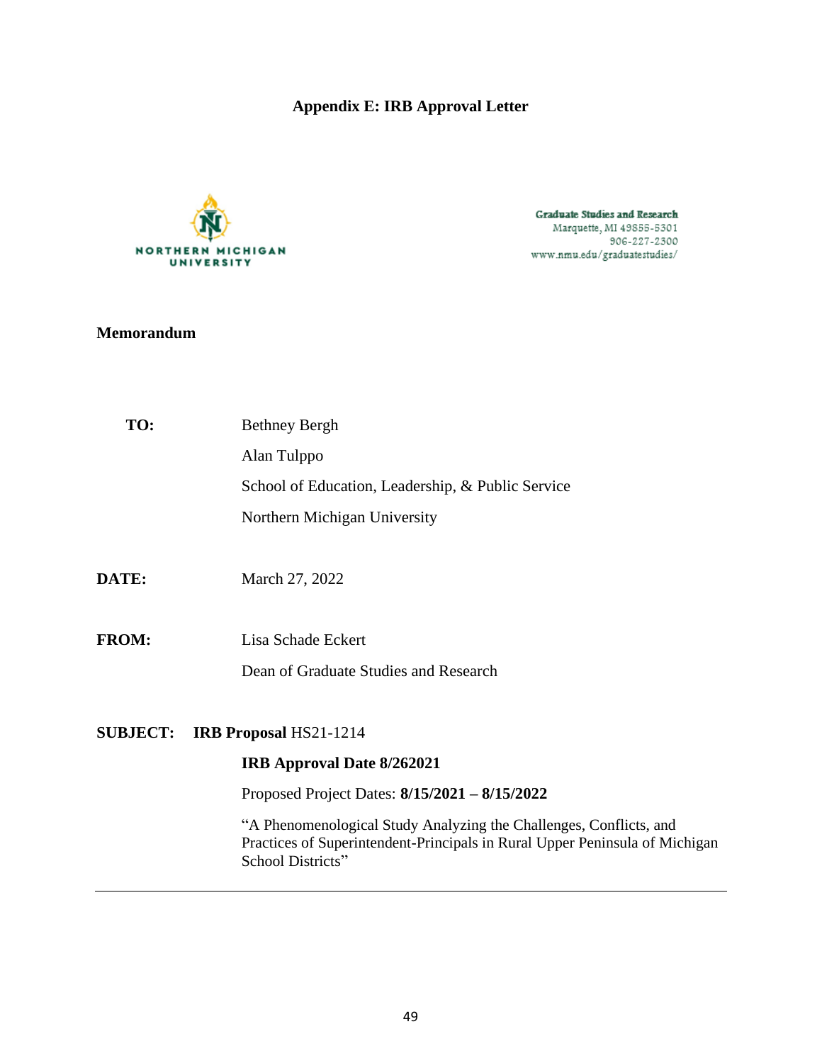# Appendix E: IRB Approval Letter

NORTHERN MICHIGAN UNIVERSITY

Graduate Studies and Research
Marquette, MI 49855-5301
906-227-2300
www.nmu.edu/graduatestudies/

**Memorandum**

**TO:** Bethney Bergh
Alan Tulppo
School of Education, Leadership, & Public Service
Northern Michigan University

**DATE:** March 27, 2022

**FROM:** Lisa Schade Eckert
Dean of Graduate Studies and Research

**SUBJECT:** **IRB Proposal** HS21-1214

**IRB Approval Date 8/262021**

Proposed Project Dates: **8/15/2021 – 8/15/2022**

"A Phenomenological Study Analyzing the Challenges, Conflicts, and Practices of Superintendent-Principals in Rural Upper Peninsula of Michigan School Districts"

---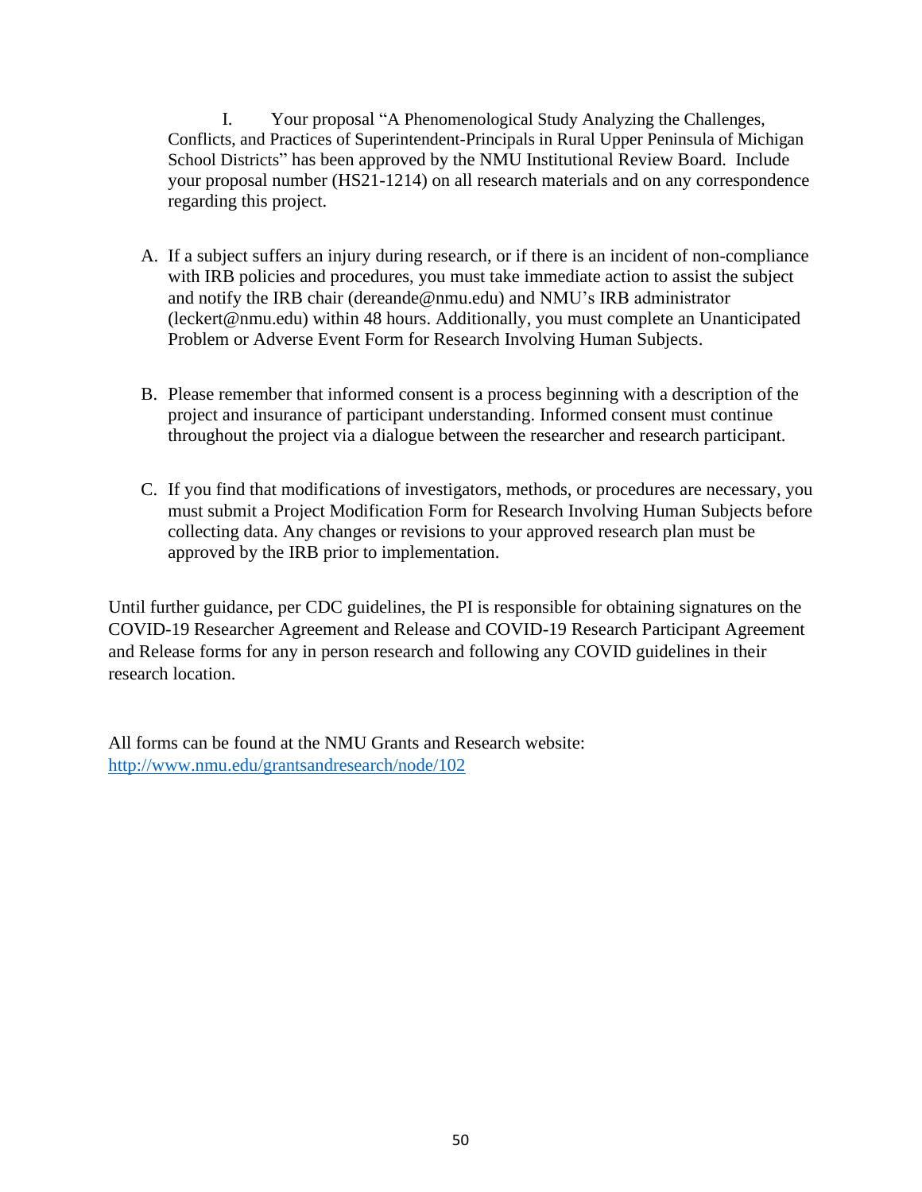I. Your proposal "A Phenomenological Study Analyzing the Challenges, Conflicts, and Practices of Superintendent-Principals in Rural Upper Peninsula of Michigan School Districts" has been approved by the NMU Institutional Review Board. Include your proposal number (HS21-1214) on all research materials and on any correspondence regarding this project.

A. If a subject suffers an injury during research, or if there is an incident of non-compliance with IRB policies and procedures, you must take immediate action to assist the subject and notify the IRB chair (dereande@nmu.edu) and NMU's IRB administrator (leckert@nmu.edu) within 48 hours. Additionally, you must complete an Unanticipated Problem or Adverse Event Form for Research Involving Human Subjects.

B. Please remember that informed consent is a process beginning with a description of the project and insurance of participant understanding. Informed consent must continue throughout the project via a dialogue between the researcher and research participant.

C. If you find that modifications of investigators, methods, or procedures are necessary, you must submit a Project Modification Form for Research Involving Human Subjects before collecting data. Any changes or revisions to your approved research plan must be approved by the IRB prior to implementation.

Until further guidance, per CDC guidelines, the PI is responsible for obtaining signatures on the COVID-19 Researcher Agreement and Release and COVID-19 Research Participant Agreement and Release forms for any in person research and following any COVID guidelines in their research location.

All forms can be found at the NMU Grants and Research website: [http://www.nmu.edu/grantsandresearch/node/102](http://www.nmu.edu/grantsandresearch/node/102)